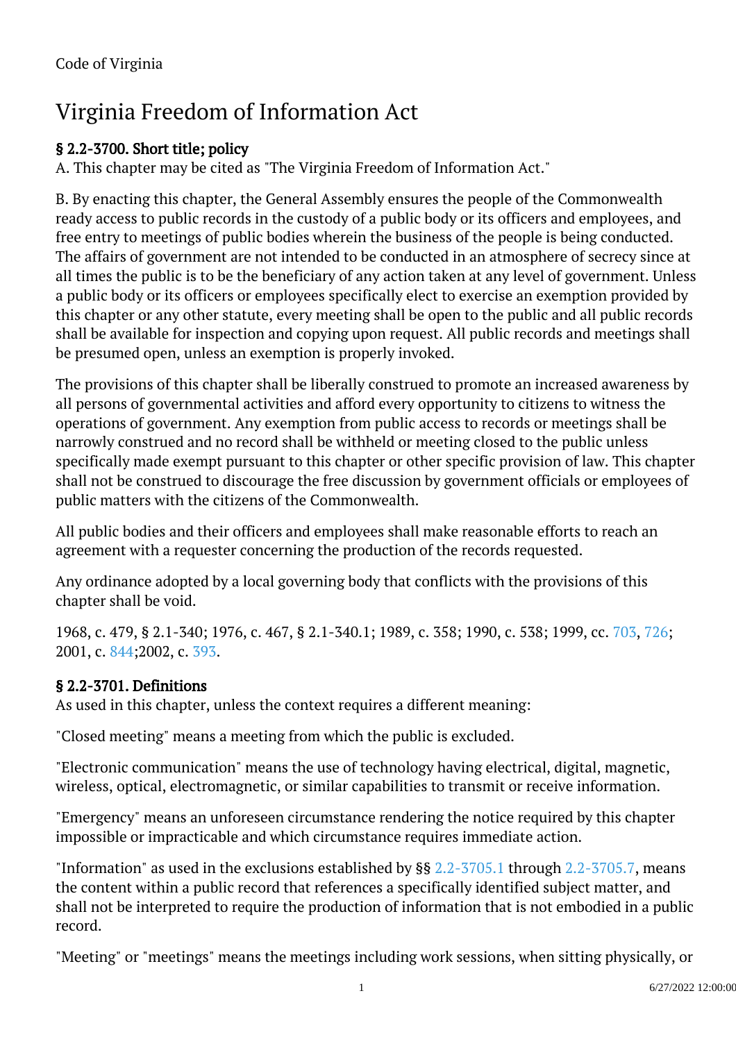Code of Virginia

# Virginia Freedom of Information Act

## § 2.2-3700. Short title; policy

A. This chapter may be cited as "The Virginia Freedom of Information Act."

B. By enacting this chapter, the General Assembly ensures the people of the Commonwealth ready access to public records in the custody of a public body or its officers and employees, and free entry to meetings of public bodies wherein the business of the people is being conducted. The affairs of government are not intended to be conducted in an atmosphere of secrecy since at all times the public is to be the beneficiary of any action taken at any level of government. Unless a public body or its officers or employees specifically elect to exercise an exemption provided by this chapter or any other statute, every meeting shall be open to the public and all public records shall be available for inspection and copying upon request. All public records and meetings shall be presumed open, unless an exemption is properly invoked.

The provisions of this chapter shall be liberally construed to promote an increased awareness by all persons of governmental activities and afford every opportunity to citizens to witness the operations of government. Any exemption from public access to records or meetings shall be narrowly construed and no record shall be withheld or meeting closed to the public unless specifically made exempt pursuant to this chapter or other specific provision of law. This chapter shall not be construed to discourage the free discussion by government officials or employees of public matters with the citizens of the Commonwealth.

All public bodies and their officers and employees shall make reasonable efforts to reach an agreement with a requester concerning the production of the records requested.

Any ordinance adopted by a local governing body that conflicts with the provisions of this chapter shall be void.

1968, c. 479, § 2.1-340; 1976, c. 467, § 2.1-340.1; 1989, c. 358; 1990, c. 538; 1999, cc. 703, 726; 2001, c. 844;2002, c. 393.

## § 2.2-3701. Definitions

As used in this chapter, unless the context requires a different meaning:

"Closed meeting" means a meeting from which the public is excluded.

"Electronic communication" means the use of technology having electrical, digital, magnetic, wireless, optical, electromagnetic, or similar capabilities to transmit or receive information.

"Emergency" means an unforeseen circumstance rendering the notice required by this chapter impossible or impracticable and which circumstance requires immediate action.

"Information" as used in the exclusions established by §§ 2.2-3705.1 through 2.2-3705.7, means the content within a public record that references a specifically identified subject matter, and shall not be interpreted to require the production of information that is not embodied in a public record.

"Meeting" or "meetings" means the meetings including work sessions, when sitting physically, or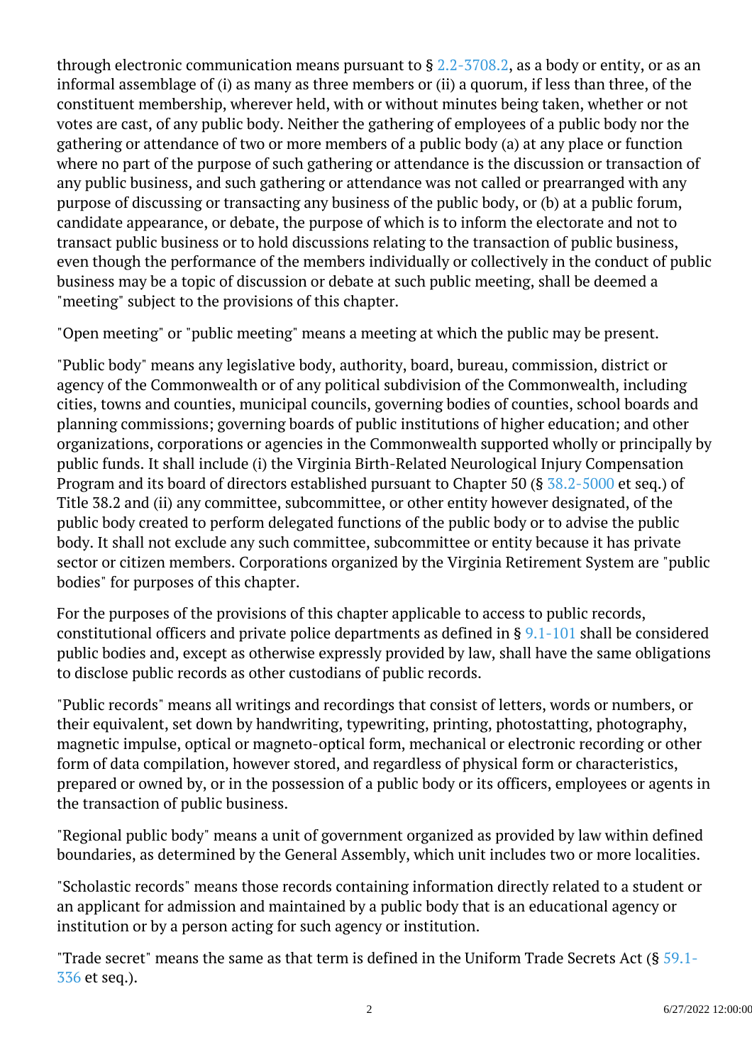through electronic communication means pursuant to § 2.2-3708.2, as a body or entity, or as an informal assemblage of (i) as many as three members or (ii) a quorum, if less than three, of the constituent membership, wherever held, with or without minutes being taken, whether or not votes are cast, of any public body. Neither the gathering of employees of a public body nor the gathering or attendance of two or more members of a public body (a) at any place or function where no part of the purpose of such gathering or attendance is the discussion or transaction of any public business, and such gathering or attendance was not called or prearranged with any purpose of discussing or transacting any business of the public body, or (b) at a public forum, candidate appearance, or debate, the purpose of which is to inform the electorate and not to transact public business or to hold discussions relating to the transaction of public business, even though the performance of the members individually or collectively in the conduct of public business may be a topic of discussion or debate at such public meeting, shall be deemed a "meeting" subject to the provisions of this chapter.

"Open meeting" or "public meeting" means a meeting at which the public may be present.

"Public body" means any legislative body, authority, board, bureau, commission, district or agency of the Commonwealth or of any political subdivision of the Commonwealth, including cities, towns and counties, municipal councils, governing bodies of counties, school boards and planning commissions; governing boards of public institutions of higher education; and other organizations, corporations or agencies in the Commonwealth supported wholly or principally by public funds. It shall include (i) the Virginia Birth-Related Neurological Injury Compensation Program and its board of directors established pursuant to Chapter 50 (§ 38.2-5000 et seq.) of Title 38.2 and (ii) any committee, subcommittee, or other entity however designated, of the public body created to perform delegated functions of the public body or to advise the public body. It shall not exclude any such committee, subcommittee or entity because it has private sector or citizen members. Corporations organized by the Virginia Retirement System are "public bodies" for purposes of this chapter.

For the purposes of the provisions of this chapter applicable to access to public records, constitutional officers and private police departments as defined in § 9.1-101 shall be considered public bodies and, except as otherwise expressly provided by law, shall have the same obligations to disclose public records as other custodians of public records.

"Public records" means all writings and recordings that consist of letters, words or numbers, or their equivalent, set down by handwriting, typewriting, printing, photostatting, photography, magnetic impulse, optical or magneto-optical form, mechanical or electronic recording or other form of data compilation, however stored, and regardless of physical form or characteristics, prepared or owned by, or in the possession of a public body or its officers, employees or agents in the transaction of public business.

"Regional public body" means a unit of government organized as provided by law within defined boundaries, as determined by the General Assembly, which unit includes two or more localities.

"Scholastic records" means those records containing information directly related to a student or an applicant for admission and maintained by a public body that is an educational agency or institution or by a person acting for such agency or institution.

"Trade secret" means the same as that term is defined in the Uniform Trade Secrets Act (§ 59.1-336 et seq.).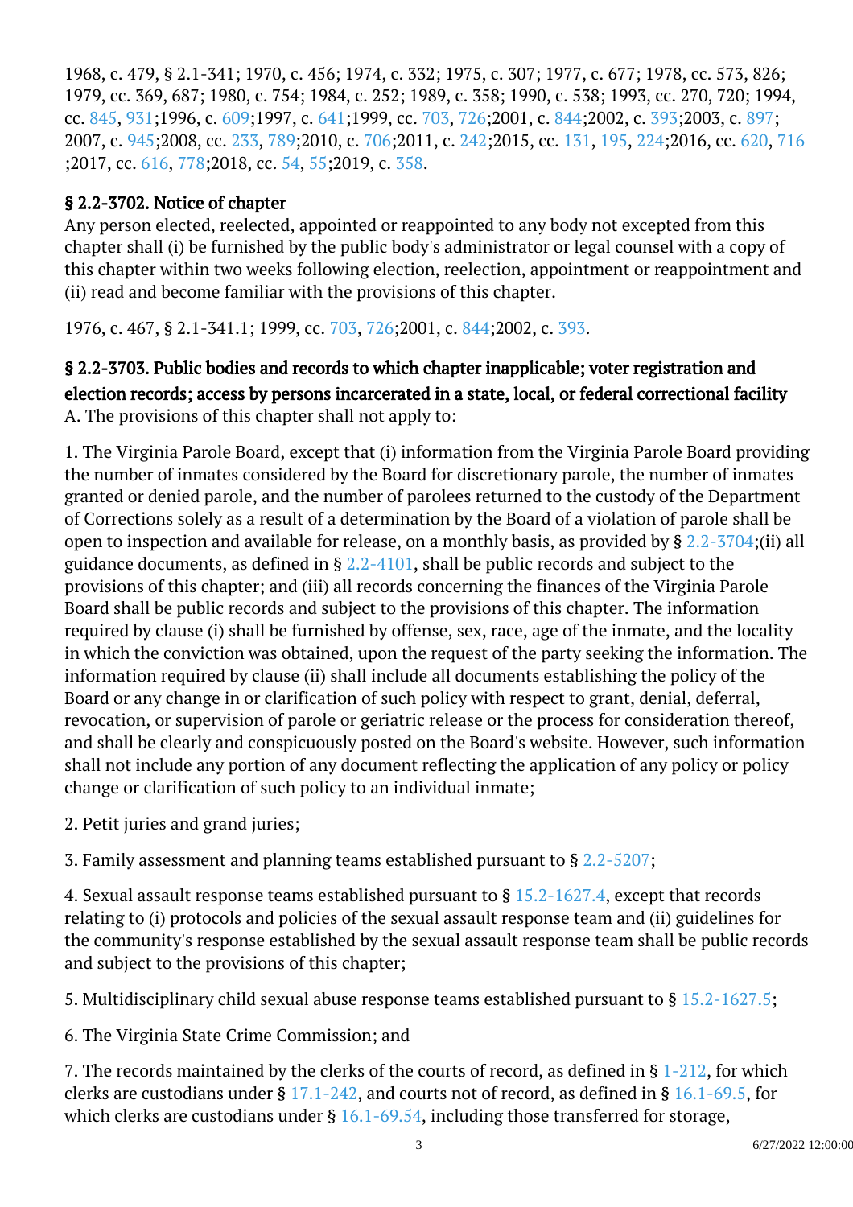1968, c. 479, § 2.1-341; 1970, c. 456; 1974, c. 332; 1975, c. 307; 1977, c. 677; 1978, cc. 573, 826; 1979, cc. 369, 687; 1980, c. 754; 1984, c. 252; 1989, c. 358; 1990, c. 538; 1993, cc. 270, 720; 1994, cc. 845, 931;1996, c. 609;1997, c. 641;1999, cc. 703, 726;2001, c. 844;2002, c. 393;2003, c. 897; 2007, c. 945;2008, cc. 233, 789;2010, c. 706;2011, c. 242;2015, cc. 131, 195, 224;2016, cc. 620, 716 ;2017, cc. 616, 778;2018, cc. 54, 55;2019, c. 358.

## § 2.2-3702. Notice of chapter

Any person elected, reelected, appointed or reappointed to any body not excepted from this chapter shall (i) be furnished by the public body's administrator or legal counsel with a copy of this chapter within two weeks following election, reelection, appointment or reappointment and (ii) read and become familiar with the provisions of this chapter.

1976, c. 467, § 2.1-341.1; 1999, cc. 703, 726;2001, c. 844;2002, c. 393.

## § 2.2-3703. Public bodies and records to which chapter inapplicable; voter registration and election records; access by persons incarcerated in a state, local, or federal correctional facility

A. The provisions of this chapter shall not apply to:

1. The Virginia Parole Board, except that (i) information from the Virginia Parole Board providing the number of inmates considered by the Board for discretionary parole, the number of inmates granted or denied parole, and the number of parolees returned to the custody of the Department of Corrections solely as a result of a determination by the Board of a violation of parole shall be open to inspection and available for release, on a monthly basis, as provided by § 2.2-3704;(ii) all guidance documents, as defined in § 2.2-4101, shall be public records and subject to the provisions of this chapter; and (iii) all records concerning the finances of the Virginia Parole Board shall be public records and subject to the provisions of this chapter. The information required by clause (i) shall be furnished by offense, sex, race, age of the inmate, and the locality in which the conviction was obtained, upon the request of the party seeking the information. The information required by clause (ii) shall include all documents establishing the policy of the Board or any change in or clarification of such policy with respect to grant, denial, deferral, revocation, or supervision of parole or geriatric release or the process for consideration thereof, and shall be clearly and conspicuously posted on the Board's website. However, such information shall not include any portion of any document reflecting the application of any policy or policy change or clarification of such policy to an individual inmate;

2. Petit juries and grand juries;

3. Family assessment and planning teams established pursuant to § 2.2-5207;

4. Sexual assault response teams established pursuant to § 15.2-1627.4, except that records relating to (i) protocols and policies of the sexual assault response team and (ii) guidelines for the community's response established by the sexual assault response team shall be public records and subject to the provisions of this chapter;

5. Multidisciplinary child sexual abuse response teams established pursuant to § 15.2-1627.5;

6. The Virginia State Crime Commission; and

7. The records maintained by the clerks of the courts of record, as defined in § 1-212, for which clerks are custodians under § 17.1-242, and courts not of record, as defined in § 16.1-69.5, for which clerks are custodians under § 16.1-69.54, including those transferred for storage,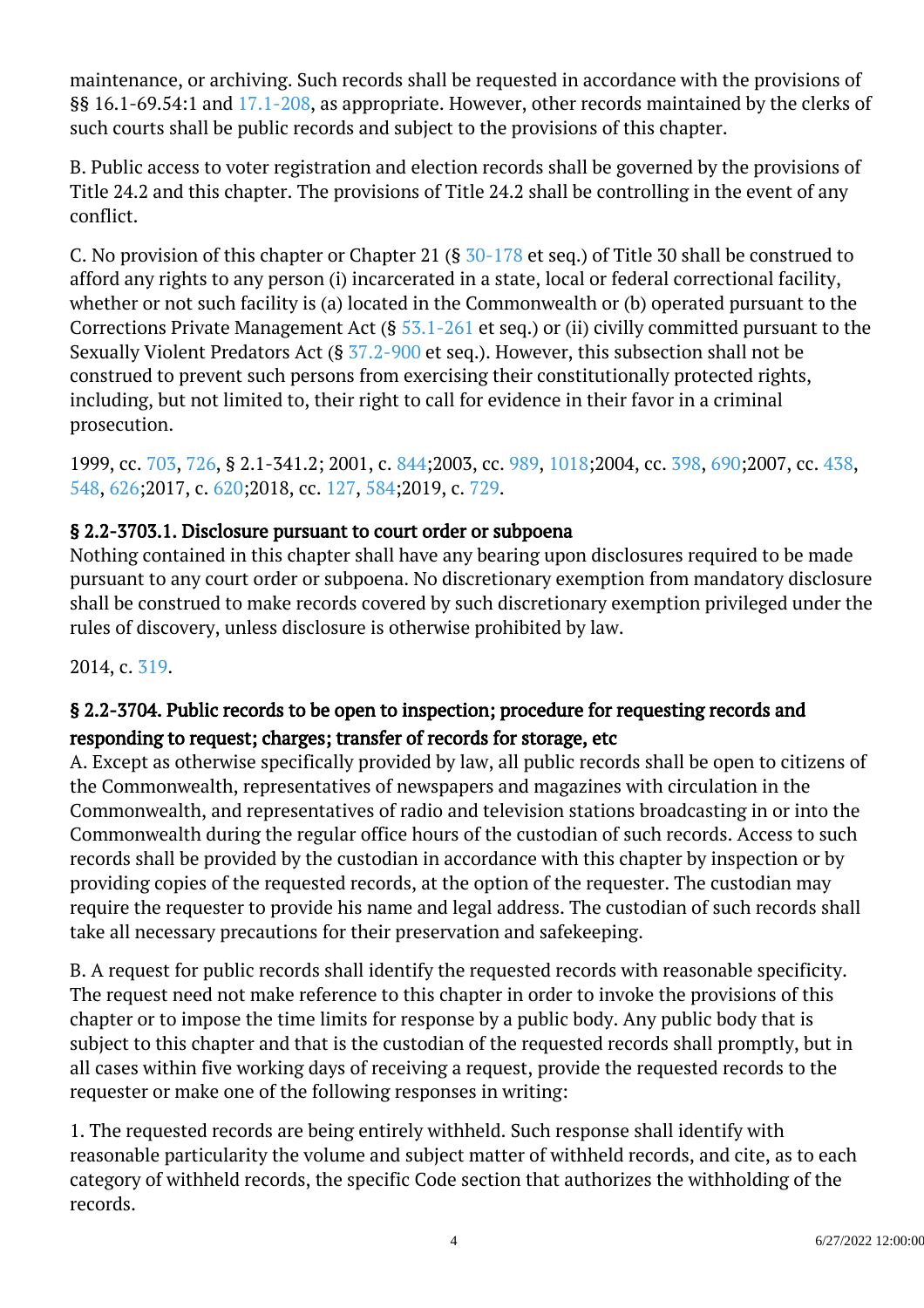maintenance, or archiving. Such records shall be requested in accordance with the provisions of §§ 16.1-69.54:1 and 17.1-208, as appropriate. However, other records maintained by the clerks of such courts shall be public records and subject to the provisions of this chapter.

B. Public access to voter registration and election records shall be governed by the provisions of Title 24.2 and this chapter. The provisions of Title 24.2 shall be controlling in the event of any conflict.

C. No provision of this chapter or Chapter 21 (§ 30-178 et seq.) of Title 30 shall be construed to afford any rights to any person (i) incarcerated in a state, local or federal correctional facility, whether or not such facility is (a) located in the Commonwealth or (b) operated pursuant to the Corrections Private Management Act (§ 53.1-261 et seq.) or (ii) civilly committed pursuant to the Sexually Violent Predators Act (§ 37.2-900 et seq.). However, this subsection shall not be construed to prevent such persons from exercising their constitutionally protected rights, including, but not limited to, their right to call for evidence in their favor in a criminal prosecution.

1999, cc. 703, 726, § 2.1-341.2; 2001, c. 844;2003, cc. 989, 1018;2004, cc. 398, 690;2007, cc. 438, 548, 626;2017, c. 620;2018, cc. 127, 584;2019, c. 729.

### § 2.2-3703.1. Disclosure pursuant to court order or subpoena

Nothing contained in this chapter shall have any bearing upon disclosures required to be made pursuant to any court order or subpoena. No discretionary exemption from mandatory disclosure shall be construed to make records covered by such discretionary exemption privileged under the rules of discovery, unless disclosure is otherwise prohibited by law.

2014, c. 319.

### § 2.2-3704. Public records to be open to inspection; procedure for requesting records and responding to request; charges; transfer of records for storage, etc

A. Except as otherwise specifically provided by law, all public records shall be open to citizens of the Commonwealth, representatives of newspapers and magazines with circulation in the Commonwealth, and representatives of radio and television stations broadcasting in or into the Commonwealth during the regular office hours of the custodian of such records. Access to such records shall be provided by the custodian in accordance with this chapter by inspection or by providing copies of the requested records, at the option of the requester. The custodian may require the requester to provide his name and legal address. The custodian of such records shall take all necessary precautions for their preservation and safekeeping.

B. A request for public records shall identify the requested records with reasonable specificity. The request need not make reference to this chapter in order to invoke the provisions of this chapter or to impose the time limits for response by a public body. Any public body that is subject to this chapter and that is the custodian of the requested records shall promptly, but in all cases within five working days of receiving a request, provide the requested records to the requester or make one of the following responses in writing:

1. The requested records are being entirely withheld. Such response shall identify with reasonable particularity the volume and subject matter of withheld records, and cite, as to each category of withheld records, the specific Code section that authorizes the withholding of the records.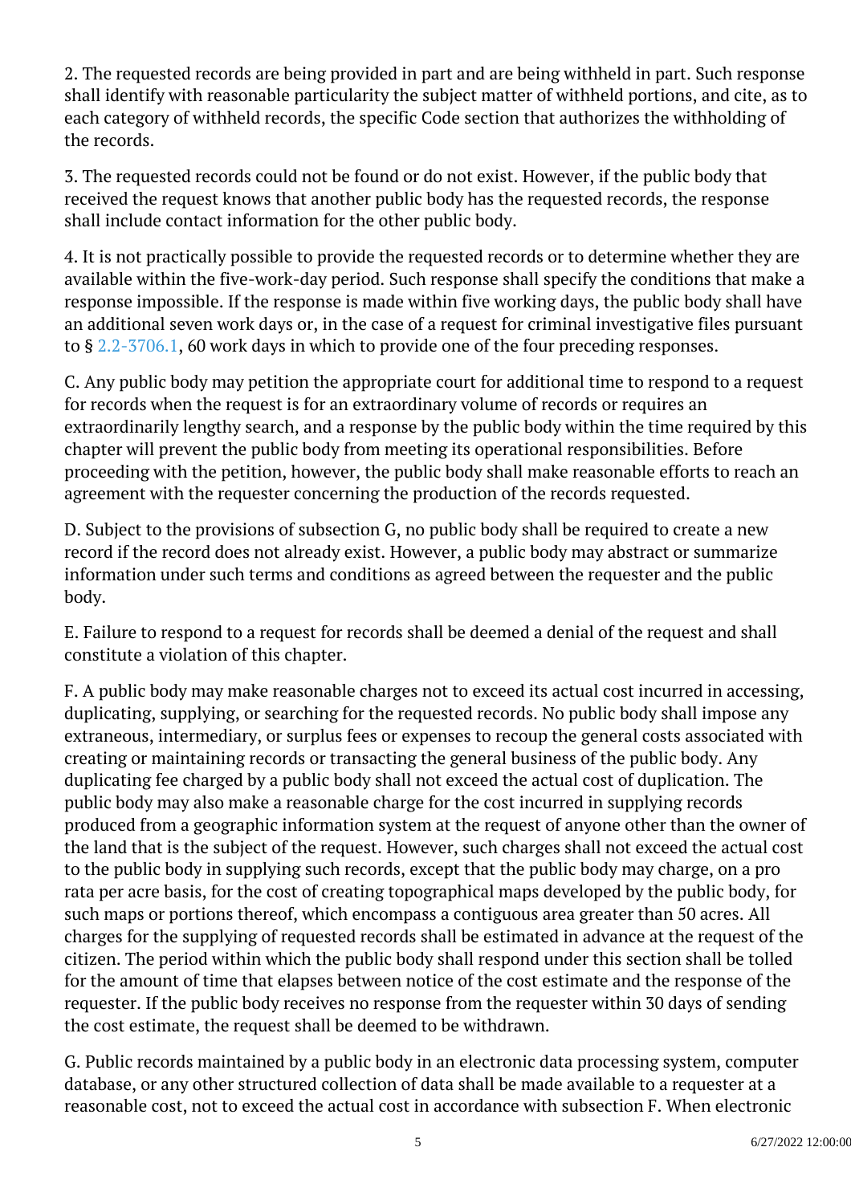2. The requested records are being provided in part and are being withheld in part. Such response shall identify with reasonable particularity the subject matter of withheld portions, and cite, as to each category of withheld records, the specific Code section that authorizes the withholding of the records.

3. The requested records could not be found or do not exist. However, if the public body that received the request knows that another public body has the requested records, the response shall include contact information for the other public body.

4. It is not practically possible to provide the requested records or to determine whether they are available within the five-work-day period. Such response shall specify the conditions that make a response impossible. If the response is made within five working days, the public body shall have an additional seven work days or, in the case of a request for criminal investigative files pursuant to § 2.2-3706.1, 60 work days in which to provide one of the four preceding responses.

C. Any public body may petition the appropriate court for additional time to respond to a request for records when the request is for an extraordinary volume of records or requires an extraordinarily lengthy search, and a response by the public body within the time required by this chapter will prevent the public body from meeting its operational responsibilities. Before proceeding with the petition, however, the public body shall make reasonable efforts to reach an agreement with the requester concerning the production of the records requested.

D. Subject to the provisions of subsection G, no public body shall be required to create a new record if the record does not already exist. However, a public body may abstract or summarize information under such terms and conditions as agreed between the requester and the public body.

E. Failure to respond to a request for records shall be deemed a denial of the request and shall constitute a violation of this chapter.

F. A public body may make reasonable charges not to exceed its actual cost incurred in accessing, duplicating, supplying, or searching for the requested records. No public body shall impose any extraneous, intermediary, or surplus fees or expenses to recoup the general costs associated with creating or maintaining records or transacting the general business of the public body. Any duplicating fee charged by a public body shall not exceed the actual cost of duplication. The public body may also make a reasonable charge for the cost incurred in supplying records produced from a geographic information system at the request of anyone other than the owner of the land that is the subject of the request. However, such charges shall not exceed the actual cost to the public body in supplying such records, except that the public body may charge, on a pro rata per acre basis, for the cost of creating topographical maps developed by the public body, for such maps or portions thereof, which encompass a contiguous area greater than 50 acres. All charges for the supplying of requested records shall be estimated in advance at the request of the citizen. The period within which the public body shall respond under this section shall be tolled for the amount of time that elapses between notice of the cost estimate and the response of the requester. If the public body receives no response from the requester within 30 days of sending the cost estimate, the request shall be deemed to be withdrawn.

G. Public records maintained by a public body in an electronic data processing system, computer database, or any other structured collection of data shall be made available to a requester at a reasonable cost, not to exceed the actual cost in accordance with subsection F. When electronic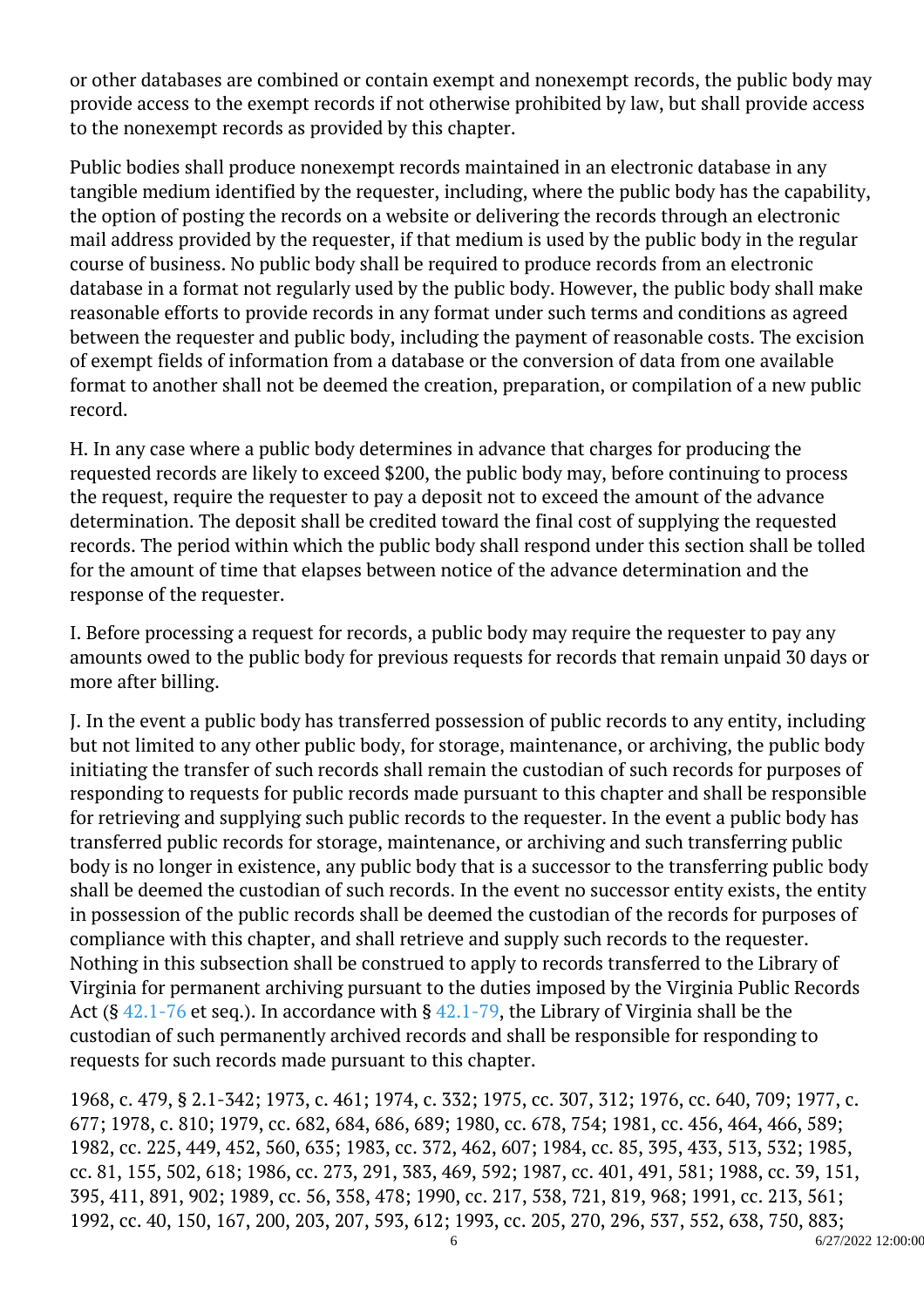or other databases are combined or contain exempt and nonexempt records, the public body may provide access to the exempt records if not otherwise prohibited by law, but shall provide access to the nonexempt records as provided by this chapter.

Public bodies shall produce nonexempt records maintained in an electronic database in any tangible medium identified by the requester, including, where the public body has the capability, the option of posting the records on a website or delivering the records through an electronic mail address provided by the requester, if that medium is used by the public body in the regular course of business. No public body shall be required to produce records from an electronic database in a format not regularly used by the public body. However, the public body shall make reasonable efforts to provide records in any format under such terms and conditions as agreed between the requester and public body, including the payment of reasonable costs. The excision of exempt fields of information from a database or the conversion of data from one available format to another shall not be deemed the creation, preparation, or compilation of a new public record.

H. In any case where a public body determines in advance that charges for producing the requested records are likely to exceed $200, the public body may, before continuing to process the request, require the requester to pay a deposit not to exceed the amount of the advance determination. The deposit shall be credited toward the final cost of supplying the requested records. The period within which the public body shall respond under this section shall be tolled for the amount of time that elapses between notice of the advance determination and the response of the requester.

I. Before processing a request for records, a public body may require the requester to pay any amounts owed to the public body for previous requests for records that remain unpaid 30 days or more after billing.

J. In the event a public body has transferred possession of public records to any entity, including but not limited to any other public body, for storage, maintenance, or archiving, the public body initiating the transfer of such records shall remain the custodian of such records for purposes of responding to requests for public records made pursuant to this chapter and shall be responsible for retrieving and supplying such public records to the requester. In the event a public body has transferred public records for storage, maintenance, or archiving and such transferring public body is no longer in existence, any public body that is a successor to the transferring public body shall be deemed the custodian of such records. In the event no successor entity exists, the entity in possession of the public records shall be deemed the custodian of the records for purposes of compliance with this chapter, and shall retrieve and supply such records to the requester. Nothing in this subsection shall be construed to apply to records transferred to the Library of Virginia for permanent archiving pursuant to the duties imposed by the Virginia Public Records Act (§ 42.1-76 et seq.). In accordance with § 42.1-79, the Library of Virginia shall be the custodian of such permanently archived records and shall be responsible for responding to requests for such records made pursuant to this chapter.

1968, c. 479, § 2.1-342; 1973, c. 461; 1974, c. 332; 1975, cc. 307, 312; 1976, cc. 640, 709; 1977, c. 677; 1978, c. 810; 1979, cc. 682, 684, 686, 689; 1980, cc. 678, 754; 1981, cc. 456, 464, 466, 589; 1982, cc. 225, 449, 452, 560, 635; 1983, cc. 372, 462, 607; 1984, cc. 85, 395, 433, 513, 532; 1985, cc. 81, 155, 502, 618; 1986, cc. 273, 291, 383, 469, 592; 1987, cc. 401, 491, 581; 1988, cc. 39, 151, 395, 411, 891, 902; 1989, cc. 56, 358, 478; 1990, cc. 217, 538, 721, 819, 968; 1991, cc. 213, 561; 1992, cc. 40, 150, 167, 200, 203, 207, 593, 612; 1993, cc. 205, 270, 296, 537, 552, 638, 750, 883;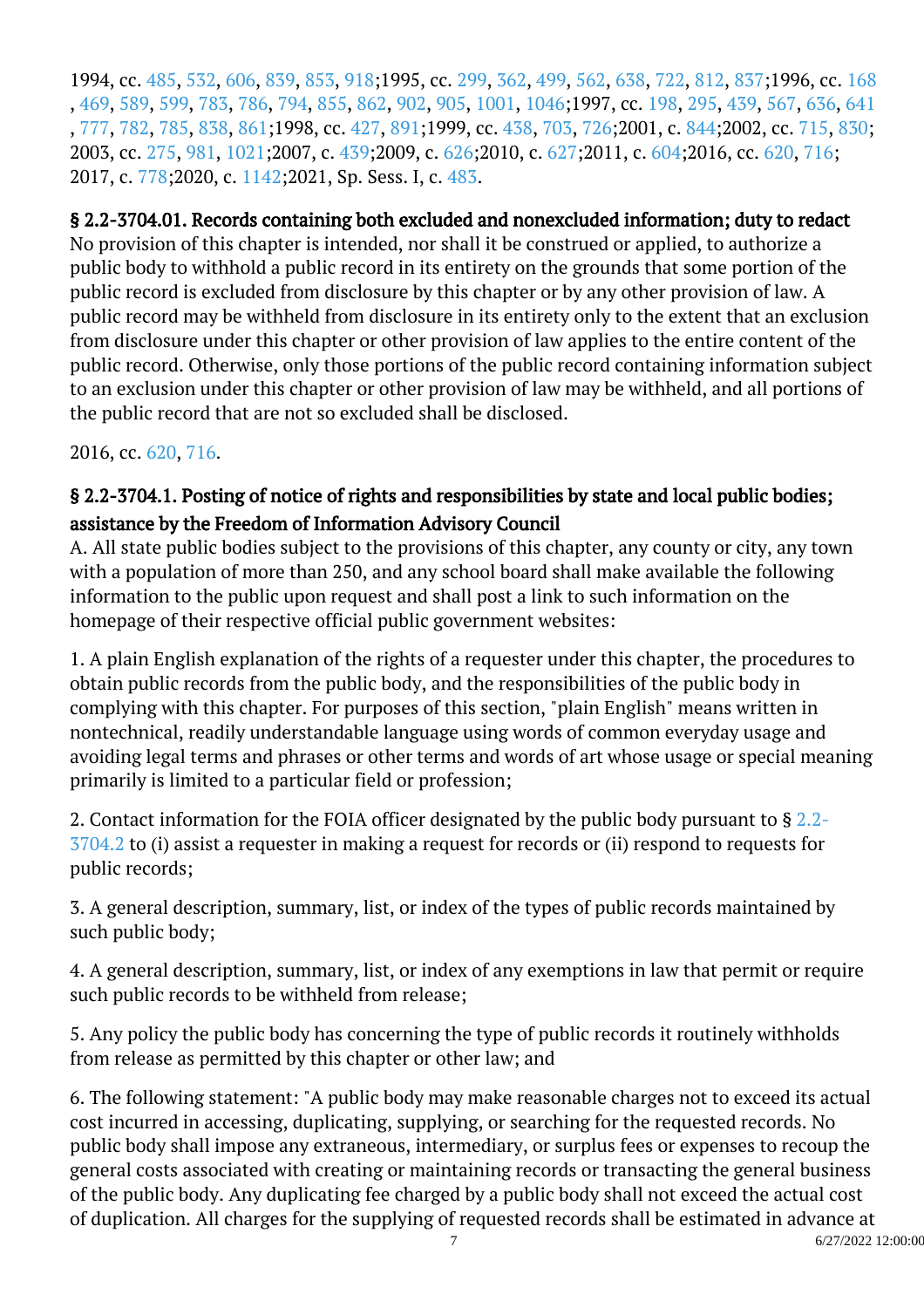1994, cc. 485, 532, 606, 839, 853, 918;1995, cc. 299, 362, 499, 562, 638, 722, 812, 837;1996, cc. 168, 469, 589, 599, 783, 786, 794, 855, 862, 902, 905, 1001, 1046;1997, cc. 198, 295, 439, 567, 636, 641, 777, 782, 785, 838, 861;1998, cc. 427, 891;1999, cc. 438, 703, 726;2001, c. 844;2002, cc. 715, 830; 2003, cc. 275, 981, 1021;2007, c. 439;2009, c. 626;2010, c. 627;2011, c. 604;2016, cc. 620, 716; 2017, c. 778;2020, c. 1142;2021, Sp. Sess. I, c. 483.

### § 2.2-3704.01. Records containing both excluded and nonexcluded information; duty to redact

No provision of this chapter is intended, nor shall it be construed or applied, to authorize a public body to withhold a public record in its entirety on the grounds that some portion of the public record is excluded from disclosure by this chapter or by any other provision of law. A public record may be withheld from disclosure in its entirety only to the extent that an exclusion from disclosure under this chapter or other provision of law applies to the entire content of the public record. Otherwise, only those portions of the public record containing information subject to an exclusion under this chapter or other provision of law may be withheld, and all portions of the public record that are not so excluded shall be disclosed.

2016, cc. 620, 716.

### § 2.2-3704.1. Posting of notice of rights and responsibilities by state and local public bodies; assistance by the Freedom of Information Advisory Council

A. All state public bodies subject to the provisions of this chapter, any county or city, any town with a population of more than 250, and any school board shall make available the following information to the public upon request and shall post a link to such information on the homepage of their respective official public government websites:

1. A plain English explanation of the rights of a requester under this chapter, the procedures to obtain public records from the public body, and the responsibilities of the public body in complying with this chapter. For purposes of this section, "plain English" means written in nontechnical, readily understandable language using words of common everyday usage and avoiding legal terms and phrases or other terms and words of art whose usage or special meaning primarily is limited to a particular field or profession;

2. Contact information for the FOIA officer designated by the public body pursuant to § 2.2-3704.2 to (i) assist a requester in making a request for records or (ii) respond to requests for public records;

3. A general description, summary, list, or index of the types of public records maintained by such public body;

4. A general description, summary, list, or index of any exemptions in law that permit or require such public records to be withheld from release;

5. Any policy the public body has concerning the type of public records it routinely withholds from release as permitted by this chapter or other law; and

6. The following statement: "A public body may make reasonable charges not to exceed its actual cost incurred in accessing, duplicating, supplying, or searching for the requested records. No public body shall impose any extraneous, intermediary, or surplus fees or expenses to recoup the general costs associated with creating or maintaining records or transacting the general business of the public body. Any duplicating fee charged by a public body shall not exceed the actual cost of duplication. All charges for the supplying of requested records shall be estimated in advance at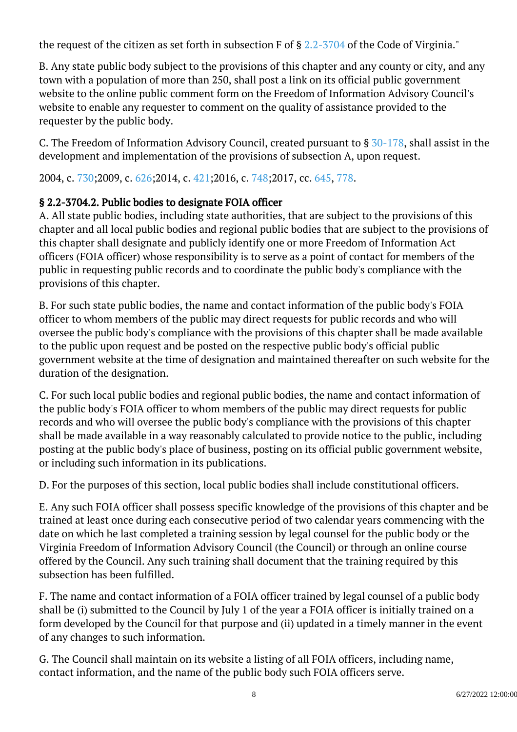the request of the citizen as set forth in subsection F of § 2.2-3704 of the Code of Virginia."

B. Any state public body subject to the provisions of this chapter and any county or city, and any town with a population of more than 250, shall post a link on its official public government website to the online public comment form on the Freedom of Information Advisory Council's website to enable any requester to comment on the quality of assistance provided to the requester by the public body.

C. The Freedom of Information Advisory Council, created pursuant to § 30-178, shall assist in the development and implementation of the provisions of subsection A, upon request.

2004, c. 730;2009, c. 626;2014, c. 421;2016, c. 748;2017, cc. 645, 778.

### § 2.2-3704.2. Public bodies to designate FOIA officer

A. All state public bodies, including state authorities, that are subject to the provisions of this chapter and all local public bodies and regional public bodies that are subject to the provisions of this chapter shall designate and publicly identify one or more Freedom of Information Act officers (FOIA officer) whose responsibility is to serve as a point of contact for members of the public in requesting public records and to coordinate the public body's compliance with the provisions of this chapter.

B. For such state public bodies, the name and contact information of the public body's FOIA officer to whom members of the public may direct requests for public records and who will oversee the public body's compliance with the provisions of this chapter shall be made available to the public upon request and be posted on the respective public body's official public government website at the time of designation and maintained thereafter on such website for the duration of the designation.

C. For such local public bodies and regional public bodies, the name and contact information of the public body's FOIA officer to whom members of the public may direct requests for public records and who will oversee the public body's compliance with the provisions of this chapter shall be made available in a way reasonably calculated to provide notice to the public, including posting at the public body's place of business, posting on its official public government website, or including such information in its publications.

D. For the purposes of this section, local public bodies shall include constitutional officers.

E. Any such FOIA officer shall possess specific knowledge of the provisions of this chapter and be trained at least once during each consecutive period of two calendar years commencing with the date on which he last completed a training session by legal counsel for the public body or the Virginia Freedom of Information Advisory Council (the Council) or through an online course offered by the Council. Any such training shall document that the training required by this subsection has been fulfilled.

F. The name and contact information of a FOIA officer trained by legal counsel of a public body shall be (i) submitted to the Council by July 1 of the year a FOIA officer is initially trained on a form developed by the Council for that purpose and (ii) updated in a timely manner in the event of any changes to such information.

G. The Council shall maintain on its website a listing of all FOIA officers, including name, contact information, and the name of the public body such FOIA officers serve.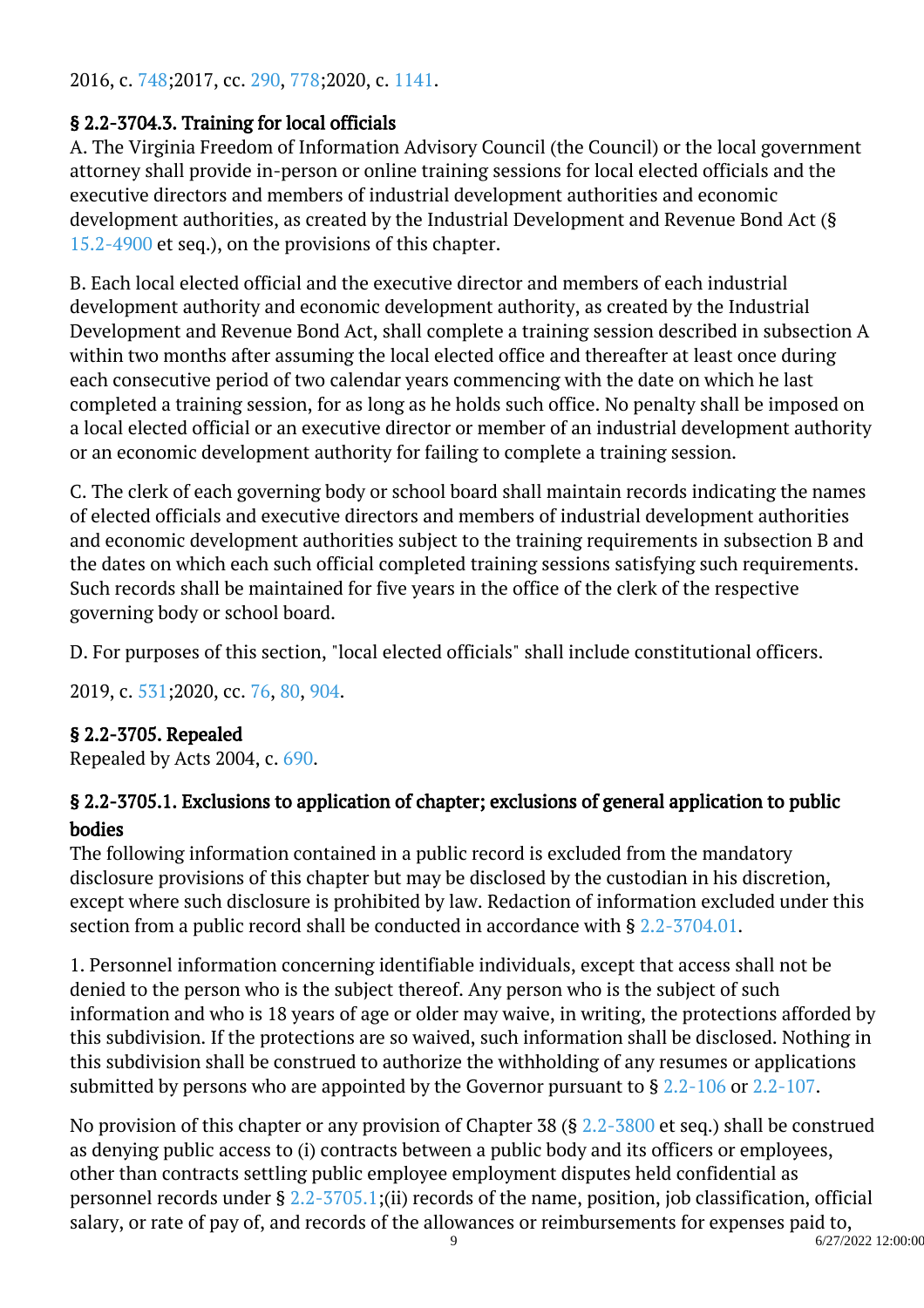2016, c. 748;2017, cc. 290, 778;2020, c. 1141.

### § 2.2-3704.3. Training for local officials

A. The Virginia Freedom of Information Advisory Council (the Council) or the local government attorney shall provide in-person or online training sessions for local elected officials and the executive directors and members of industrial development authorities and economic development authorities, as created by the Industrial Development and Revenue Bond Act (§ 15.2-4900 et seq.), on the provisions of this chapter.

B. Each local elected official and the executive director and members of each industrial development authority and economic development authority, as created by the Industrial Development and Revenue Bond Act, shall complete a training session described in subsection A within two months after assuming the local elected office and thereafter at least once during each consecutive period of two calendar years commencing with the date on which he last completed a training session, for as long as he holds such office. No penalty shall be imposed on a local elected official or an executive director or member of an industrial development authority or an economic development authority for failing to complete a training session.

C. The clerk of each governing body or school board shall maintain records indicating the names of elected officials and executive directors and members of industrial development authorities and economic development authorities subject to the training requirements in subsection B and the dates on which each such official completed training sessions satisfying such requirements. Such records shall be maintained for five years in the office of the clerk of the respective governing body or school board.

D. For purposes of this section, "local elected officials" shall include constitutional officers.

2019, c. 531;2020, cc. 76, 80, 904.

### § 2.2-3705. Repealed

Repealed by Acts 2004, c. 690.

### § 2.2-3705.1. Exclusions to application of chapter; exclusions of general application to public bodies

The following information contained in a public record is excluded from the mandatory disclosure provisions of this chapter but may be disclosed by the custodian in his discretion, except where such disclosure is prohibited by law. Redaction of information excluded under this section from a public record shall be conducted in accordance with § 2.2-3704.01.

1. Personnel information concerning identifiable individuals, except that access shall not be denied to the person who is the subject thereof. Any person who is the subject of such information and who is 18 years of age or older may waive, in writing, the protections afforded by this subdivision. If the protections are so waived, such information shall be disclosed. Nothing in this subdivision shall be construed to authorize the withholding of any resumes or applications submitted by persons who are appointed by the Governor pursuant to § 2.2-106 or 2.2-107.

No provision of this chapter or any provision of Chapter 38 (§ 2.2-3800 et seq.) shall be construed as denying public access to (i) contracts between a public body and its officers or employees, other than contracts settling public employee employment disputes held confidential as personnel records under § 2.2-3705.1;(ii) records of the name, position, job classification, official salary, or rate of pay of, and records of the allowances or reimbursements for expenses paid to,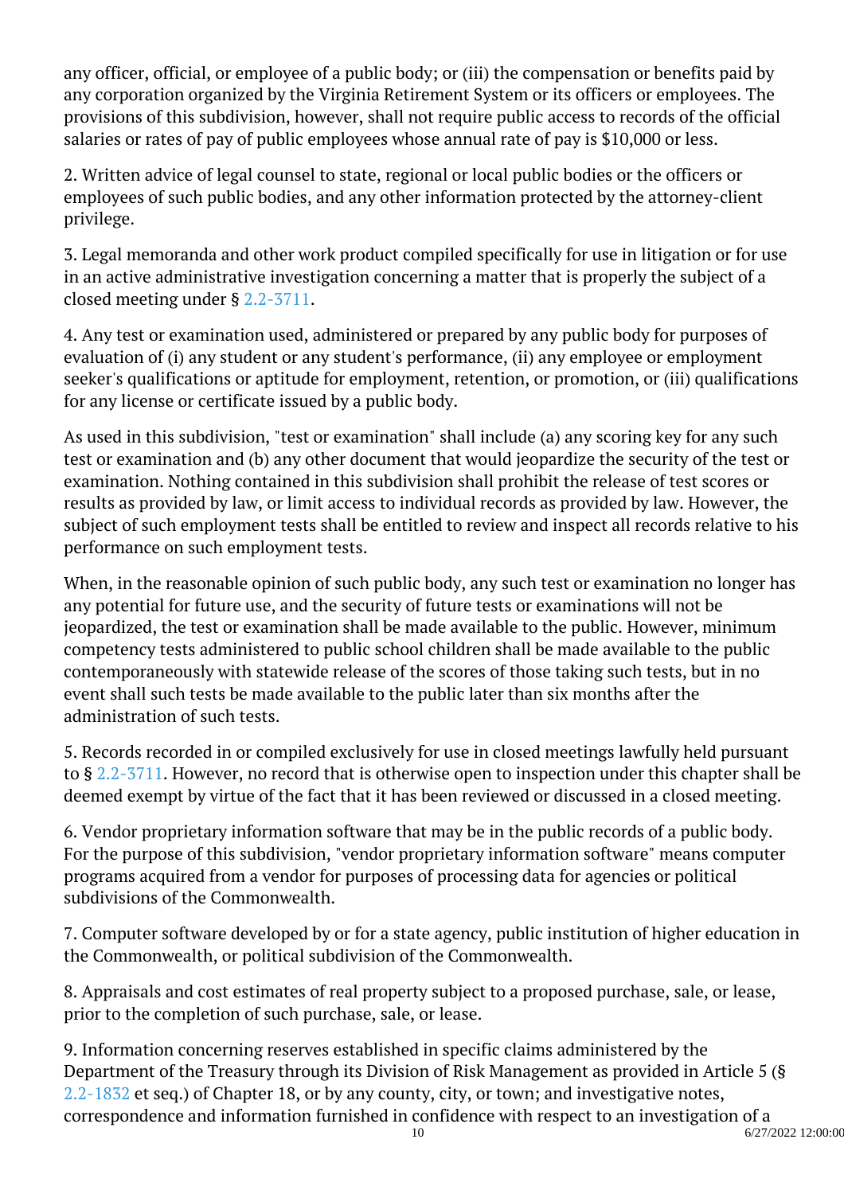any officer, official, or employee of a public body; or (iii) the compensation or benefits paid by any corporation organized by the Virginia Retirement System or its officers or employees. The provisions of this subdivision, however, shall not require public access to records of the official salaries or rates of pay of public employees whose annual rate of pay is $10,000 or less.

2. Written advice of legal counsel to state, regional or local public bodies or the officers or employees of such public bodies, and any other information protected by the attorney-client privilege.

3. Legal memoranda and other work product compiled specifically for use in litigation or for use in an active administrative investigation concerning a matter that is properly the subject of a closed meeting under § 2.2-3711.

4. Any test or examination used, administered or prepared by any public body for purposes of evaluation of (i) any student or any student's performance, (ii) any employee or employment seeker's qualifications or aptitude for employment, retention, or promotion, or (iii) qualifications for any license or certificate issued by a public body.

As used in this subdivision, "test or examination" shall include (a) any scoring key for any such test or examination and (b) any other document that would jeopardize the security of the test or examination. Nothing contained in this subdivision shall prohibit the release of test scores or results as provided by law, or limit access to individual records as provided by law. However, the subject of such employment tests shall be entitled to review and inspect all records relative to his performance on such employment tests.

When, in the reasonable opinion of such public body, any such test or examination no longer has any potential for future use, and the security of future tests or examinations will not be jeopardized, the test or examination shall be made available to the public. However, minimum competency tests administered to public school children shall be made available to the public contemporaneously with statewide release of the scores of those taking such tests, but in no event shall such tests be made available to the public later than six months after the administration of such tests.

5. Records recorded in or compiled exclusively for use in closed meetings lawfully held pursuant to § 2.2-3711. However, no record that is otherwise open to inspection under this chapter shall be deemed exempt by virtue of the fact that it has been reviewed or discussed in a closed meeting.

6. Vendor proprietary information software that may be in the public records of a public body. For the purpose of this subdivision, "vendor proprietary information software" means computer programs acquired from a vendor for purposes of processing data for agencies or political subdivisions of the Commonwealth.

7. Computer software developed by or for a state agency, public institution of higher education in the Commonwealth, or political subdivision of the Commonwealth.

8. Appraisals and cost estimates of real property subject to a proposed purchase, sale, or lease, prior to the completion of such purchase, sale, or lease.

9. Information concerning reserves established in specific claims administered by the Department of the Treasury through its Division of Risk Management as provided in Article 5 (§ 2.2-1832 et seq.) of Chapter 18, or by any county, city, or town; and investigative notes, correspondence and information furnished in confidence with respect to an investigation of a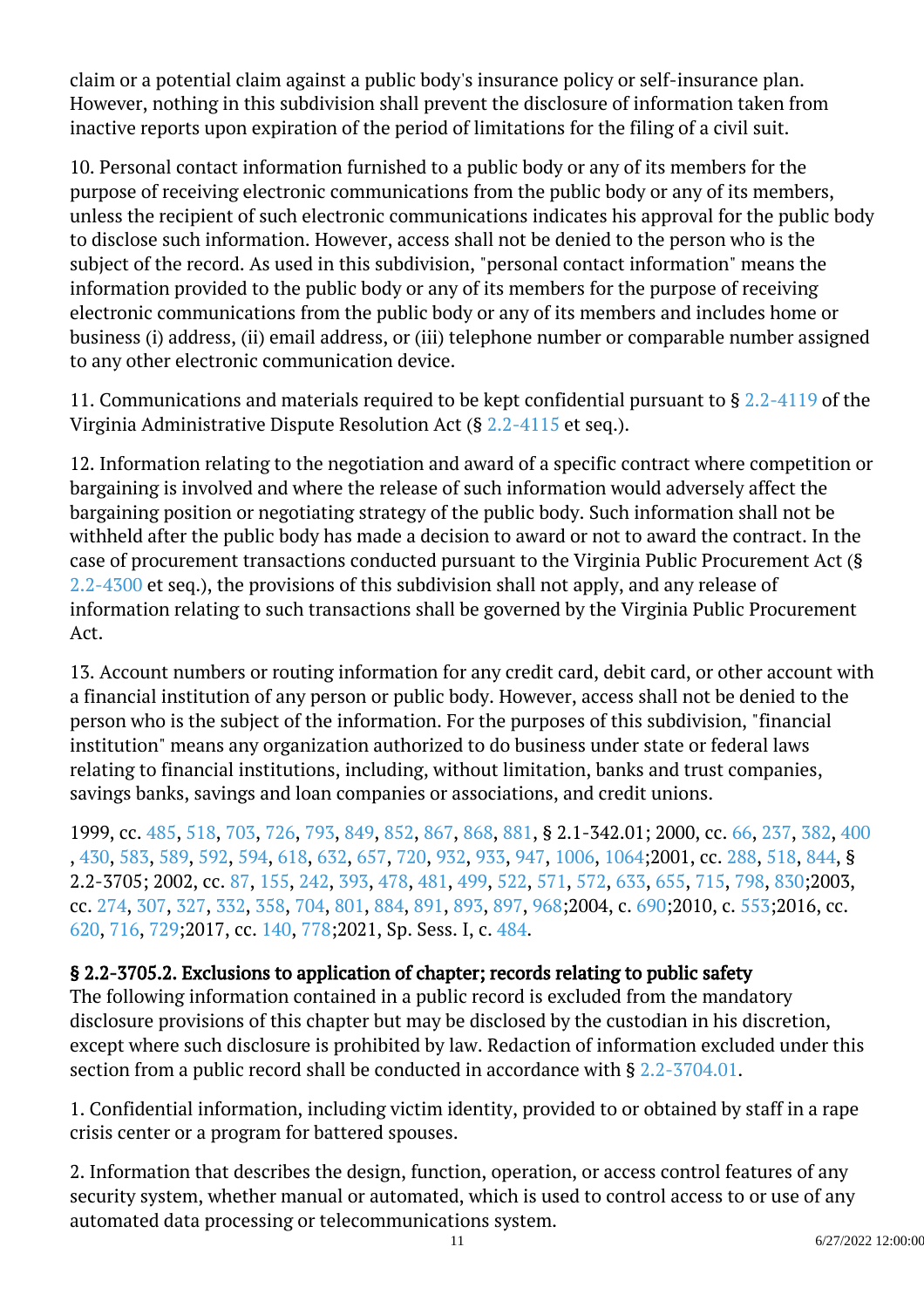claim or a potential claim against a public body's insurance policy or self-insurance plan. However, nothing in this subdivision shall prevent the disclosure of information taken from inactive reports upon expiration of the period of limitations for the filing of a civil suit.

10. Personal contact information furnished to a public body or any of its members for the purpose of receiving electronic communications from the public body or any of its members, unless the recipient of such electronic communications indicates his approval for the public body to disclose such information. However, access shall not be denied to the person who is the subject of the record. As used in this subdivision, "personal contact information" means the information provided to the public body or any of its members for the purpose of receiving electronic communications from the public body or any of its members and includes home or business (i) address, (ii) email address, or (iii) telephone number or comparable number assigned to any other electronic communication device.

11. Communications and materials required to be kept confidential pursuant to § 2.2-4119 of the Virginia Administrative Dispute Resolution Act (§ 2.2-4115 et seq.).

12. Information relating to the negotiation and award of a specific contract where competition or bargaining is involved and where the release of such information would adversely affect the bargaining position or negotiating strategy of the public body. Such information shall not be withheld after the public body has made a decision to award or not to award the contract. In the case of procurement transactions conducted pursuant to the Virginia Public Procurement Act (§ 2.2-4300 et seq.), the provisions of this subdivision shall not apply, and any release of information relating to such transactions shall be governed by the Virginia Public Procurement Act.

13. Account numbers or routing information for any credit card, debit card, or other account with a financial institution of any person or public body. However, access shall not be denied to the person who is the subject of the information. For the purposes of this subdivision, "financial institution" means any organization authorized to do business under state or federal laws relating to financial institutions, including, without limitation, banks and trust companies, savings banks, savings and loan companies or associations, and credit unions.

1999, cc. 485, 518, 703, 726, 793, 849, 852, 867, 868, 881, § 2.1-342.01; 2000, cc. 66, 237, 382, 400, 430, 583, 589, 592, 594, 618, 632, 657, 720, 932, 933, 947, 1006, 1064;2001, cc. 288, 518, 844, § 2.2-3705; 2002, cc. 87, 155, 242, 393, 478, 481, 499, 522, 571, 572, 633, 655, 715, 798, 830;2003, cc. 274, 307, 327, 332, 358, 704, 801, 884, 891, 893, 897, 968;2004, c. 690;2010, c. 553;2016, cc. 620, 716, 729;2017, cc. 140, 778;2021, Sp. Sess. I, c. 484.

## § 2.2-3705.2. Exclusions to application of chapter; records relating to public safety

The following information contained in a public record is excluded from the mandatory disclosure provisions of this chapter but may be disclosed by the custodian in his discretion, except where such disclosure is prohibited by law. Redaction of information excluded under this section from a public record shall be conducted in accordance with § 2.2-3704.01.

1. Confidential information, including victim identity, provided to or obtained by staff in a rape crisis center or a program for battered spouses.

2. Information that describes the design, function, operation, or access control features of any security system, whether manual or automated, which is used to control access to or use of any automated data processing or telecommunications system.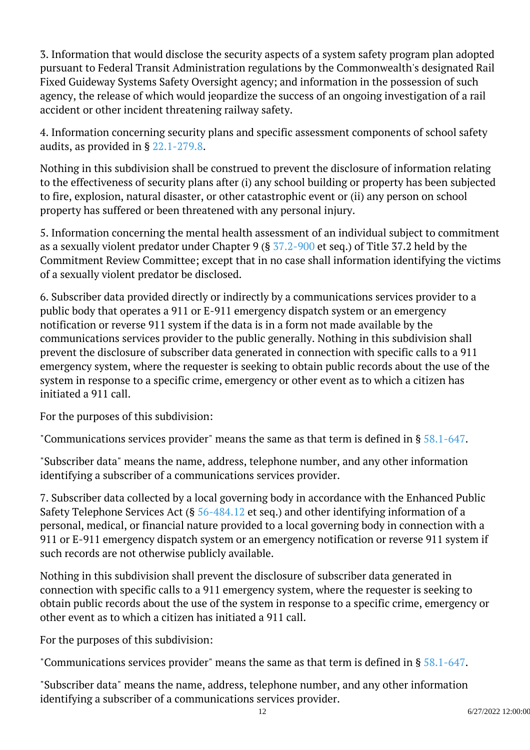3. Information that would disclose the security aspects of a system safety program plan adopted pursuant to Federal Transit Administration regulations by the Commonwealth's designated Rail Fixed Guideway Systems Safety Oversight agency; and information in the possession of such agency, the release of which would jeopardize the success of an ongoing investigation of a rail accident or other incident threatening railway safety.

4. Information concerning security plans and specific assessment components of school safety audits, as provided in § 22.1-279.8.

Nothing in this subdivision shall be construed to prevent the disclosure of information relating to the effectiveness of security plans after (i) any school building or property has been subjected to fire, explosion, natural disaster, or other catastrophic event or (ii) any person on school property has suffered or been threatened with any personal injury.

5. Information concerning the mental health assessment of an individual subject to commitment as a sexually violent predator under Chapter 9 (§ 37.2-900 et seq.) of Title 37.2 held by the Commitment Review Committee; except that in no case shall information identifying the victims of a sexually violent predator be disclosed.

6. Subscriber data provided directly or indirectly by a communications services provider to a public body that operates a 911 or E-911 emergency dispatch system or an emergency notification or reverse 911 system if the data is in a form not made available by the communications services provider to the public generally. Nothing in this subdivision shall prevent the disclosure of subscriber data generated in connection with specific calls to a 911 emergency system, where the requester is seeking to obtain public records about the use of the system in response to a specific crime, emergency or other event as to which a citizen has initiated a 911 call.

For the purposes of this subdivision:

"Communications services provider" means the same as that term is defined in § 58.1-647.

"Subscriber data" means the name, address, telephone number, and any other information identifying a subscriber of a communications services provider.

7. Subscriber data collected by a local governing body in accordance with the Enhanced Public Safety Telephone Services Act (§ 56-484.12 et seq.) and other identifying information of a personal, medical, or financial nature provided to a local governing body in connection with a 911 or E-911 emergency dispatch system or an emergency notification or reverse 911 system if such records are not otherwise publicly available.

Nothing in this subdivision shall prevent the disclosure of subscriber data generated in connection with specific calls to a 911 emergency system, where the requester is seeking to obtain public records about the use of the system in response to a specific crime, emergency or other event as to which a citizen has initiated a 911 call.

For the purposes of this subdivision:

"Communications services provider" means the same as that term is defined in § 58.1-647.

"Subscriber data" means the name, address, telephone number, and any other information identifying a subscriber of a communications services provider.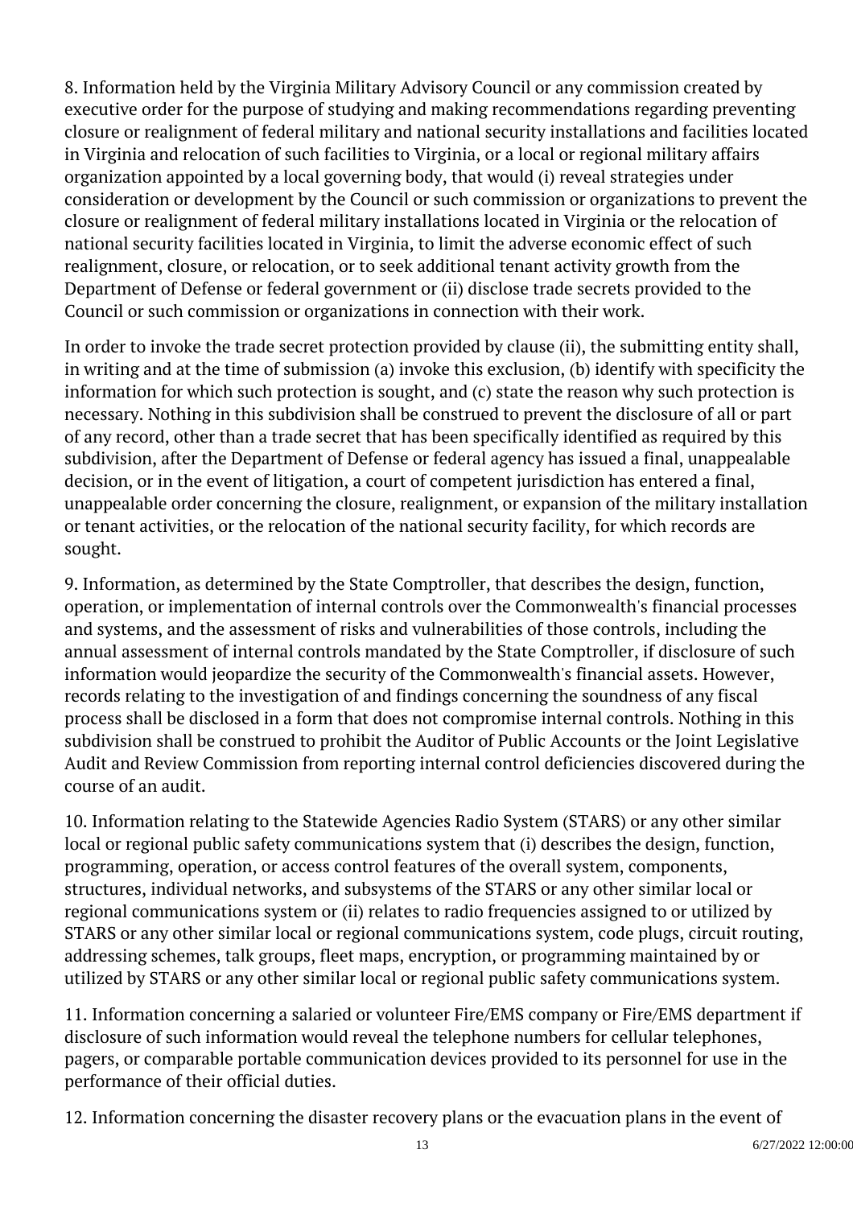8. Information held by the Virginia Military Advisory Council or any commission created by executive order for the purpose of studying and making recommendations regarding preventing closure or realignment of federal military and national security installations and facilities located in Virginia and relocation of such facilities to Virginia, or a local or regional military affairs organization appointed by a local governing body, that would (i) reveal strategies under consideration or development by the Council or such commission or organizations to prevent the closure or realignment of federal military installations located in Virginia or the relocation of national security facilities located in Virginia, to limit the adverse economic effect of such realignment, closure, or relocation, or to seek additional tenant activity growth from the Department of Defense or federal government or (ii) disclose trade secrets provided to the Council or such commission or organizations in connection with their work.

In order to invoke the trade secret protection provided by clause (ii), the submitting entity shall, in writing and at the time of submission (a) invoke this exclusion, (b) identify with specificity the information for which such protection is sought, and (c) state the reason why such protection is necessary. Nothing in this subdivision shall be construed to prevent the disclosure of all or part of any record, other than a trade secret that has been specifically identified as required by this subdivision, after the Department of Defense or federal agency has issued a final, unappealable decision, or in the event of litigation, a court of competent jurisdiction has entered a final, unappealable order concerning the closure, realignment, or expansion of the military installation or tenant activities, or the relocation of the national security facility, for which records are sought.

9. Information, as determined by the State Comptroller, that describes the design, function, operation, or implementation of internal controls over the Commonwealth's financial processes and systems, and the assessment of risks and vulnerabilities of those controls, including the annual assessment of internal controls mandated by the State Comptroller, if disclosure of such information would jeopardize the security of the Commonwealth's financial assets. However, records relating to the investigation of and findings concerning the soundness of any fiscal process shall be disclosed in a form that does not compromise internal controls. Nothing in this subdivision shall be construed to prohibit the Auditor of Public Accounts or the Joint Legislative Audit and Review Commission from reporting internal control deficiencies discovered during the course of an audit.

10. Information relating to the Statewide Agencies Radio System (STARS) or any other similar local or regional public safety communications system that (i) describes the design, function, programming, operation, or access control features of the overall system, components, structures, individual networks, and subsystems of the STARS or any other similar local or regional communications system or (ii) relates to radio frequencies assigned to or utilized by STARS or any other similar local or regional communications system, code plugs, circuit routing, addressing schemes, talk groups, fleet maps, encryption, or programming maintained by or utilized by STARS or any other similar local or regional public safety communications system.

11. Information concerning a salaried or volunteer Fire/EMS company or Fire/EMS department if disclosure of such information would reveal the telephone numbers for cellular telephones, pagers, or comparable portable communication devices provided to its personnel for use in the performance of their official duties.

12. Information concerning the disaster recovery plans or the evacuation plans in the event of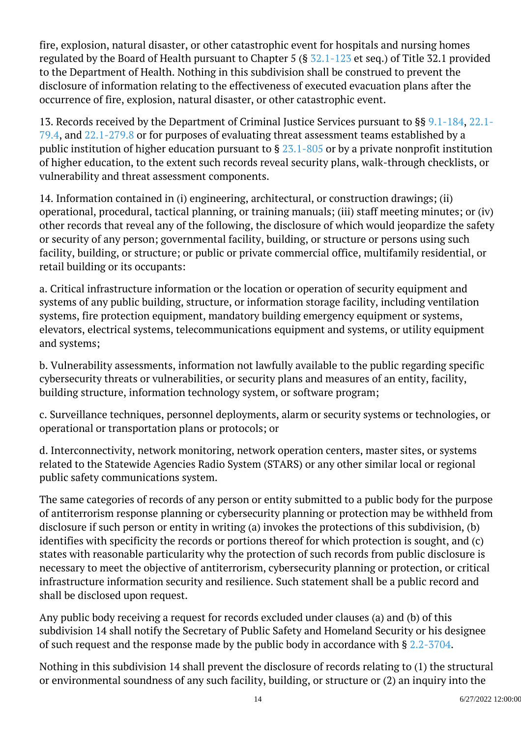fire, explosion, natural disaster, or other catastrophic event for hospitals and nursing homes regulated by the Board of Health pursuant to Chapter 5 (§ 32.1-123 et seq.) of Title 32.1 provided to the Department of Health. Nothing in this subdivision shall be construed to prevent the disclosure of information relating to the effectiveness of executed evacuation plans after the occurrence of fire, explosion, natural disaster, or other catastrophic event.

13. Records received by the Department of Criminal Justice Services pursuant to §§ 9.1-184, 22.1-79.4, and 22.1-279.8 or for purposes of evaluating threat assessment teams established by a public institution of higher education pursuant to § 23.1-805 or by a private nonprofit institution of higher education, to the extent such records reveal security plans, walk-through checklists, or vulnerability and threat assessment components.

14. Information contained in (i) engineering, architectural, or construction drawings; (ii) operational, procedural, tactical planning, or training manuals; (iii) staff meeting minutes; or (iv) other records that reveal any of the following, the disclosure of which would jeopardize the safety or security of any person; governmental facility, building, or structure or persons using such facility, building, or structure; or public or private commercial office, multifamily residential, or retail building or its occupants:

a. Critical infrastructure information or the location or operation of security equipment and systems of any public building, structure, or information storage facility, including ventilation systems, fire protection equipment, mandatory building emergency equipment or systems, elevators, electrical systems, telecommunications equipment and systems, or utility equipment and systems;

b. Vulnerability assessments, information not lawfully available to the public regarding specific cybersecurity threats or vulnerabilities, or security plans and measures of an entity, facility, building structure, information technology system, or software program;

c. Surveillance techniques, personnel deployments, alarm or security systems or technologies, or operational or transportation plans or protocols; or

d. Interconnectivity, network monitoring, network operation centers, master sites, or systems related to the Statewide Agencies Radio System (STARS) or any other similar local or regional public safety communications system.

The same categories of records of any person or entity submitted to a public body for the purpose of antiterrorism response planning or cybersecurity planning or protection may be withheld from disclosure if such person or entity in writing (a) invokes the protections of this subdivision, (b) identifies with specificity the records or portions thereof for which protection is sought, and (c) states with reasonable particularity why the protection of such records from public disclosure is necessary to meet the objective of antiterrorism, cybersecurity planning or protection, or critical infrastructure information security and resilience. Such statement shall be a public record and shall be disclosed upon request.

Any public body receiving a request for records excluded under clauses (a) and (b) of this subdivision 14 shall notify the Secretary of Public Safety and Homeland Security or his designee of such request and the response made by the public body in accordance with § 2.2-3704.

Nothing in this subdivision 14 shall prevent the disclosure of records relating to (1) the structural or environmental soundness of any such facility, building, or structure or (2) an inquiry into the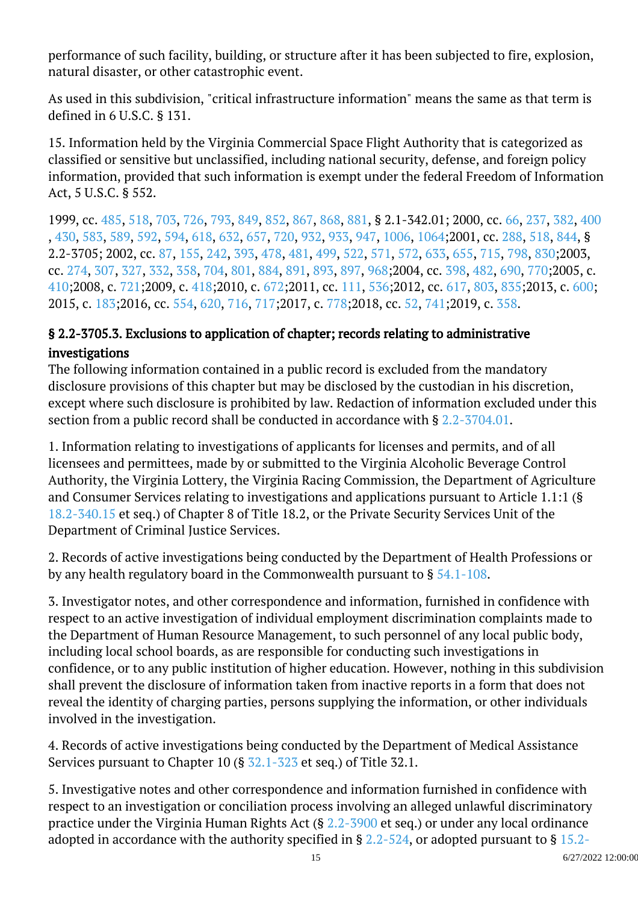performance of such facility, building, or structure after it has been subjected to fire, explosion, natural disaster, or other catastrophic event.

As used in this subdivision, "critical infrastructure information" means the same as that term is defined in 6 U.S.C. § 131.

15. Information held by the Virginia Commercial Space Flight Authority that is categorized as classified or sensitive but unclassified, including national security, defense, and foreign policy information, provided that such information is exempt under the federal Freedom of Information Act, 5 U.S.C. § 552.

1999, cc. 485, 518, 703, 726, 793, 849, 852, 867, 868, 881, § 2.1-342.01; 2000, cc. 66, 237, 382, 400, 430, 583, 589, 592, 594, 618, 632, 657, 720, 932, 933, 947, 1006, 1064;2001, cc. 288, 518, 844, § 2.2-3705; 2002, cc. 87, 155, 242, 393, 478, 481, 499, 522, 571, 572, 633, 655, 715, 798, 830;2003, cc. 274, 307, 327, 332, 358, 704, 801, 884, 891, 893, 897, 968;2004, cc. 398, 482, 690, 770;2005, c. 410;2008, c. 721;2009, c. 418;2010, c. 672;2011, cc. 111, 536;2012, cc. 617, 803, 835;2013, c. 600; 2015, c. 183;2016, cc. 554, 620, 716, 717;2017, c. 778;2018, cc. 52, 741;2019, c. 358.

## § 2.2-3705.3. Exclusions to application of chapter; records relating to administrative investigations

The following information contained in a public record is excluded from the mandatory disclosure provisions of this chapter but may be disclosed by the custodian in his discretion, except where such disclosure is prohibited by law. Redaction of information excluded under this section from a public record shall be conducted in accordance with § 2.2-3704.01.

1. Information relating to investigations of applicants for licenses and permits, and of all licensees and permittees, made by or submitted to the Virginia Alcoholic Beverage Control Authority, the Virginia Lottery, the Virginia Racing Commission, the Department of Agriculture and Consumer Services relating to investigations and applications pursuant to Article 1.1:1 (§ 18.2-340.15 et seq.) of Chapter 8 of Title 18.2, or the Private Security Services Unit of the Department of Criminal Justice Services.

2. Records of active investigations being conducted by the Department of Health Professions or by any health regulatory board in the Commonwealth pursuant to § 54.1-108.

3. Investigator notes, and other correspondence and information, furnished in confidence with respect to an active investigation of individual employment discrimination complaints made to the Department of Human Resource Management, to such personnel of any local public body, including local school boards, as are responsible for conducting such investigations in confidence, or to any public institution of higher education. However, nothing in this subdivision shall prevent the disclosure of information taken from inactive reports in a form that does not reveal the identity of charging parties, persons supplying the information, or other individuals involved in the investigation.

4. Records of active investigations being conducted by the Department of Medical Assistance Services pursuant to Chapter 10 (§ 32.1-323 et seq.) of Title 32.1.

5. Investigative notes and other correspondence and information furnished in confidence with respect to an investigation or conciliation process involving an alleged unlawful discriminatory practice under the Virginia Human Rights Act (§ 2.2-3900 et seq.) or under any local ordinance adopted in accordance with the authority specified in § 2.2-524, or adopted pursuant to § 15.2-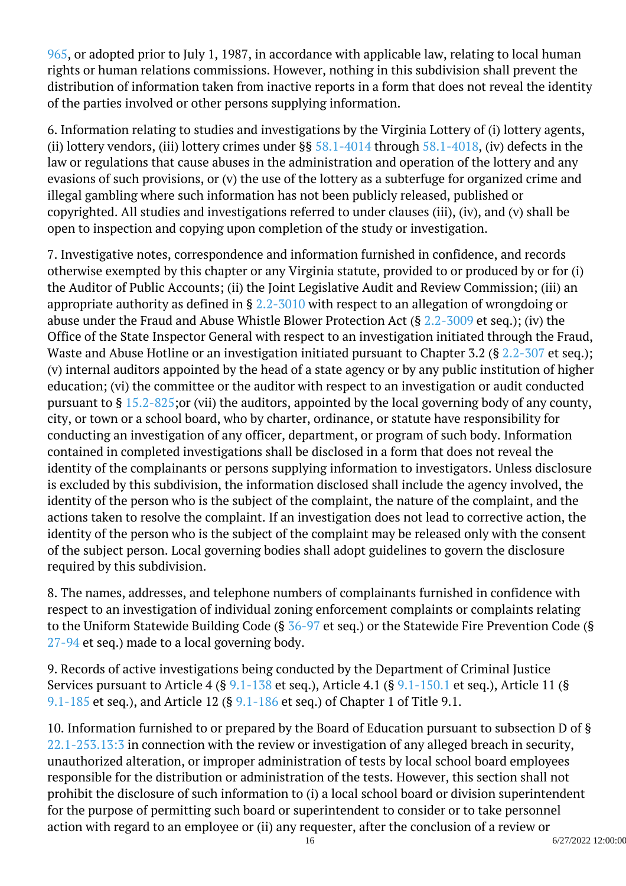965, or adopted prior to July 1, 1987, in accordance with applicable law, relating to local human rights or human relations commissions. However, nothing in this subdivision shall prevent the distribution of information taken from inactive reports in a form that does not reveal the identity of the parties involved or other persons supplying information.

6. Information relating to studies and investigations by the Virginia Lottery of (i) lottery agents, (ii) lottery vendors, (iii) lottery crimes under §§ 58.1-4014 through 58.1-4018, (iv) defects in the law or regulations that cause abuses in the administration and operation of the lottery and any evasions of such provisions, or (v) the use of the lottery as a subterfuge for organized crime and illegal gambling where such information has not been publicly released, published or copyrighted. All studies and investigations referred to under clauses (iii), (iv), and (v) shall be open to inspection and copying upon completion of the study or investigation.

7. Investigative notes, correspondence and information furnished in confidence, and records otherwise exempted by this chapter or any Virginia statute, provided to or produced by or for (i) the Auditor of Public Accounts; (ii) the Joint Legislative Audit and Review Commission; (iii) an appropriate authority as defined in § 2.2-3010 with respect to an allegation of wrongdoing or abuse under the Fraud and Abuse Whistle Blower Protection Act (§ 2.2-3009 et seq.); (iv) the Office of the State Inspector General with respect to an investigation initiated through the Fraud, Waste and Abuse Hotline or an investigation initiated pursuant to Chapter 3.2 (§ 2.2-307 et seq.); (v) internal auditors appointed by the head of a state agency or by any public institution of higher education; (vi) the committee or the auditor with respect to an investigation or audit conducted pursuant to § 15.2-825;or (vii) the auditors, appointed by the local governing body of any county, city, or town or a school board, who by charter, ordinance, or statute have responsibility for conducting an investigation of any officer, department, or program of such body. Information contained in completed investigations shall be disclosed in a form that does not reveal the identity of the complainants or persons supplying information to investigators. Unless disclosure is excluded by this subdivision, the information disclosed shall include the agency involved, the identity of the person who is the subject of the complaint, the nature of the complaint, and the actions taken to resolve the complaint. If an investigation does not lead to corrective action, the identity of the person who is the subject of the complaint may be released only with the consent of the subject person. Local governing bodies shall adopt guidelines to govern the disclosure required by this subdivision.

8. The names, addresses, and telephone numbers of complainants furnished in confidence with respect to an investigation of individual zoning enforcement complaints or complaints relating to the Uniform Statewide Building Code (§ 36-97 et seq.) or the Statewide Fire Prevention Code (§ 27-94 et seq.) made to a local governing body.

9. Records of active investigations being conducted by the Department of Criminal Justice Services pursuant to Article 4 (§ 9.1-138 et seq.), Article 4.1 (§ 9.1-150.1 et seq.), Article 11 (§ 9.1-185 et seq.), and Article 12 (§ 9.1-186 et seq.) of Chapter 1 of Title 9.1.

10. Information furnished to or prepared by the Board of Education pursuant to subsection D of § 22.1-253.13:3 in connection with the review or investigation of any alleged breach in security, unauthorized alteration, or improper administration of tests by local school board employees responsible for the distribution or administration of the tests. However, this section shall not prohibit the disclosure of such information to (i) a local school board or division superintendent for the purpose of permitting such board or superintendent to consider or to take personnel action with regard to an employee or (ii) any requester, after the conclusion of a review or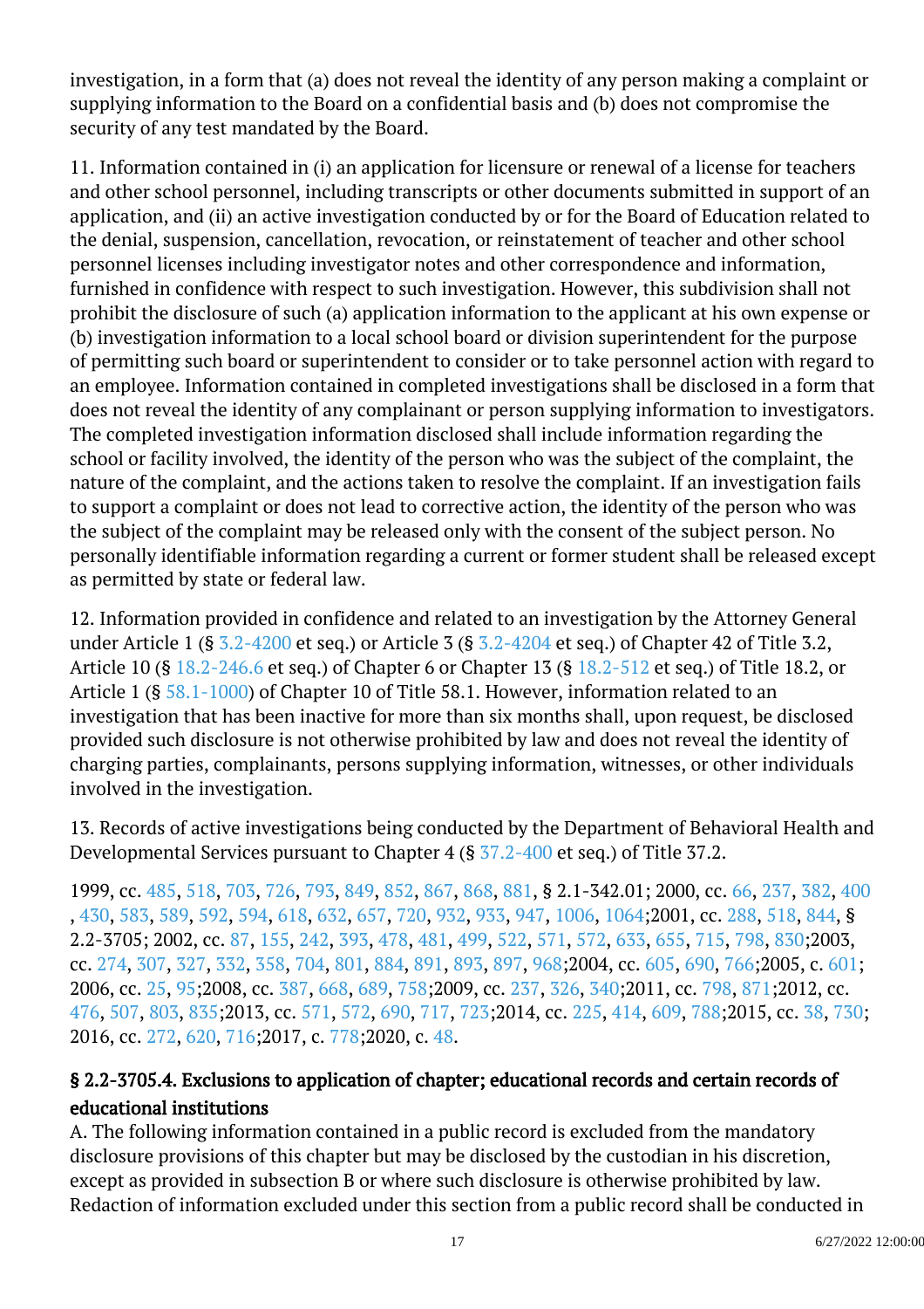investigation, in a form that (a) does not reveal the identity of any person making a complaint or supplying information to the Board on a confidential basis and (b) does not compromise the security of any test mandated by the Board.

11. Information contained in (i) an application for licensure or renewal of a license for teachers and other school personnel, including transcripts or other documents submitted in support of an application, and (ii) an active investigation conducted by or for the Board of Education related to the denial, suspension, cancellation, revocation, or reinstatement of teacher and other school personnel licenses including investigator notes and other correspondence and information, furnished in confidence with respect to such investigation. However, this subdivision shall not prohibit the disclosure of such (a) application information to the applicant at his own expense or (b) investigation information to a local school board or division superintendent for the purpose of permitting such board or superintendent to consider or to take personnel action with regard to an employee. Information contained in completed investigations shall be disclosed in a form that does not reveal the identity of any complainant or person supplying information to investigators. The completed investigation information disclosed shall include information regarding the school or facility involved, the identity of the person who was the subject of the complaint, the nature of the complaint, and the actions taken to resolve the complaint. If an investigation fails to support a complaint or does not lead to corrective action, the identity of the person who was the subject of the complaint may be released only with the consent of the subject person. No personally identifiable information regarding a current or former student shall be released except as permitted by state or federal law.

12. Information provided in confidence and related to an investigation by the Attorney General under Article 1 (§ 3.2-4200 et seq.) or Article 3 (§ 3.2-4204 et seq.) of Chapter 42 of Title 3.2, Article 10 (§ 18.2-246.6 et seq.) of Chapter 6 or Chapter 13 (§ 18.2-512 et seq.) of Title 18.2, or Article 1 (§ 58.1-1000) of Chapter 10 of Title 58.1. However, information related to an investigation that has been inactive for more than six months shall, upon request, be disclosed provided such disclosure is not otherwise prohibited by law and does not reveal the identity of charging parties, complainants, persons supplying information, witnesses, or other individuals involved in the investigation.

13. Records of active investigations being conducted by the Department of Behavioral Health and Developmental Services pursuant to Chapter 4 (§ 37.2-400 et seq.) of Title 37.2.

1999, cc. 485, 518, 703, 726, 793, 849, 852, 867, 868, 881, § 2.1-342.01; 2000, cc. 66, 237, 382, 400, 430, 583, 589, 592, 594, 618, 632, 657, 720, 932, 933, 947, 1006, 1064;2001, cc. 288, 518, 844, § 2.2-3705; 2002, cc. 87, 155, 242, 393, 478, 481, 499, 522, 571, 572, 633, 655, 715, 798, 830;2003, cc. 274, 307, 327, 332, 358, 704, 801, 884, 891, 893, 897, 968;2004, cc. 605, 690, 766;2005, c. 601; 2006, cc. 25, 95;2008, cc. 387, 668, 689, 758;2009, cc. 237, 326, 340;2011, cc. 798, 871;2012, cc. 476, 507, 803, 835;2013, cc. 571, 572, 690, 717, 723;2014, cc. 225, 414, 609, 788;2015, cc. 38, 730; 2016, cc. 272, 620, 716;2017, c. 778;2020, c. 48.

### § 2.2-3705.4. Exclusions to application of chapter; educational records and certain records of educational institutions

A. The following information contained in a public record is excluded from the mandatory disclosure provisions of this chapter but may be disclosed by the custodian in his discretion, except as provided in subsection B or where such disclosure is otherwise prohibited by law. Redaction of information excluded under this section from a public record shall be conducted in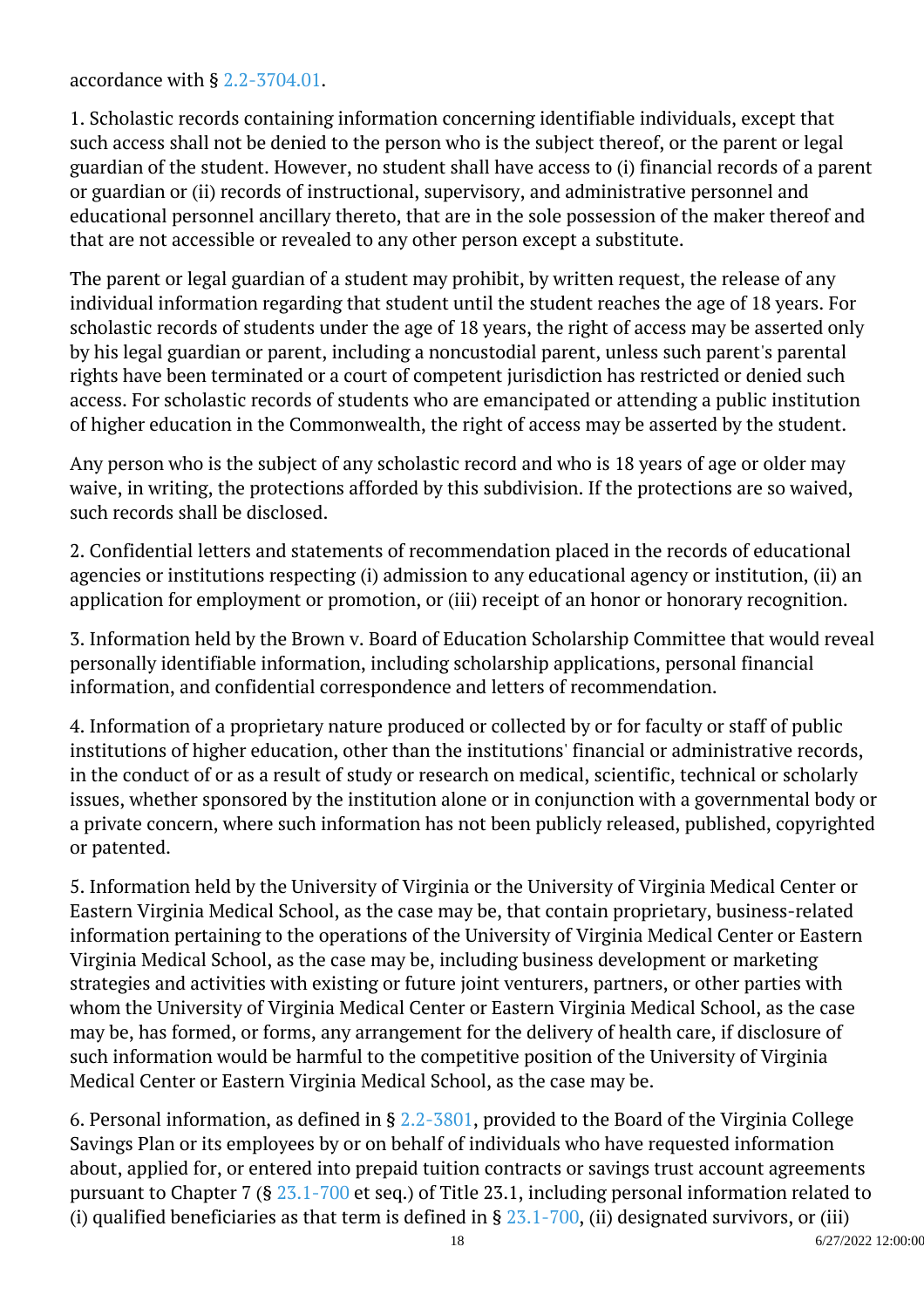accordance with § 2.2-3704.01.

1. Scholastic records containing information concerning identifiable individuals, except that such access shall not be denied to the person who is the subject thereof, or the parent or legal guardian of the student. However, no student shall have access to (i) financial records of a parent or guardian or (ii) records of instructional, supervisory, and administrative personnel and educational personnel ancillary thereto, that are in the sole possession of the maker thereof and that are not accessible or revealed to any other person except a substitute.

The parent or legal guardian of a student may prohibit, by written request, the release of any individual information regarding that student until the student reaches the age of 18 years. For scholastic records of students under the age of 18 years, the right of access may be asserted only by his legal guardian or parent, including a noncustodial parent, unless such parent's parental rights have been terminated or a court of competent jurisdiction has restricted or denied such access. For scholastic records of students who are emancipated or attending a public institution of higher education in the Commonwealth, the right of access may be asserted by the student.

Any person who is the subject of any scholastic record and who is 18 years of age or older may waive, in writing, the protections afforded by this subdivision. If the protections are so waived, such records shall be disclosed.

2. Confidential letters and statements of recommendation placed in the records of educational agencies or institutions respecting (i) admission to any educational agency or institution, (ii) an application for employment or promotion, or (iii) receipt of an honor or honorary recognition.

3. Information held by the Brown v. Board of Education Scholarship Committee that would reveal personally identifiable information, including scholarship applications, personal financial information, and confidential correspondence and letters of recommendation.

4. Information of a proprietary nature produced or collected by or for faculty or staff of public institutions of higher education, other than the institutions' financial or administrative records, in the conduct of or as a result of study or research on medical, scientific, technical or scholarly issues, whether sponsored by the institution alone or in conjunction with a governmental body or a private concern, where such information has not been publicly released, published, copyrighted or patented.

5. Information held by the University of Virginia or the University of Virginia Medical Center or Eastern Virginia Medical School, as the case may be, that contain proprietary, business-related information pertaining to the operations of the University of Virginia Medical Center or Eastern Virginia Medical School, as the case may be, including business development or marketing strategies and activities with existing or future joint venturers, partners, or other parties with whom the University of Virginia Medical Center or Eastern Virginia Medical School, as the case may be, has formed, or forms, any arrangement for the delivery of health care, if disclosure of such information would be harmful to the competitive position of the University of Virginia Medical Center or Eastern Virginia Medical School, as the case may be.

6. Personal information, as defined in § 2.2-3801, provided to the Board of the Virginia College Savings Plan or its employees by or on behalf of individuals who have requested information about, applied for, or entered into prepaid tuition contracts or savings trust account agreements pursuant to Chapter 7 (§ 23.1-700 et seq.) of Title 23.1, including personal information related to (i) qualified beneficiaries as that term is defined in § 23.1-700, (ii) designated survivors, or (iii)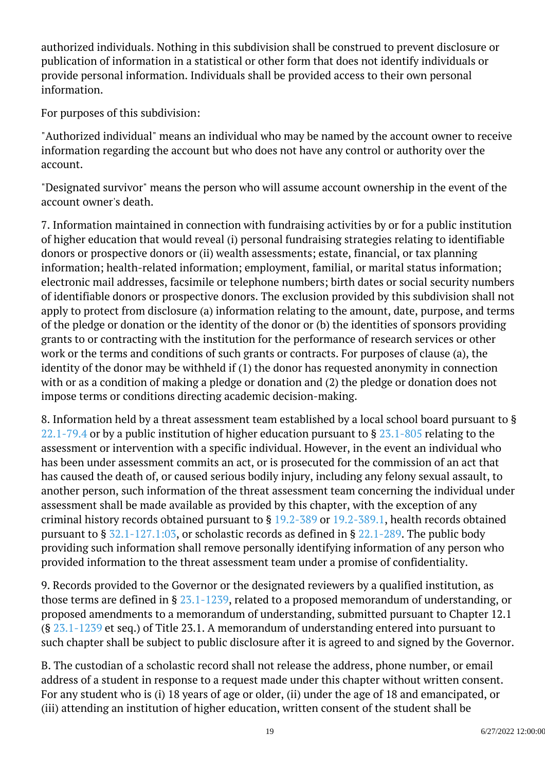authorized individuals. Nothing in this subdivision shall be construed to prevent disclosure or publication of information in a statistical or other form that does not identify individuals or provide personal information. Individuals shall be provided access to their own personal information.

For purposes of this subdivision:

"Authorized individual" means an individual who may be named by the account owner to receive information regarding the account but who does not have any control or authority over the account.

"Designated survivor" means the person who will assume account ownership in the event of the account owner's death.

7. Information maintained in connection with fundraising activities by or for a public institution of higher education that would reveal (i) personal fundraising strategies relating to identifiable donors or prospective donors or (ii) wealth assessments; estate, financial, or tax planning information; health-related information; employment, familial, or marital status information; electronic mail addresses, facsimile or telephone numbers; birth dates or social security numbers of identifiable donors or prospective donors. The exclusion provided by this subdivision shall not apply to protect from disclosure (a) information relating to the amount, date, purpose, and terms of the pledge or donation or the identity of the donor or (b) the identities of sponsors providing grants to or contracting with the institution for the performance of research services or other work or the terms and conditions of such grants or contracts. For purposes of clause (a), the identity of the donor may be withheld if (1) the donor has requested anonymity in connection with or as a condition of making a pledge or donation and (2) the pledge or donation does not impose terms or conditions directing academic decision-making.

8. Information held by a threat assessment team established by a local school board pursuant to § 22.1-79.4 or by a public institution of higher education pursuant to § 23.1-805 relating to the assessment or intervention with a specific individual. However, in the event an individual who has been under assessment commits an act, or is prosecuted for the commission of an act that has caused the death of, or caused serious bodily injury, including any felony sexual assault, to another person, such information of the threat assessment team concerning the individual under assessment shall be made available as provided by this chapter, with the exception of any criminal history records obtained pursuant to § 19.2-389 or 19.2-389.1, health records obtained pursuant to § 32.1-127.1:03, or scholastic records as defined in § 22.1-289. The public body providing such information shall remove personally identifying information of any person who provided information to the threat assessment team under a promise of confidentiality.

9. Records provided to the Governor or the designated reviewers by a qualified institution, as those terms are defined in § 23.1-1239, related to a proposed memorandum of understanding, or proposed amendments to a memorandum of understanding, submitted pursuant to Chapter 12.1 (§ 23.1-1239 et seq.) of Title 23.1. A memorandum of understanding entered into pursuant to such chapter shall be subject to public disclosure after it is agreed to and signed by the Governor.

B. The custodian of a scholastic record shall not release the address, phone number, or email address of a student in response to a request made under this chapter without written consent. For any student who is (i) 18 years of age or older, (ii) under the age of 18 and emancipated, or (iii) attending an institution of higher education, written consent of the student shall be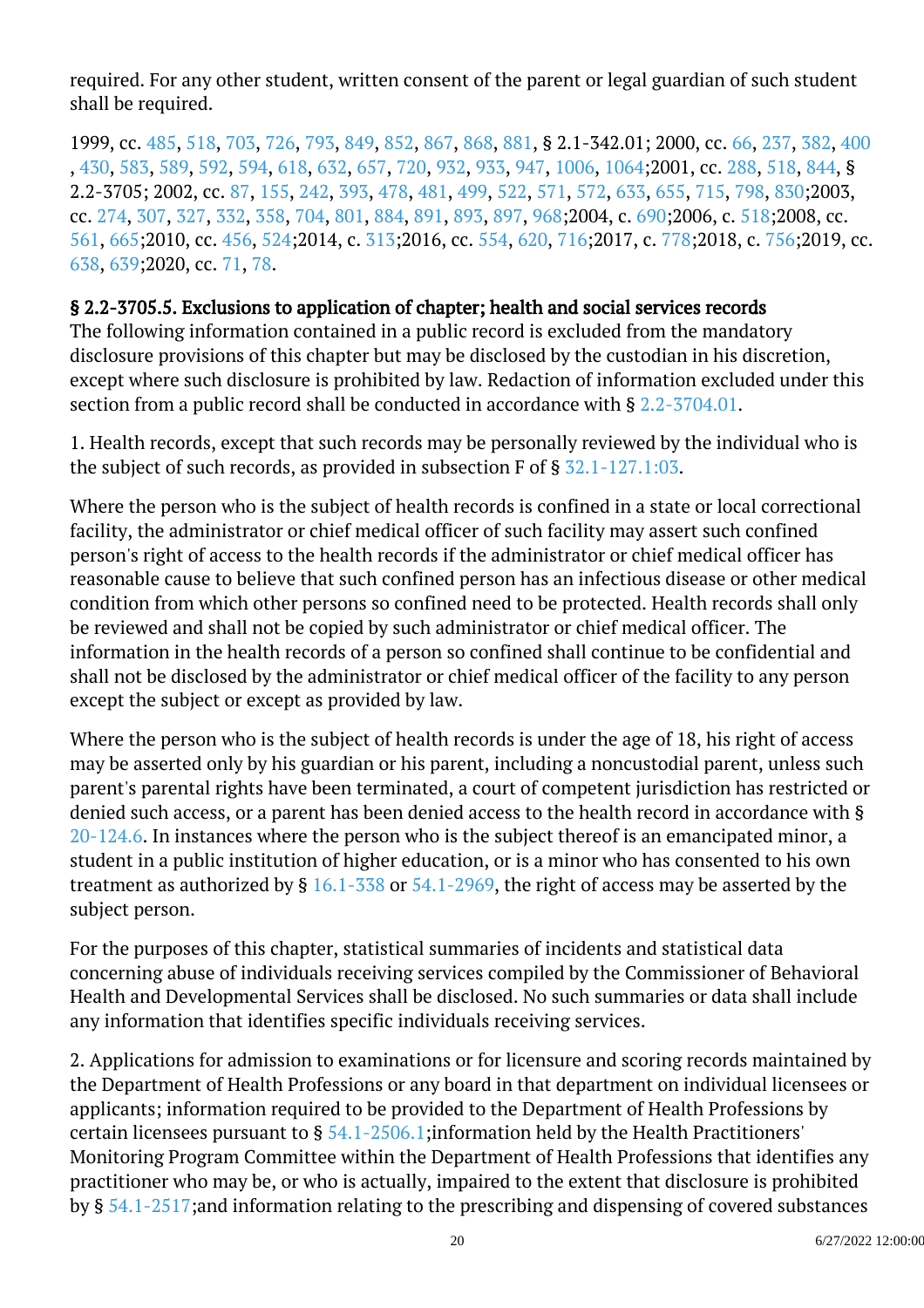required. For any other student, written consent of the parent or legal guardian of such student shall be required.

1999, cc. 485, 518, 703, 726, 793, 849, 852, 867, 868, 881, § 2.1-342.01; 2000, cc. 66, 237, 382, 400, 430, 583, 589, 592, 594, 618, 632, 657, 720, 932, 933, 947, 1006, 1064;2001, cc. 288, 518, 844, § 2.2-3705; 2002, cc. 87, 155, 242, 393, 478, 481, 499, 522, 571, 572, 633, 655, 715, 798, 830;2003, cc. 274, 307, 327, 332, 358, 704, 801, 884, 891, 893, 897, 968;2004, c. 690;2006, c. 518;2008, cc. 561, 665;2010, cc. 456, 524;2014, c. 313;2016, cc. 554, 620, 716;2017, c. 778;2018, c. 756;2019, cc. 638, 639;2020, cc. 71, 78.

## § 2.2-3705.5. Exclusions to application of chapter; health and social services records

The following information contained in a public record is excluded from the mandatory disclosure provisions of this chapter but may be disclosed by the custodian in his discretion, except where such disclosure is prohibited by law. Redaction of information excluded under this section from a public record shall be conducted in accordance with § 2.2-3704.01.

1. Health records, except that such records may be personally reviewed by the individual who is the subject of such records, as provided in subsection F of § 32.1-127.1:03.

Where the person who is the subject of health records is confined in a state or local correctional facility, the administrator or chief medical officer of such facility may assert such confined person's right of access to the health records if the administrator or chief medical officer has reasonable cause to believe that such confined person has an infectious disease or other medical condition from which other persons so confined need to be protected. Health records shall only be reviewed and shall not be copied by such administrator or chief medical officer. The information in the health records of a person so confined shall continue to be confidential and shall not be disclosed by the administrator or chief medical officer of the facility to any person except the subject or except as provided by law.

Where the person who is the subject of health records is under the age of 18, his right of access may be asserted only by his guardian or his parent, including a noncustodial parent, unless such parent's parental rights have been terminated, a court of competent jurisdiction has restricted or denied such access, or a parent has been denied access to the health record in accordance with § 20-124.6. In instances where the person who is the subject thereof is an emancipated minor, a student in a public institution of higher education, or is a minor who has consented to his own treatment as authorized by § 16.1-338 or 54.1-2969, the right of access may be asserted by the subject person.

For the purposes of this chapter, statistical summaries of incidents and statistical data concerning abuse of individuals receiving services compiled by the Commissioner of Behavioral Health and Developmental Services shall be disclosed. No such summaries or data shall include any information that identifies specific individuals receiving services.

2. Applications for admission to examinations or for licensure and scoring records maintained by the Department of Health Professions or any board in that department on individual licensees or applicants; information required to be provided to the Department of Health Professions by certain licensees pursuant to § 54.1-2506.1;information held by the Health Practitioners' Monitoring Program Committee within the Department of Health Professions that identifies any practitioner who may be, or who is actually, impaired to the extent that disclosure is prohibited by § 54.1-2517;and information relating to the prescribing and dispensing of covered substances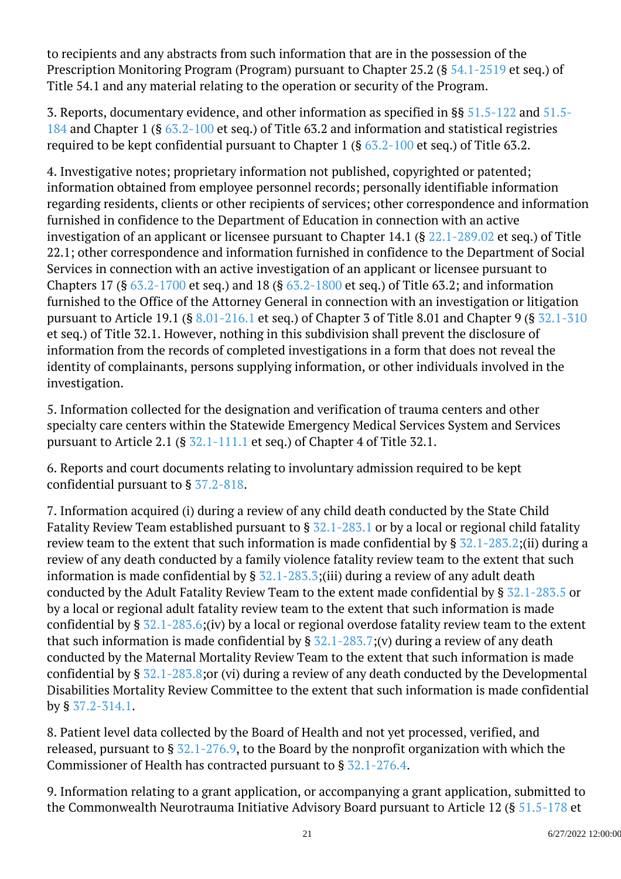to recipients and any abstracts from such information that are in the possession of the Prescription Monitoring Program (Program) pursuant to Chapter 25.2 (§ 54.1-2519 et seq.) of Title 54.1 and any material relating to the operation or security of the Program.

3. Reports, documentary evidence, and other information as specified in §§ 51.5-122 and 51.5-184 and Chapter 1 (§ 63.2-100 et seq.) of Title 63.2 and information and statistical registries required to be kept confidential pursuant to Chapter 1 (§ 63.2-100 et seq.) of Title 63.2.

4. Investigative notes; proprietary information not published, copyrighted or patented; information obtained from employee personnel records; personally identifiable information regarding residents, clients or other recipients of services; other correspondence and information furnished in confidence to the Department of Education in connection with an active investigation of an applicant or licensee pursuant to Chapter 14.1 (§ 22.1-289.02 et seq.) of Title 22.1; other correspondence and information furnished in confidence to the Department of Social Services in connection with an active investigation of an applicant or licensee pursuant to Chapters 17 (§ 63.2-1700 et seq.) and 18 (§ 63.2-1800 et seq.) of Title 63.2; and information furnished to the Office of the Attorney General in connection with an investigation or litigation pursuant to Article 19.1 (§ 8.01-216.1 et seq.) of Chapter 3 of Title 8.01 and Chapter 9 (§ 32.1-310 et seq.) of Title 32.1. However, nothing in this subdivision shall prevent the disclosure of information from the records of completed investigations in a form that does not reveal the identity of complainants, persons supplying information, or other individuals involved in the investigation.

5. Information collected for the designation and verification of trauma centers and other specialty care centers within the Statewide Emergency Medical Services System and Services pursuant to Article 2.1 (§ 32.1-111.1 et seq.) of Chapter 4 of Title 32.1.

6. Reports and court documents relating to involuntary admission required to be kept confidential pursuant to § 37.2-818.

7. Information acquired (i) during a review of any child death conducted by the State Child Fatality Review Team established pursuant to § 32.1-283.1 or by a local or regional child fatality review team to the extent that such information is made confidential by § 32.1-283.2;(ii) during a review of any death conducted by a family violence fatality review team to the extent that such information is made confidential by § 32.1-283.3;(iii) during a review of any adult death conducted by the Adult Fatality Review Team to the extent made confidential by § 32.1-283.5 or by a local or regional adult fatality review team to the extent that such information is made confidential by § 32.1-283.6;(iv) by a local or regional overdose fatality review team to the extent that such information is made confidential by § 32.1-283.7;(v) during a review of any death conducted by the Maternal Mortality Review Team to the extent that such information is made confidential by § 32.1-283.8;or (vi) during a review of any death conducted by the Developmental Disabilities Mortality Review Committee to the extent that such information is made confidential by § 37.2-314.1.

8. Patient level data collected by the Board of Health and not yet processed, verified, and released, pursuant to § 32.1-276.9, to the Board by the nonprofit organization with which the Commissioner of Health has contracted pursuant to § 32.1-276.4.

9. Information relating to a grant application, or accompanying a grant application, submitted to the Commonwealth Neurotrauma Initiative Advisory Board pursuant to Article 12 (§ 51.5-178 et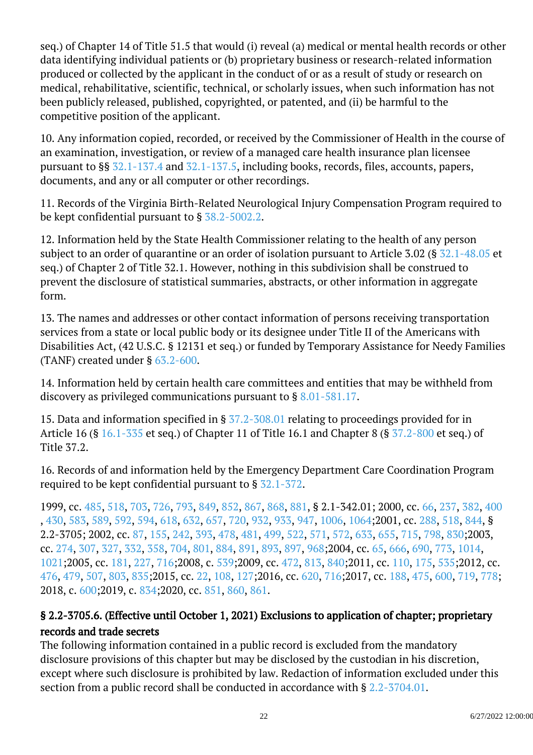seq.) of Chapter 14 of Title 51.5 that would (i) reveal (a) medical or mental health records or other data identifying individual patients or (b) proprietary business or research-related information produced or collected by the applicant in the conduct of or as a result of study or research on medical, rehabilitative, scientific, technical, or scholarly issues, when such information has not been publicly released, published, copyrighted, or patented, and (ii) be harmful to the competitive position of the applicant.

10. Any information copied, recorded, or received by the Commissioner of Health in the course of an examination, investigation, or review of a managed care health insurance plan licensee pursuant to §§ 32.1-137.4 and 32.1-137.5, including books, records, files, accounts, papers, documents, and any or all computer or other recordings.

11. Records of the Virginia Birth-Related Neurological Injury Compensation Program required to be kept confidential pursuant to § 38.2-5002.2.

12. Information held by the State Health Commissioner relating to the health of any person subject to an order of quarantine or an order of isolation pursuant to Article 3.02 (§ 32.1-48.05 et seq.) of Chapter 2 of Title 32.1. However, nothing in this subdivision shall be construed to prevent the disclosure of statistical summaries, abstracts, or other information in aggregate form.

13. The names and addresses or other contact information of persons receiving transportation services from a state or local public body or its designee under Title II of the Americans with Disabilities Act, (42 U.S.C. § 12131 et seq.) or funded by Temporary Assistance for Needy Families (TANF) created under § 63.2-600.

14. Information held by certain health care committees and entities that may be withheld from discovery as privileged communications pursuant to § 8.01-581.17.

15. Data and information specified in § 37.2-308.01 relating to proceedings provided for in Article 16 (§ 16.1-335 et seq.) of Chapter 11 of Title 16.1 and Chapter 8 (§ 37.2-800 et seq.) of Title 37.2.

16. Records of and information held by the Emergency Department Care Coordination Program required to be kept confidential pursuant to § 32.1-372.

1999, cc. 485, 518, 703, 726, 793, 849, 852, 867, 868, 881, § 2.1-342.01; 2000, cc. 66, 237, 382, 400, 430, 583, 589, 592, 594, 618, 632, 657, 720, 932, 933, 947, 1006, 1064;2001, cc. 288, 518, 844, § 2.2-3705; 2002, cc. 87, 155, 242, 393, 478, 481, 499, 522, 571, 572, 633, 655, 715, 798, 830;2003, cc. 274, 307, 327, 332, 358, 704, 801, 884, 891, 893, 897, 968;2004, cc. 65, 666, 690, 773, 1014, 1021;2005, cc. 181, 227, 716;2008, c. 539;2009, cc. 472, 813, 840;2011, cc. 110, 175, 535;2012, cc. 476, 479, 507, 803, 835;2015, cc. 22, 108, 127;2016, cc. 620, 716;2017, cc. 188, 475, 600, 719, 778; 2018, c. 600;2019, c. 834;2020, cc. 851, 860, 861.

### § 2.2-3705.6. (Effective until October 1, 2021) Exclusions to application of chapter; proprietary records and trade secrets

The following information contained in a public record is excluded from the mandatory disclosure provisions of this chapter but may be disclosed by the custodian in his discretion, except where such disclosure is prohibited by law. Redaction of information excluded under this section from a public record shall be conducted in accordance with § 2.2-3704.01.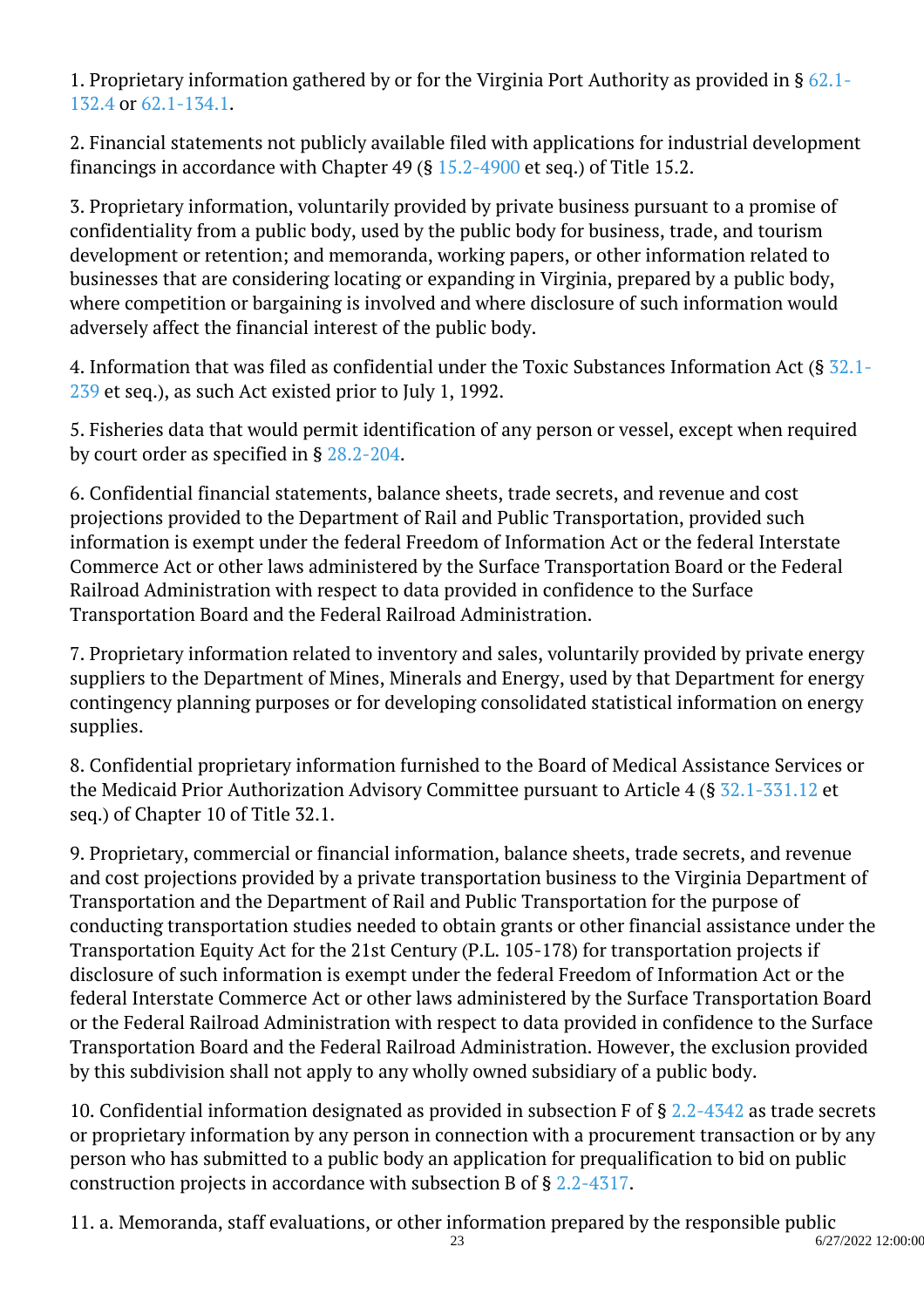1. Proprietary information gathered by or for the Virginia Port Authority as provided in § 62.1-132.4 or 62.1-134.1.

2. Financial statements not publicly available filed with applications for industrial development financings in accordance with Chapter 49 (§ 15.2-4900 et seq.) of Title 15.2.

3. Proprietary information, voluntarily provided by private business pursuant to a promise of confidentiality from a public body, used by the public body for business, trade, and tourism development or retention; and memoranda, working papers, or other information related to businesses that are considering locating or expanding in Virginia, prepared by a public body, where competition or bargaining is involved and where disclosure of such information would adversely affect the financial interest of the public body.

4. Information that was filed as confidential under the Toxic Substances Information Act (§ 32.1-239 et seq.), as such Act existed prior to July 1, 1992.

5. Fisheries data that would permit identification of any person or vessel, except when required by court order as specified in § 28.2-204.

6. Confidential financial statements, balance sheets, trade secrets, and revenue and cost projections provided to the Department of Rail and Public Transportation, provided such information is exempt under the federal Freedom of Information Act or the federal Interstate Commerce Act or other laws administered by the Surface Transportation Board or the Federal Railroad Administration with respect to data provided in confidence to the Surface Transportation Board and the Federal Railroad Administration.

7. Proprietary information related to inventory and sales, voluntarily provided by private energy suppliers to the Department of Mines, Minerals and Energy, used by that Department for energy contingency planning purposes or for developing consolidated statistical information on energy supplies.

8. Confidential proprietary information furnished to the Board of Medical Assistance Services or the Medicaid Prior Authorization Advisory Committee pursuant to Article 4 (§ 32.1-331.12 et seq.) of Chapter 10 of Title 32.1.

9. Proprietary, commercial or financial information, balance sheets, trade secrets, and revenue and cost projections provided by a private transportation business to the Virginia Department of Transportation and the Department of Rail and Public Transportation for the purpose of conducting transportation studies needed to obtain grants or other financial assistance under the Transportation Equity Act for the 21st Century (P.L. 105-178) for transportation projects if disclosure of such information is exempt under the federal Freedom of Information Act or the federal Interstate Commerce Act or other laws administered by the Surface Transportation Board or the Federal Railroad Administration with respect to data provided in confidence to the Surface Transportation Board and the Federal Railroad Administration. However, the exclusion provided by this subdivision shall not apply to any wholly owned subsidiary of a public body.

10. Confidential information designated as provided in subsection F of § 2.2-4342 as trade secrets or proprietary information by any person in connection with a procurement transaction or by any person who has submitted to a public body an application for prequalification to bid on public construction projects in accordance with subsection B of § 2.2-4317.

11. a. Memoranda, staff evaluations, or other information prepared by the responsible public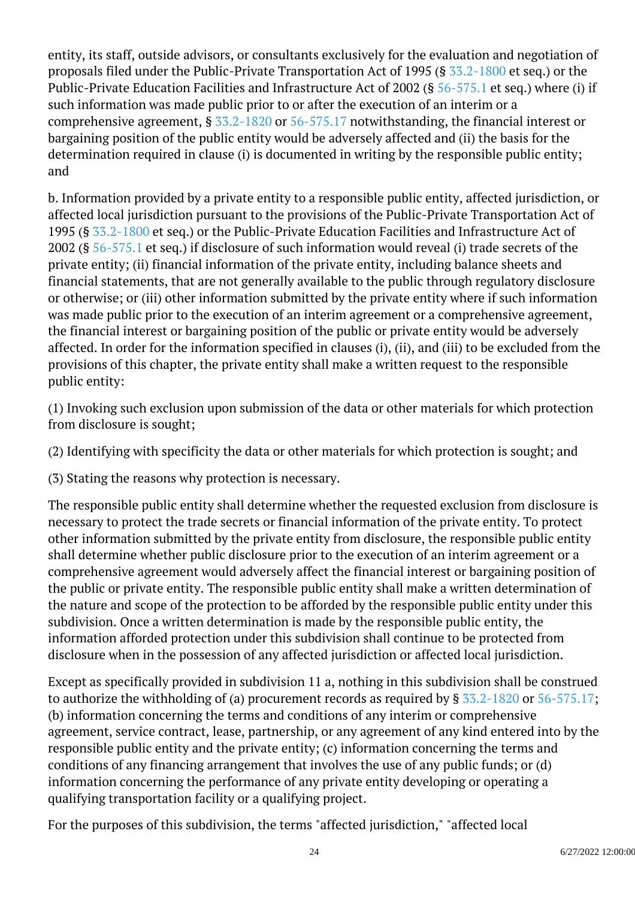entity, its staff, outside advisors, or consultants exclusively for the evaluation and negotiation of proposals filed under the Public-Private Transportation Act of 1995 (§ 33.2-1800 et seq.) or the Public-Private Education Facilities and Infrastructure Act of 2002 (§ 56-575.1 et seq.) where (i) if such information was made public prior to or after the execution of an interim or a comprehensive agreement, § 33.2-1820 or 56-575.17 notwithstanding, the financial interest or bargaining position of the public entity would be adversely affected and (ii) the basis for the determination required in clause (i) is documented in writing by the responsible public entity; and

b. Information provided by a private entity to a responsible public entity, affected jurisdiction, or affected local jurisdiction pursuant to the provisions of the Public-Private Transportation Act of 1995 (§ 33.2-1800 et seq.) or the Public-Private Education Facilities and Infrastructure Act of 2002 (§ 56-575.1 et seq.) if disclosure of such information would reveal (i) trade secrets of the private entity; (ii) financial information of the private entity, including balance sheets and financial statements, that are not generally available to the public through regulatory disclosure or otherwise; or (iii) other information submitted by the private entity where if such information was made public prior to the execution of an interim agreement or a comprehensive agreement, the financial interest or bargaining position of the public or private entity would be adversely affected. In order for the information specified in clauses (i), (ii), and (iii) to be excluded from the provisions of this chapter, the private entity shall make a written request to the responsible public entity:

(1) Invoking such exclusion upon submission of the data or other materials for which protection from disclosure is sought;

(2) Identifying with specificity the data or other materials for which protection is sought; and

(3) Stating the reasons why protection is necessary.

The responsible public entity shall determine whether the requested exclusion from disclosure is necessary to protect the trade secrets or financial information of the private entity. To protect other information submitted by the private entity from disclosure, the responsible public entity shall determine whether public disclosure prior to the execution of an interim agreement or a comprehensive agreement would adversely affect the financial interest or bargaining position of the public or private entity. The responsible public entity shall make a written determination of the nature and scope of the protection to be afforded by the responsible public entity under this subdivision. Once a written determination is made by the responsible public entity, the information afforded protection under this subdivision shall continue to be protected from disclosure when in the possession of any affected jurisdiction or affected local jurisdiction.

Except as specifically provided in subdivision 11 a, nothing in this subdivision shall be construed to authorize the withholding of (a) procurement records as required by § 33.2-1820 or 56-575.17; (b) information concerning the terms and conditions of any interim or comprehensive agreement, service contract, lease, partnership, or any agreement of any kind entered into by the responsible public entity and the private entity; (c) information concerning the terms and conditions of any financing arrangement that involves the use of any public funds; or (d) information concerning the performance of any private entity developing or operating a qualifying transportation facility or a qualifying project.

For the purposes of this subdivision, the terms "affected jurisdiction," "affected local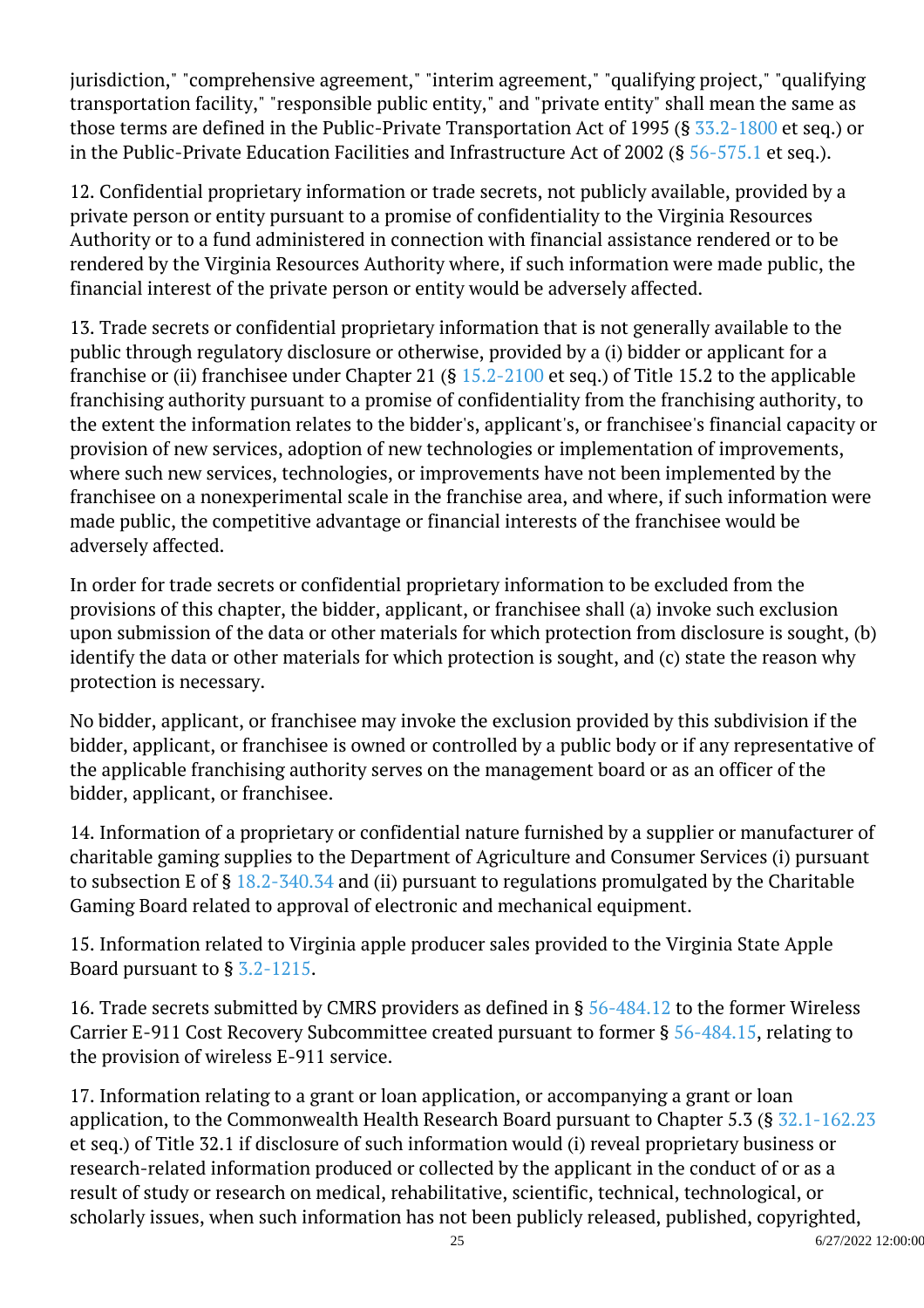jurisdiction," "comprehensive agreement," "interim agreement," "qualifying project," "qualifying transportation facility," "responsible public entity," and "private entity" shall mean the same as those terms are defined in the Public-Private Transportation Act of 1995 (§ 33.2-1800 et seq.) or in the Public-Private Education Facilities and Infrastructure Act of 2002 (§ 56-575.1 et seq.).

12. Confidential proprietary information or trade secrets, not publicly available, provided by a private person or entity pursuant to a promise of confidentiality to the Virginia Resources Authority or to a fund administered in connection with financial assistance rendered or to be rendered by the Virginia Resources Authority where, if such information were made public, the financial interest of the private person or entity would be adversely affected.

13. Trade secrets or confidential proprietary information that is not generally available to the public through regulatory disclosure or otherwise, provided by a (i) bidder or applicant for a franchise or (ii) franchisee under Chapter 21 (§ 15.2-2100 et seq.) of Title 15.2 to the applicable franchising authority pursuant to a promise of confidentiality from the franchising authority, to the extent the information relates to the bidder's, applicant's, or franchisee's financial capacity or provision of new services, adoption of new technologies or implementation of improvements, where such new services, technologies, or improvements have not been implemented by the franchisee on a nonexperimental scale in the franchise area, and where, if such information were made public, the competitive advantage or financial interests of the franchisee would be adversely affected.

In order for trade secrets or confidential proprietary information to be excluded from the provisions of this chapter, the bidder, applicant, or franchisee shall (a) invoke such exclusion upon submission of the data or other materials for which protection from disclosure is sought, (b) identify the data or other materials for which protection is sought, and (c) state the reason why protection is necessary.

No bidder, applicant, or franchisee may invoke the exclusion provided by this subdivision if the bidder, applicant, or franchisee is owned or controlled by a public body or if any representative of the applicable franchising authority serves on the management board or as an officer of the bidder, applicant, or franchisee.

14. Information of a proprietary or confidential nature furnished by a supplier or manufacturer of charitable gaming supplies to the Department of Agriculture and Consumer Services (i) pursuant to subsection E of § 18.2-340.34 and (ii) pursuant to regulations promulgated by the Charitable Gaming Board related to approval of electronic and mechanical equipment.

15. Information related to Virginia apple producer sales provided to the Virginia State Apple Board pursuant to § 3.2-1215.

16. Trade secrets submitted by CMRS providers as defined in § 56-484.12 to the former Wireless Carrier E-911 Cost Recovery Subcommittee created pursuant to former § 56-484.15, relating to the provision of wireless E-911 service.

17. Information relating to a grant or loan application, or accompanying a grant or loan application, to the Commonwealth Health Research Board pursuant to Chapter 5.3 (§ 32.1-162.23 et seq.) of Title 32.1 if disclosure of such information would (i) reveal proprietary business or research-related information produced or collected by the applicant in the conduct of or as a result of study or research on medical, rehabilitative, scientific, technical, technological, or scholarly issues, when such information has not been publicly released, published, copyrighted,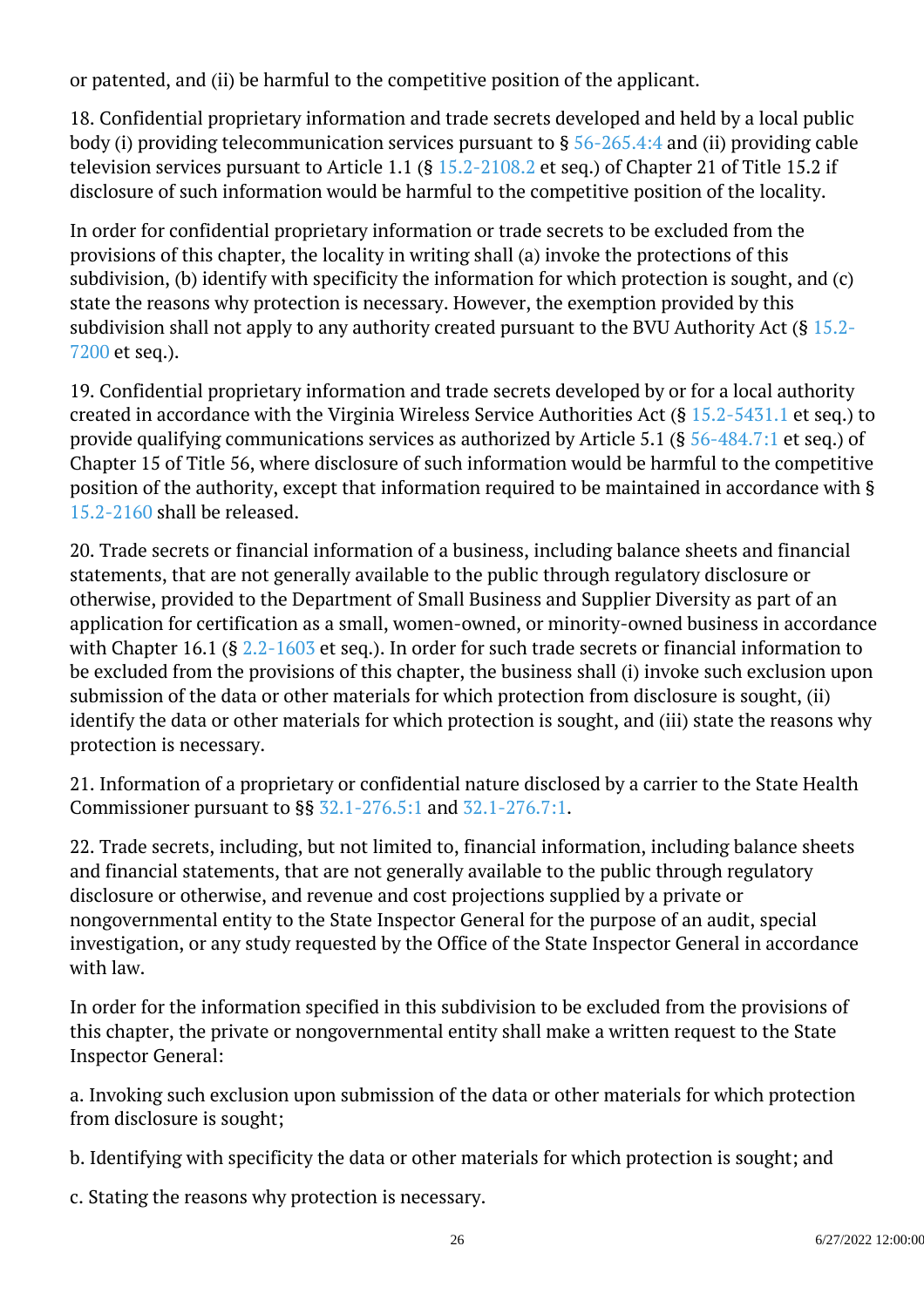or patented, and (ii) be harmful to the competitive position of the applicant.

18. Confidential proprietary information and trade secrets developed and held by a local public body (i) providing telecommunication services pursuant to § 56-265.4:4 and (ii) providing cable television services pursuant to Article 1.1 (§ 15.2-2108.2 et seq.) of Chapter 21 of Title 15.2 if disclosure of such information would be harmful to the competitive position of the locality.

In order for confidential proprietary information or trade secrets to be excluded from the provisions of this chapter, the locality in writing shall (a) invoke the protections of this subdivision, (b) identify with specificity the information for which protection is sought, and (c) state the reasons why protection is necessary. However, the exemption provided by this subdivision shall not apply to any authority created pursuant to the BVU Authority Act (§ 15.2-7200 et seq.).

19. Confidential proprietary information and trade secrets developed by or for a local authority created in accordance with the Virginia Wireless Service Authorities Act (§ 15.2-5431.1 et seq.) to provide qualifying communications services as authorized by Article 5.1 (§ 56-484.7:1 et seq.) of Chapter 15 of Title 56, where disclosure of such information would be harmful to the competitive position of the authority, except that information required to be maintained in accordance with § 15.2-2160 shall be released.

20. Trade secrets or financial information of a business, including balance sheets and financial statements, that are not generally available to the public through regulatory disclosure or otherwise, provided to the Department of Small Business and Supplier Diversity as part of an application for certification as a small, women-owned, or minority-owned business in accordance with Chapter 16.1 (§ 2.2-1603 et seq.). In order for such trade secrets or financial information to be excluded from the provisions of this chapter, the business shall (i) invoke such exclusion upon submission of the data or other materials for which protection from disclosure is sought, (ii) identify the data or other materials for which protection is sought, and (iii) state the reasons why protection is necessary.

21. Information of a proprietary or confidential nature disclosed by a carrier to the State Health Commissioner pursuant to §§ 32.1-276.5:1 and 32.1-276.7:1.

22. Trade secrets, including, but not limited to, financial information, including balance sheets and financial statements, that are not generally available to the public through regulatory disclosure or otherwise, and revenue and cost projections supplied by a private or nongovernmental entity to the State Inspector General for the purpose of an audit, special investigation, or any study requested by the Office of the State Inspector General in accordance with law.

In order for the information specified in this subdivision to be excluded from the provisions of this chapter, the private or nongovernmental entity shall make a written request to the State Inspector General:

a. Invoking such exclusion upon submission of the data or other materials for which protection from disclosure is sought;

b. Identifying with specificity the data or other materials for which protection is sought; and

c. Stating the reasons why protection is necessary.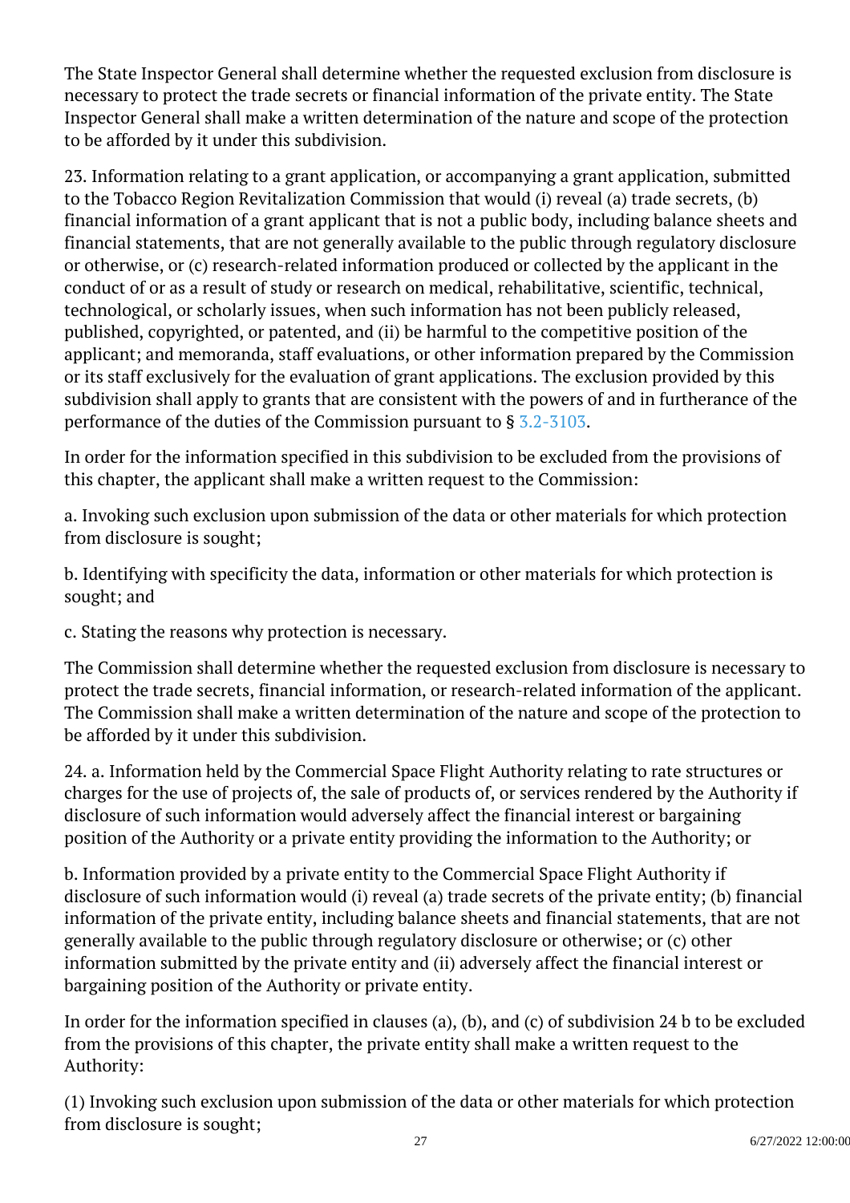The State Inspector General shall determine whether the requested exclusion from disclosure is necessary to protect the trade secrets or financial information of the private entity. The State Inspector General shall make a written determination of the nature and scope of the protection to be afforded by it under this subdivision.

23. Information relating to a grant application, or accompanying a grant application, submitted to the Tobacco Region Revitalization Commission that would (i) reveal (a) trade secrets, (b) financial information of a grant applicant that is not a public body, including balance sheets and financial statements, that are not generally available to the public through regulatory disclosure or otherwise, or (c) research-related information produced or collected by the applicant in the conduct of or as a result of study or research on medical, rehabilitative, scientific, technical, technological, or scholarly issues, when such information has not been publicly released, published, copyrighted, or patented, and (ii) be harmful to the competitive position of the applicant; and memoranda, staff evaluations, or other information prepared by the Commission or its staff exclusively for the evaluation of grant applications. The exclusion provided by this subdivision shall apply to grants that are consistent with the powers of and in furtherance of the performance of the duties of the Commission pursuant to § 3.2-3103.

In order for the information specified in this subdivision to be excluded from the provisions of this chapter, the applicant shall make a written request to the Commission:

a. Invoking such exclusion upon submission of the data or other materials for which protection from disclosure is sought;

b. Identifying with specificity the data, information or other materials for which protection is sought; and

c. Stating the reasons why protection is necessary.

The Commission shall determine whether the requested exclusion from disclosure is necessary to protect the trade secrets, financial information, or research-related information of the applicant. The Commission shall make a written determination of the nature and scope of the protection to be afforded by it under this subdivision.

24. a. Information held by the Commercial Space Flight Authority relating to rate structures or charges for the use of projects of, the sale of products of, or services rendered by the Authority if disclosure of such information would adversely affect the financial interest or bargaining position of the Authority or a private entity providing the information to the Authority; or

b. Information provided by a private entity to the Commercial Space Flight Authority if disclosure of such information would (i) reveal (a) trade secrets of the private entity; (b) financial information of the private entity, including balance sheets and financial statements, that are not generally available to the public through regulatory disclosure or otherwise; or (c) other information submitted by the private entity and (ii) adversely affect the financial interest or bargaining position of the Authority or private entity.

In order for the information specified in clauses (a), (b), and (c) of subdivision 24 b to be excluded from the provisions of this chapter, the private entity shall make a written request to the Authority:

(1) Invoking such exclusion upon submission of the data or other materials for which protection from disclosure is sought;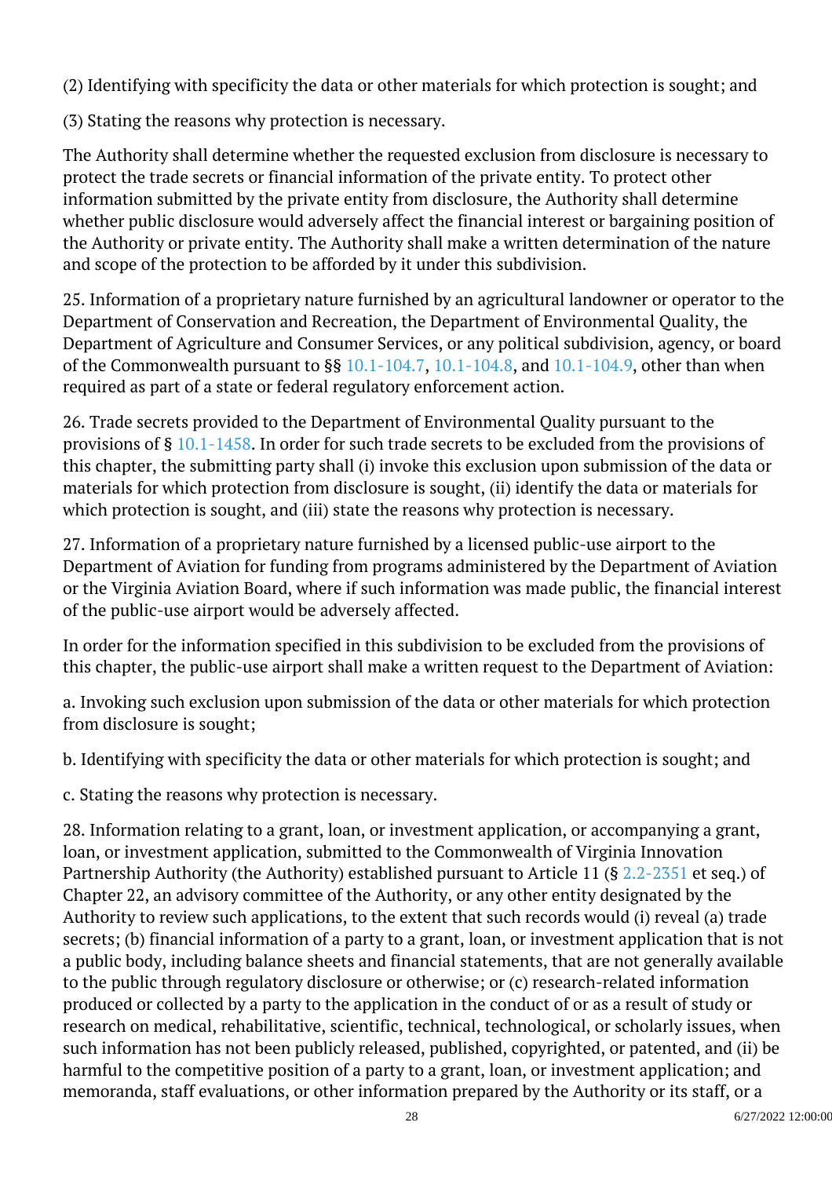(2) Identifying with specificity the data or other materials for which protection is sought; and

(3) Stating the reasons why protection is necessary.

The Authority shall determine whether the requested exclusion from disclosure is necessary to protect the trade secrets or financial information of the private entity. To protect other information submitted by the private entity from disclosure, the Authority shall determine whether public disclosure would adversely affect the financial interest or bargaining position of the Authority or private entity. The Authority shall make a written determination of the nature and scope of the protection to be afforded by it under this subdivision.

25. Information of a proprietary nature furnished by an agricultural landowner or operator to the Department of Conservation and Recreation, the Department of Environmental Quality, the Department of Agriculture and Consumer Services, or any political subdivision, agency, or board of the Commonwealth pursuant to §§ 10.1-104.7, 10.1-104.8, and 10.1-104.9, other than when required as part of a state or federal regulatory enforcement action.

26. Trade secrets provided to the Department of Environmental Quality pursuant to the provisions of § 10.1-1458. In order for such trade secrets to be excluded from the provisions of this chapter, the submitting party shall (i) invoke this exclusion upon submission of the data or materials for which protection from disclosure is sought, (ii) identify the data or materials for which protection is sought, and (iii) state the reasons why protection is necessary.

27. Information of a proprietary nature furnished by a licensed public-use airport to the Department of Aviation for funding from programs administered by the Department of Aviation or the Virginia Aviation Board, where if such information was made public, the financial interest of the public-use airport would be adversely affected.

In order for the information specified in this subdivision to be excluded from the provisions of this chapter, the public-use airport shall make a written request to the Department of Aviation:

a. Invoking such exclusion upon submission of the data or other materials for which protection from disclosure is sought;

b. Identifying with specificity the data or other materials for which protection is sought; and

c. Stating the reasons why protection is necessary.

28. Information relating to a grant, loan, or investment application, or accompanying a grant, loan, or investment application, submitted to the Commonwealth of Virginia Innovation Partnership Authority (the Authority) established pursuant to Article 11 (§ 2.2-2351 et seq.) of Chapter 22, an advisory committee of the Authority, or any other entity designated by the Authority to review such applications, to the extent that such records would (i) reveal (a) trade secrets; (b) financial information of a party to a grant, loan, or investment application that is not a public body, including balance sheets and financial statements, that are not generally available to the public through regulatory disclosure or otherwise; or (c) research-related information produced or collected by a party to the application in the conduct of or as a result of study or research on medical, rehabilitative, scientific, technical, technological, or scholarly issues, when such information has not been publicly released, published, copyrighted, or patented, and (ii) be harmful to the competitive position of a party to a grant, loan, or investment application; and memoranda, staff evaluations, or other information prepared by the Authority or its staff, or a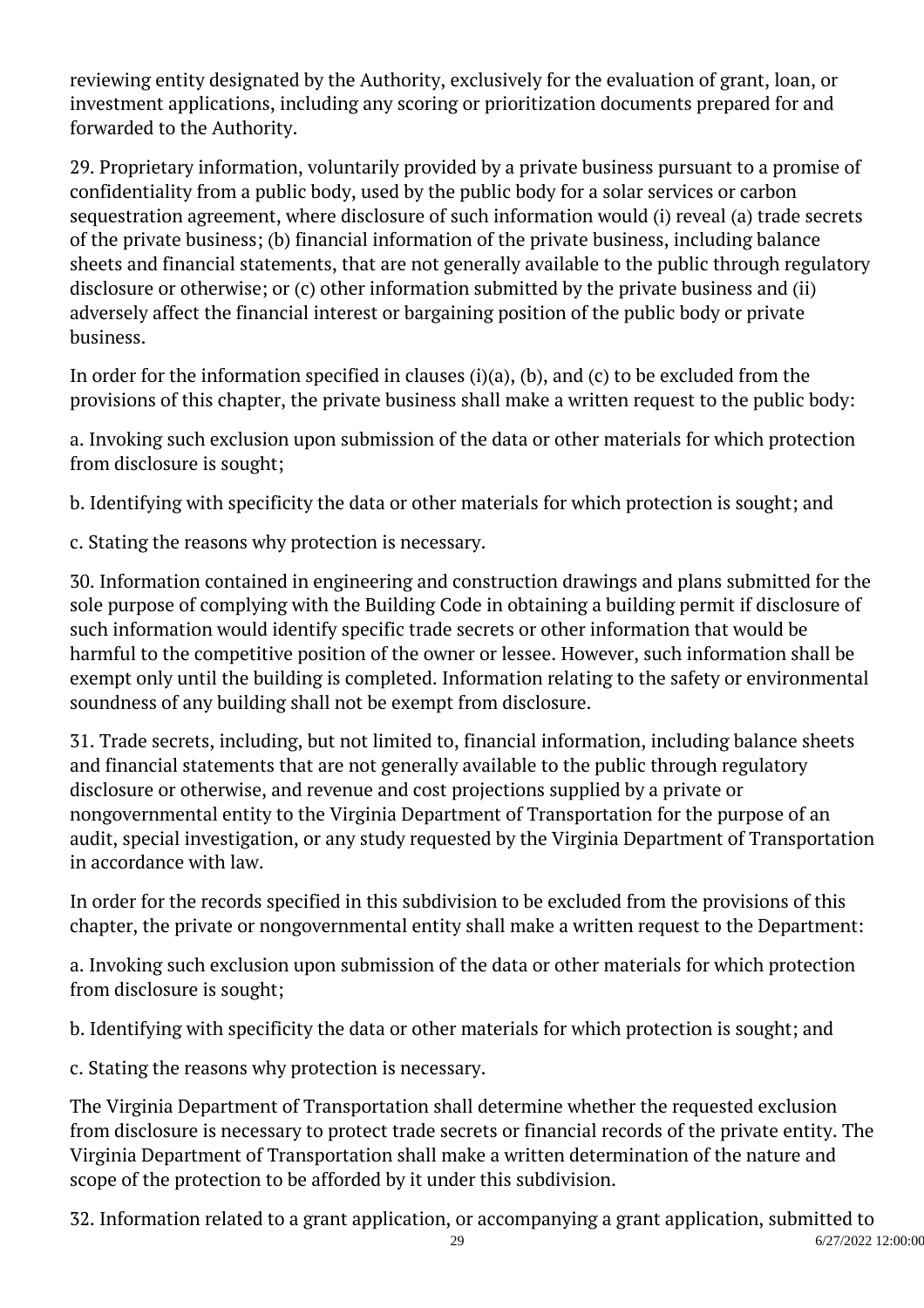reviewing entity designated by the Authority, exclusively for the evaluation of grant, loan, or investment applications, including any scoring or prioritization documents prepared for and forwarded to the Authority.

29. Proprietary information, voluntarily provided by a private business pursuant to a promise of confidentiality from a public body, used by the public body for a solar services or carbon sequestration agreement, where disclosure of such information would (i) reveal (a) trade secrets of the private business; (b) financial information of the private business, including balance sheets and financial statements, that are not generally available to the public through regulatory disclosure or otherwise; or (c) other information submitted by the private business and (ii) adversely affect the financial interest or bargaining position of the public body or private business.

In order for the information specified in clauses (i)(a), (b), and (c) to be excluded from the provisions of this chapter, the private business shall make a written request to the public body:

a. Invoking such exclusion upon submission of the data or other materials for which protection from disclosure is sought;

b. Identifying with specificity the data or other materials for which protection is sought; and

c. Stating the reasons why protection is necessary.

30. Information contained in engineering and construction drawings and plans submitted for the sole purpose of complying with the Building Code in obtaining a building permit if disclosure of such information would identify specific trade secrets or other information that would be harmful to the competitive position of the owner or lessee. However, such information shall be exempt only until the building is completed. Information relating to the safety or environmental soundness of any building shall not be exempt from disclosure.

31. Trade secrets, including, but not limited to, financial information, including balance sheets and financial statements that are not generally available to the public through regulatory disclosure or otherwise, and revenue and cost projections supplied by a private or nongovernmental entity to the Virginia Department of Transportation for the purpose of an audit, special investigation, or any study requested by the Virginia Department of Transportation in accordance with law.

In order for the records specified in this subdivision to be excluded from the provisions of this chapter, the private or nongovernmental entity shall make a written request to the Department:

a. Invoking such exclusion upon submission of the data or other materials for which protection from disclosure is sought;

b. Identifying with specificity the data or other materials for which protection is sought; and

c. Stating the reasons why protection is necessary.

The Virginia Department of Transportation shall determine whether the requested exclusion from disclosure is necessary to protect trade secrets or financial records of the private entity. The Virginia Department of Transportation shall make a written determination of the nature and scope of the protection to be afforded by it under this subdivision.

32. Information related to a grant application, or accompanying a grant application, submitted to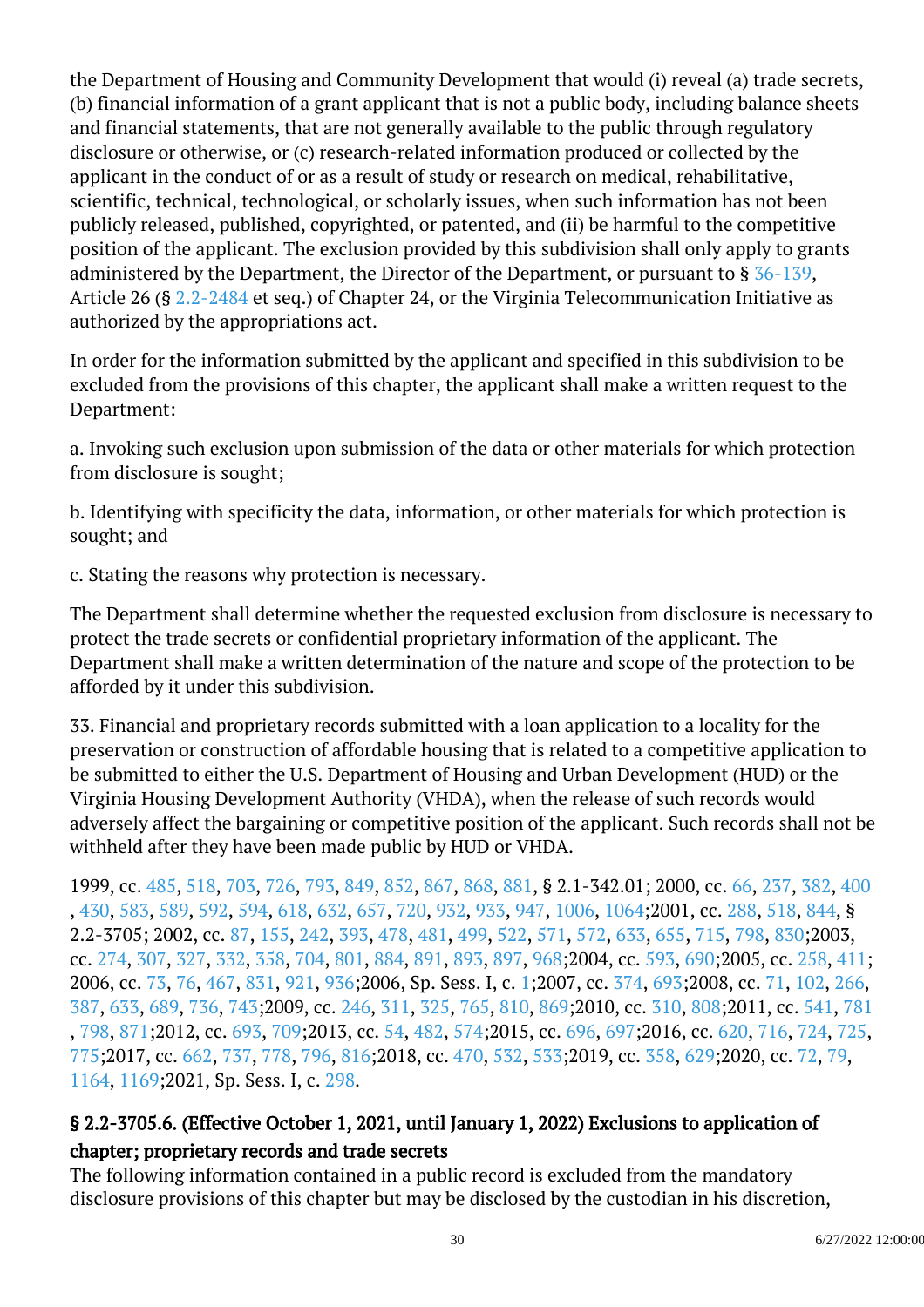the Department of Housing and Community Development that would (i) reveal (a) trade secrets, (b) financial information of a grant applicant that is not a public body, including balance sheets and financial statements, that are not generally available to the public through regulatory disclosure or otherwise, or (c) research-related information produced or collected by the applicant in the conduct of or as a result of study or research on medical, rehabilitative, scientific, technical, technological, or scholarly issues, when such information has not been publicly released, published, copyrighted, or patented, and (ii) be harmful to the competitive position of the applicant. The exclusion provided by this subdivision shall only apply to grants administered by the Department, the Director of the Department, or pursuant to § 36-139, Article 26 (§ 2.2-2484 et seq.) of Chapter 24, or the Virginia Telecommunication Initiative as authorized by the appropriations act.

In order for the information submitted by the applicant and specified in this subdivision to be excluded from the provisions of this chapter, the applicant shall make a written request to the Department:

a. Invoking such exclusion upon submission of the data or other materials for which protection from disclosure is sought;

b. Identifying with specificity the data, information, or other materials for which protection is sought; and

c. Stating the reasons why protection is necessary.

The Department shall determine whether the requested exclusion from disclosure is necessary to protect the trade secrets or confidential proprietary information of the applicant. The Department shall make a written determination of the nature and scope of the protection to be afforded by it under this subdivision.

33. Financial and proprietary records submitted with a loan application to a locality for the preservation or construction of affordable housing that is related to a competitive application to be submitted to either the U.S. Department of Housing and Urban Development (HUD) or the Virginia Housing Development Authority (VHDA), when the release of such records would adversely affect the bargaining or competitive position of the applicant. Such records shall not be withheld after they have been made public by HUD or VHDA.

1999, cc. 485, 518, 703, 726, 793, 849, 852, 867, 868, 881, § 2.1-342.01; 2000, cc. 66, 237, 382, 400, 430, 583, 589, 592, 594, 618, 632, 657, 720, 932, 933, 947, 1006, 1064;2001, cc. 288, 518, 844, § 2.2-3705; 2002, cc. 87, 155, 242, 393, 478, 481, 499, 522, 571, 572, 633, 655, 715, 798, 830;2003, cc. 274, 307, 327, 332, 358, 704, 801, 884, 891, 893, 897, 968;2004, cc. 593, 690;2005, cc. 258, 411; 2006, cc. 73, 76, 467, 831, 921, 936;2006, Sp. Sess. I, c. 1;2007, cc. 374, 693;2008, cc. 71, 102, 266, 387, 633, 689, 736, 743;2009, cc. 246, 311, 325, 765, 810, 869;2010, cc. 310, 808;2011, cc. 541, 781, 798, 871;2012, cc. 693, 709;2013, cc. 54, 482, 574;2015, cc. 696, 697;2016, cc. 620, 716, 724, 725, 775;2017, cc. 662, 737, 778, 796, 816;2018, cc. 470, 532, 533;2019, cc. 358, 629;2020, cc. 72, 79, 1164, 1169;2021, Sp. Sess. I, c. 298.

## § 2.2-3705.6. (Effective October 1, 2021, until January 1, 2022) Exclusions to application of chapter; proprietary records and trade secrets

The following information contained in a public record is excluded from the mandatory disclosure provisions of this chapter but may be disclosed by the custodian in his discretion,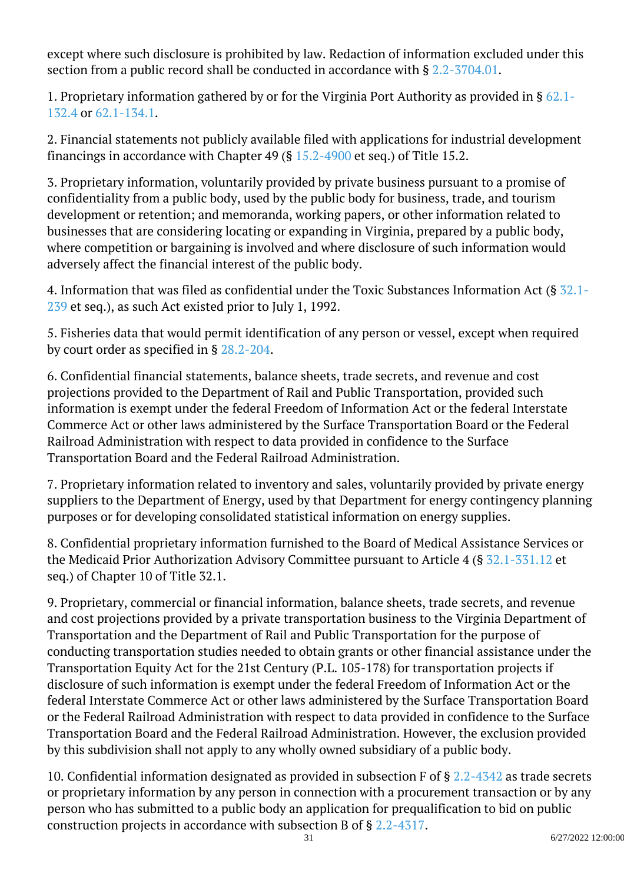except where such disclosure is prohibited by law. Redaction of information excluded under this section from a public record shall be conducted in accordance with § 2.2-3704.01.

1. Proprietary information gathered by or for the Virginia Port Authority as provided in § 62.1-132.4 or 62.1-134.1.

2. Financial statements not publicly available filed with applications for industrial development financings in accordance with Chapter 49 (§ 15.2-4900 et seq.) of Title 15.2.

3. Proprietary information, voluntarily provided by private business pursuant to a promise of confidentiality from a public body, used by the public body for business, trade, and tourism development or retention; and memoranda, working papers, or other information related to businesses that are considering locating or expanding in Virginia, prepared by a public body, where competition or bargaining is involved and where disclosure of such information would adversely affect the financial interest of the public body.

4. Information that was filed as confidential under the Toxic Substances Information Act (§ 32.1-239 et seq.), as such Act existed prior to July 1, 1992.

5. Fisheries data that would permit identification of any person or vessel, except when required by court order as specified in § 28.2-204.

6. Confidential financial statements, balance sheets, trade secrets, and revenue and cost projections provided to the Department of Rail and Public Transportation, provided such information is exempt under the federal Freedom of Information Act or the federal Interstate Commerce Act or other laws administered by the Surface Transportation Board or the Federal Railroad Administration with respect to data provided in confidence to the Surface Transportation Board and the Federal Railroad Administration.

7. Proprietary information related to inventory and sales, voluntarily provided by private energy suppliers to the Department of Energy, used by that Department for energy contingency planning purposes or for developing consolidated statistical information on energy supplies.

8. Confidential proprietary information furnished to the Board of Medical Assistance Services or the Medicaid Prior Authorization Advisory Committee pursuant to Article 4 (§ 32.1-331.12 et seq.) of Chapter 10 of Title 32.1.

9. Proprietary, commercial or financial information, balance sheets, trade secrets, and revenue and cost projections provided by a private transportation business to the Virginia Department of Transportation and the Department of Rail and Public Transportation for the purpose of conducting transportation studies needed to obtain grants or other financial assistance under the Transportation Equity Act for the 21st Century (P.L. 105-178) for transportation projects if disclosure of such information is exempt under the federal Freedom of Information Act or the federal Interstate Commerce Act or other laws administered by the Surface Transportation Board or the Federal Railroad Administration with respect to data provided in confidence to the Surface Transportation Board and the Federal Railroad Administration. However, the exclusion provided by this subdivision shall not apply to any wholly owned subsidiary of a public body.

10. Confidential information designated as provided in subsection F of § 2.2-4342 as trade secrets or proprietary information by any person in connection with a procurement transaction or by any person who has submitted to a public body an application for prequalification to bid on public construction projects in accordance with subsection B of § 2.2-4317.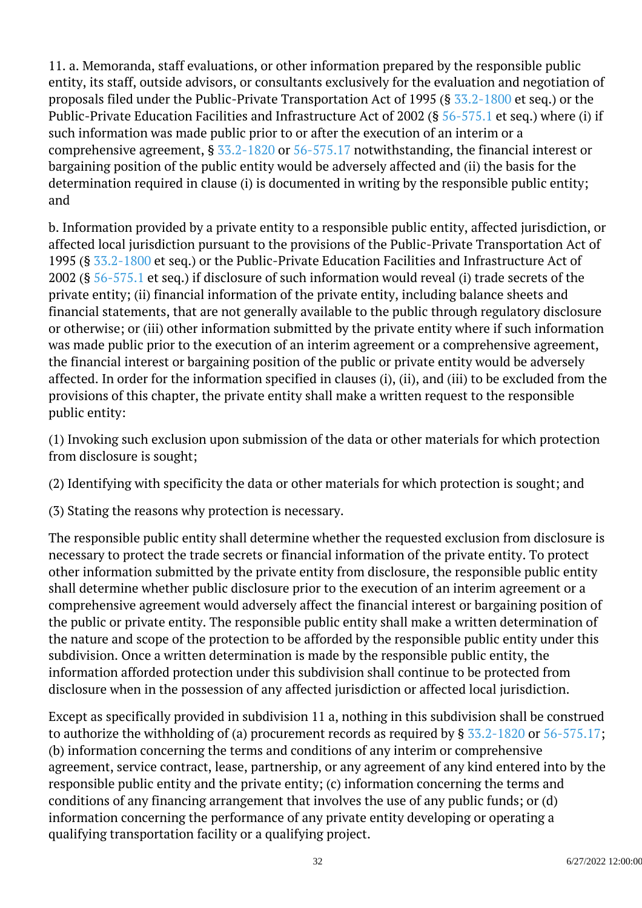11. a. Memoranda, staff evaluations, or other information prepared by the responsible public entity, its staff, outside advisors, or consultants exclusively for the evaluation and negotiation of proposals filed under the Public-Private Transportation Act of 1995 (§ 33.2-1800 et seq.) or the Public-Private Education Facilities and Infrastructure Act of 2002 (§ 56-575.1 et seq.) where (i) if such information was made public prior to or after the execution of an interim or a comprehensive agreement, § 33.2-1820 or 56-575.17 notwithstanding, the financial interest or bargaining position of the public entity would be adversely affected and (ii) the basis for the determination required in clause (i) is documented in writing by the responsible public entity; and

b. Information provided by a private entity to a responsible public entity, affected jurisdiction, or affected local jurisdiction pursuant to the provisions of the Public-Private Transportation Act of 1995 (§ 33.2-1800 et seq.) or the Public-Private Education Facilities and Infrastructure Act of 2002 (§ 56-575.1 et seq.) if disclosure of such information would reveal (i) trade secrets of the private entity; (ii) financial information of the private entity, including balance sheets and financial statements, that are not generally available to the public through regulatory disclosure or otherwise; or (iii) other information submitted by the private entity where if such information was made public prior to the execution of an interim agreement or a comprehensive agreement, the financial interest or bargaining position of the public or private entity would be adversely affected. In order for the information specified in clauses (i), (ii), and (iii) to be excluded from the provisions of this chapter, the private entity shall make a written request to the responsible public entity:

(1) Invoking such exclusion upon submission of the data or other materials for which protection from disclosure is sought;

(2) Identifying with specificity the data or other materials for which protection is sought; and

(3) Stating the reasons why protection is necessary.

The responsible public entity shall determine whether the requested exclusion from disclosure is necessary to protect the trade secrets or financial information of the private entity. To protect other information submitted by the private entity from disclosure, the responsible public entity shall determine whether public disclosure prior to the execution of an interim agreement or a comprehensive agreement would adversely affect the financial interest or bargaining position of the public or private entity. The responsible public entity shall make a written determination of the nature and scope of the protection to be afforded by the responsible public entity under this subdivision. Once a written determination is made by the responsible public entity, the information afforded protection under this subdivision shall continue to be protected from disclosure when in the possession of any affected jurisdiction or affected local jurisdiction.

Except as specifically provided in subdivision 11 a, nothing in this subdivision shall be construed to authorize the withholding of (a) procurement records as required by § 33.2-1820 or 56-575.17; (b) information concerning the terms and conditions of any interim or comprehensive agreement, service contract, lease, partnership, or any agreement of any kind entered into by the responsible public entity and the private entity; (c) information concerning the terms and conditions of any financing arrangement that involves the use of any public funds; or (d) information concerning the performance of any private entity developing or operating a qualifying transportation facility or a qualifying project.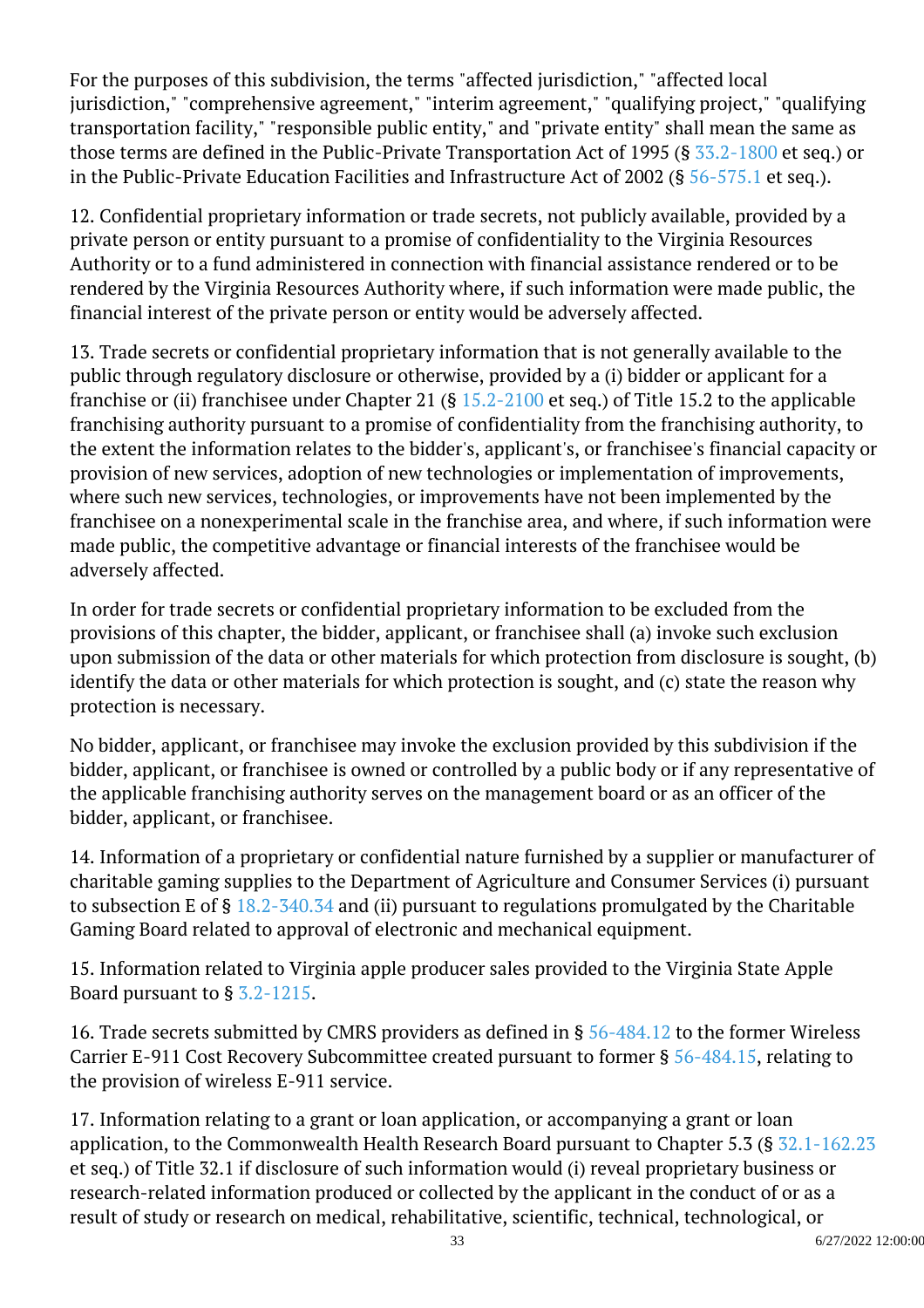For the purposes of this subdivision, the terms "affected jurisdiction," "affected local jurisdiction," "comprehensive agreement," "interim agreement," "qualifying project," "qualifying transportation facility," "responsible public entity," and "private entity" shall mean the same as those terms are defined in the Public-Private Transportation Act of 1995 (§ 33.2-1800 et seq.) or in the Public-Private Education Facilities and Infrastructure Act of 2002 (§ 56-575.1 et seq.).

12. Confidential proprietary information or trade secrets, not publicly available, provided by a private person or entity pursuant to a promise of confidentiality to the Virginia Resources Authority or to a fund administered in connection with financial assistance rendered or to be rendered by the Virginia Resources Authority where, if such information were made public, the financial interest of the private person or entity would be adversely affected.

13. Trade secrets or confidential proprietary information that is not generally available to the public through regulatory disclosure or otherwise, provided by a (i) bidder or applicant for a franchise or (ii) franchisee under Chapter 21 (§ 15.2-2100 et seq.) of Title 15.2 to the applicable franchising authority pursuant to a promise of confidentiality from the franchising authority, to the extent the information relates to the bidder's, applicant's, or franchisee's financial capacity or provision of new services, adoption of new technologies or implementation of improvements, where such new services, technologies, or improvements have not been implemented by the franchisee on a nonexperimental scale in the franchise area, and where, if such information were made public, the competitive advantage or financial interests of the franchisee would be adversely affected.

In order for trade secrets or confidential proprietary information to be excluded from the provisions of this chapter, the bidder, applicant, or franchisee shall (a) invoke such exclusion upon submission of the data or other materials for which protection from disclosure is sought, (b) identify the data or other materials for which protection is sought, and (c) state the reason why protection is necessary.

No bidder, applicant, or franchisee may invoke the exclusion provided by this subdivision if the bidder, applicant, or franchisee is owned or controlled by a public body or if any representative of the applicable franchising authority serves on the management board or as an officer of the bidder, applicant, or franchisee.

14. Information of a proprietary or confidential nature furnished by a supplier or manufacturer of charitable gaming supplies to the Department of Agriculture and Consumer Services (i) pursuant to subsection E of § 18.2-340.34 and (ii) pursuant to regulations promulgated by the Charitable Gaming Board related to approval of electronic and mechanical equipment.

15. Information related to Virginia apple producer sales provided to the Virginia State Apple Board pursuant to § 3.2-1215.

16. Trade secrets submitted by CMRS providers as defined in § 56-484.12 to the former Wireless Carrier E-911 Cost Recovery Subcommittee created pursuant to former § 56-484.15, relating to the provision of wireless E-911 service.

17. Information relating to a grant or loan application, or accompanying a grant or loan application, to the Commonwealth Health Research Board pursuant to Chapter 5.3 (§ 32.1-162.23 et seq.) of Title 32.1 if disclosure of such information would (i) reveal proprietary business or research-related information produced or collected by the applicant in the conduct of or as a result of study or research on medical, rehabilitative, scientific, technical, technological, or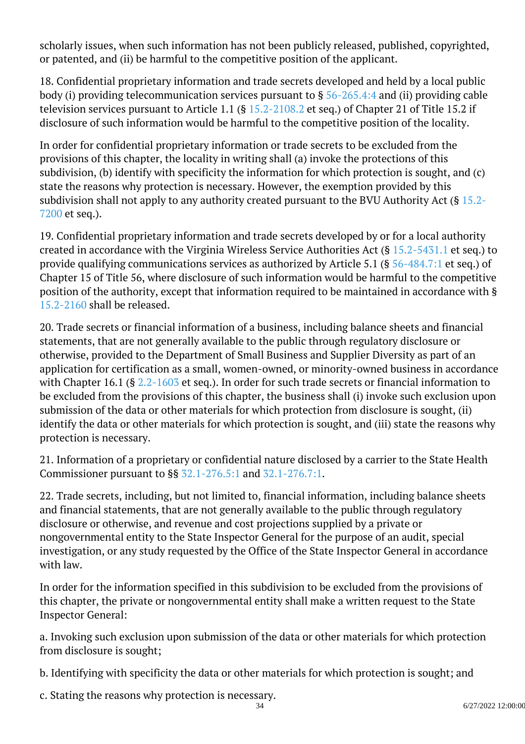scholarly issues, when such information has not been publicly released, published, copyrighted, or patented, and (ii) be harmful to the competitive position of the applicant.

18. Confidential proprietary information and trade secrets developed and held by a local public body (i) providing telecommunication services pursuant to § 56-265.4:4 and (ii) providing cable television services pursuant to Article 1.1 (§ 15.2-2108.2 et seq.) of Chapter 21 of Title 15.2 if disclosure of such information would be harmful to the competitive position of the locality.

In order for confidential proprietary information or trade secrets to be excluded from the provisions of this chapter, the locality in writing shall (a) invoke the protections of this subdivision, (b) identify with specificity the information for which protection is sought, and (c) state the reasons why protection is necessary. However, the exemption provided by this subdivision shall not apply to any authority created pursuant to the BVU Authority Act (§ 15.2-7200 et seq.).

19. Confidential proprietary information and trade secrets developed by or for a local authority created in accordance with the Virginia Wireless Service Authorities Act (§ 15.2-5431.1 et seq.) to provide qualifying communications services as authorized by Article 5.1 (§ 56-484.7:1 et seq.) of Chapter 15 of Title 56, where disclosure of such information would be harmful to the competitive position of the authority, except that information required to be maintained in accordance with § 15.2-2160 shall be released.

20. Trade secrets or financial information of a business, including balance sheets and financial statements, that are not generally available to the public through regulatory disclosure or otherwise, provided to the Department of Small Business and Supplier Diversity as part of an application for certification as a small, women-owned, or minority-owned business in accordance with Chapter 16.1 (§ 2.2-1603 et seq.). In order for such trade secrets or financial information to be excluded from the provisions of this chapter, the business shall (i) invoke such exclusion upon submission of the data or other materials for which protection from disclosure is sought, (ii) identify the data or other materials for which protection is sought, and (iii) state the reasons why protection is necessary.

21. Information of a proprietary or confidential nature disclosed by a carrier to the State Health Commissioner pursuant to §§ 32.1-276.5:1 and 32.1-276.7:1.

22. Trade secrets, including, but not limited to, financial information, including balance sheets and financial statements, that are not generally available to the public through regulatory disclosure or otherwise, and revenue and cost projections supplied by a private or nongovernmental entity to the State Inspector General for the purpose of an audit, special investigation, or any study requested by the Office of the State Inspector General in accordance with law.

In order for the information specified in this subdivision to be excluded from the provisions of this chapter, the private or nongovernmental entity shall make a written request to the State Inspector General:

a. Invoking such exclusion upon submission of the data or other materials for which protection from disclosure is sought;

b. Identifying with specificity the data or other materials for which protection is sought; and

c. Stating the reasons why protection is necessary.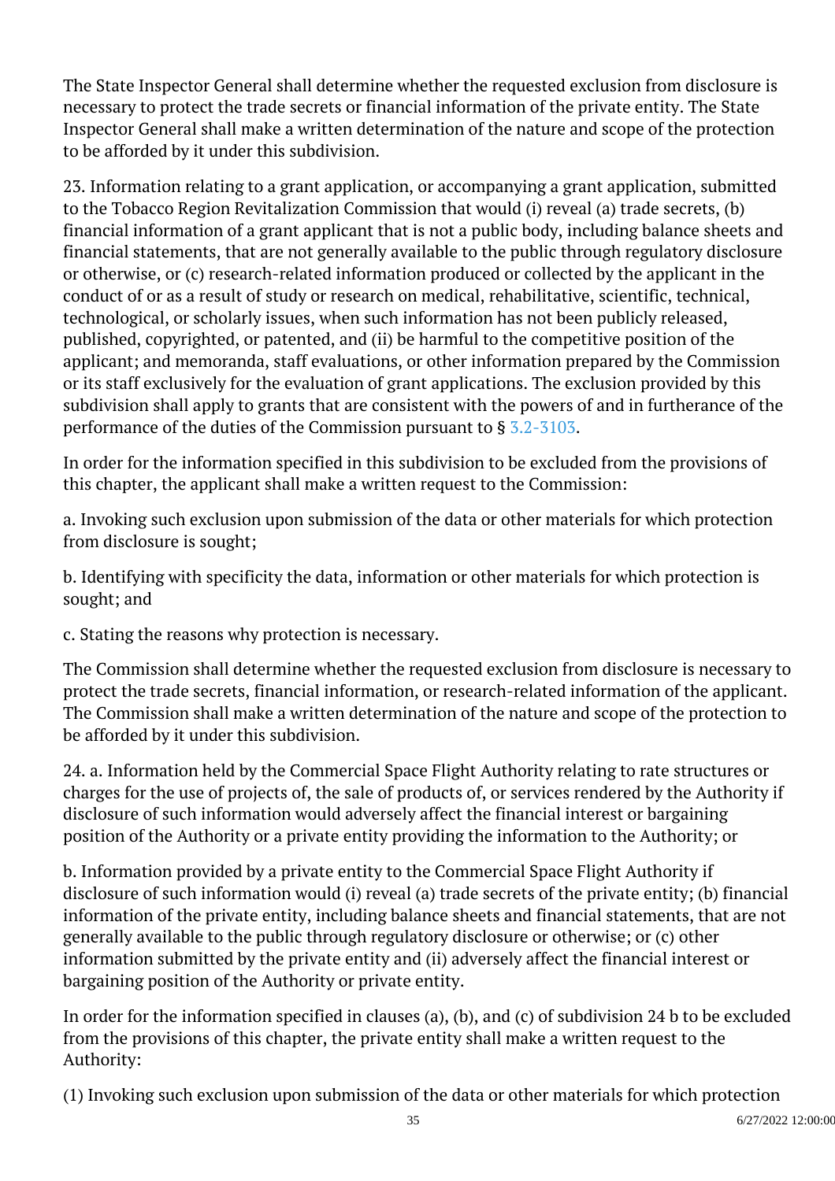The State Inspector General shall determine whether the requested exclusion from disclosure is necessary to protect the trade secrets or financial information of the private entity. The State Inspector General shall make a written determination of the nature and scope of the protection to be afforded by it under this subdivision.

23. Information relating to a grant application, or accompanying a grant application, submitted to the Tobacco Region Revitalization Commission that would (i) reveal (a) trade secrets, (b) financial information of a grant applicant that is not a public body, including balance sheets and financial statements, that are not generally available to the public through regulatory disclosure or otherwise, or (c) research-related information produced or collected by the applicant in the conduct of or as a result of study or research on medical, rehabilitative, scientific, technical, technological, or scholarly issues, when such information has not been publicly released, published, copyrighted, or patented, and (ii) be harmful to the competitive position of the applicant; and memoranda, staff evaluations, or other information prepared by the Commission or its staff exclusively for the evaluation of grant applications. The exclusion provided by this subdivision shall apply to grants that are consistent with the powers of and in furtherance of the performance of the duties of the Commission pursuant to § 3.2-3103.

In order for the information specified in this subdivision to be excluded from the provisions of this chapter, the applicant shall make a written request to the Commission:

a. Invoking such exclusion upon submission of the data or other materials for which protection from disclosure is sought;

b. Identifying with specificity the data, information or other materials for which protection is sought; and

c. Stating the reasons why protection is necessary.

The Commission shall determine whether the requested exclusion from disclosure is necessary to protect the trade secrets, financial information, or research-related information of the applicant. The Commission shall make a written determination of the nature and scope of the protection to be afforded by it under this subdivision.

24. a. Information held by the Commercial Space Flight Authority relating to rate structures or charges for the use of projects of, the sale of products of, or services rendered by the Authority if disclosure of such information would adversely affect the financial interest or bargaining position of the Authority or a private entity providing the information to the Authority; or

b. Information provided by a private entity to the Commercial Space Flight Authority if disclosure of such information would (i) reveal (a) trade secrets of the private entity; (b) financial information of the private entity, including balance sheets and financial statements, that are not generally available to the public through regulatory disclosure or otherwise; or (c) other information submitted by the private entity and (ii) adversely affect the financial interest or bargaining position of the Authority or private entity.

In order for the information specified in clauses (a), (b), and (c) of subdivision 24 b to be excluded from the provisions of this chapter, the private entity shall make a written request to the Authority:

(1) Invoking such exclusion upon submission of the data or other materials for which protection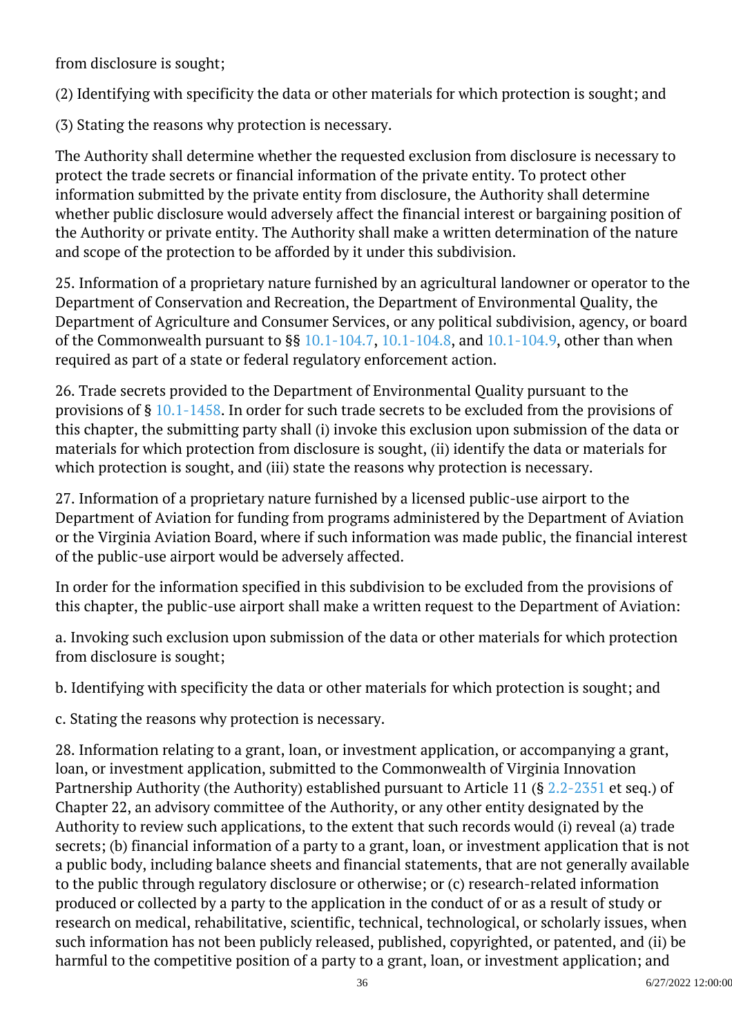from disclosure is sought;

(2) Identifying with specificity the data or other materials for which protection is sought; and

(3) Stating the reasons why protection is necessary.

The Authority shall determine whether the requested exclusion from disclosure is necessary to protect the trade secrets or financial information of the private entity. To protect other information submitted by the private entity from disclosure, the Authority shall determine whether public disclosure would adversely affect the financial interest or bargaining position of the Authority or private entity. The Authority shall make a written determination of the nature and scope of the protection to be afforded by it under this subdivision.

25. Information of a proprietary nature furnished by an agricultural landowner or operator to the Department of Conservation and Recreation, the Department of Environmental Quality, the Department of Agriculture and Consumer Services, or any political subdivision, agency, or board of the Commonwealth pursuant to §§ 10.1-104.7, 10.1-104.8, and 10.1-104.9, other than when required as part of a state or federal regulatory enforcement action.

26. Trade secrets provided to the Department of Environmental Quality pursuant to the provisions of § 10.1-1458. In order for such trade secrets to be excluded from the provisions of this chapter, the submitting party shall (i) invoke this exclusion upon submission of the data or materials for which protection from disclosure is sought, (ii) identify the data or materials for which protection is sought, and (iii) state the reasons why protection is necessary.

27. Information of a proprietary nature furnished by a licensed public-use airport to the Department of Aviation for funding from programs administered by the Department of Aviation or the Virginia Aviation Board, where if such information was made public, the financial interest of the public-use airport would be adversely affected.

In order for the information specified in this subdivision to be excluded from the provisions of this chapter, the public-use airport shall make a written request to the Department of Aviation:

a. Invoking such exclusion upon submission of the data or other materials for which protection from disclosure is sought;

b. Identifying with specificity the data or other materials for which protection is sought; and

c. Stating the reasons why protection is necessary.

28. Information relating to a grant, loan, or investment application, or accompanying a grant, loan, or investment application, submitted to the Commonwealth of Virginia Innovation Partnership Authority (the Authority) established pursuant to Article 11 (§ 2.2-2351 et seq.) of Chapter 22, an advisory committee of the Authority, or any other entity designated by the Authority to review such applications, to the extent that such records would (i) reveal (a) trade secrets; (b) financial information of a party to a grant, loan, or investment application that is not a public body, including balance sheets and financial statements, that are not generally available to the public through regulatory disclosure or otherwise; or (c) research-related information produced or collected by a party to the application in the conduct of or as a result of study or research on medical, rehabilitative, scientific, technical, technological, or scholarly issues, when such information has not been publicly released, published, copyrighted, or patented, and (ii) be harmful to the competitive position of a party to a grant, loan, or investment application; and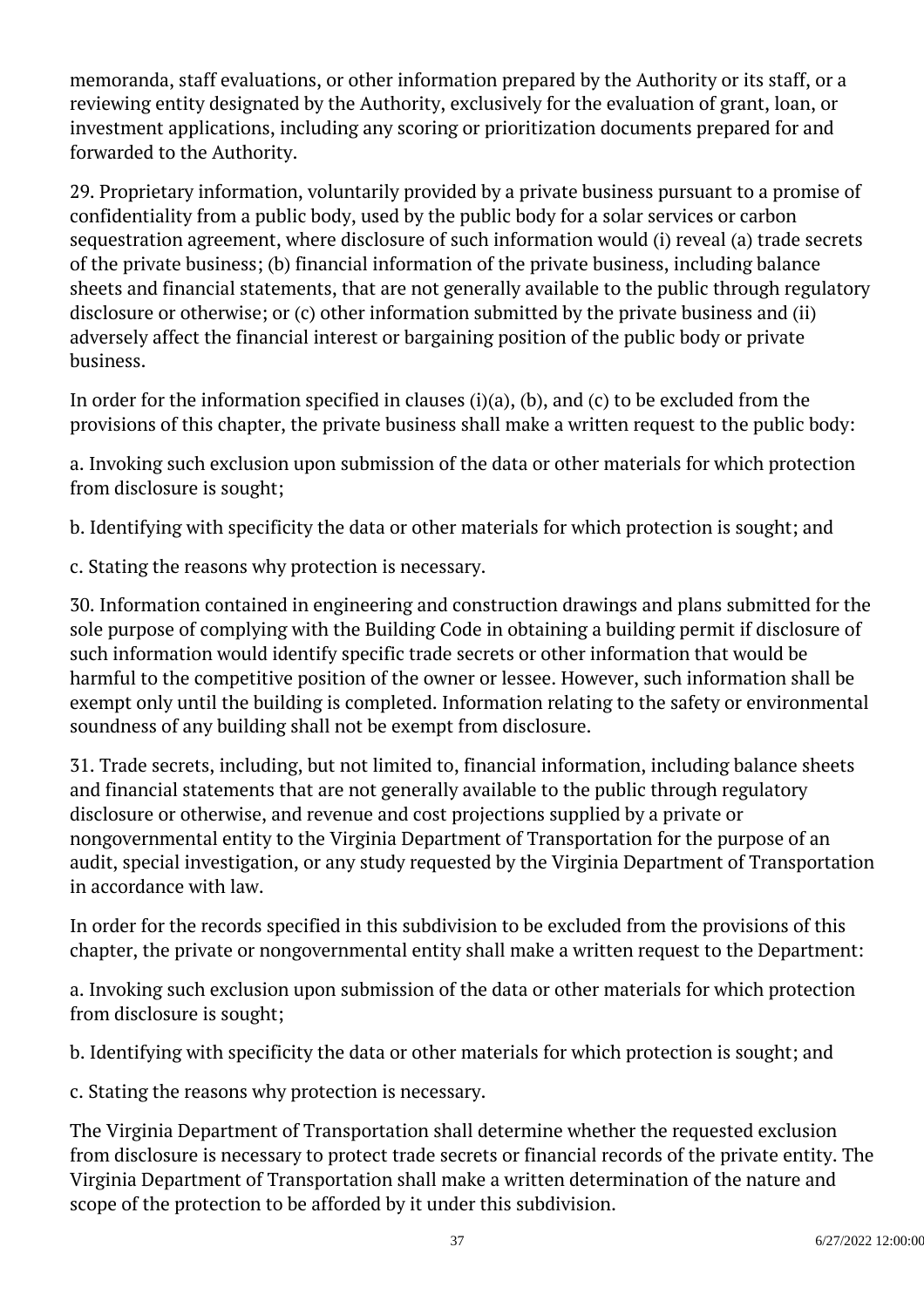memoranda, staff evaluations, or other information prepared by the Authority or its staff, or a reviewing entity designated by the Authority, exclusively for the evaluation of grant, loan, or investment applications, including any scoring or prioritization documents prepared for and forwarded to the Authority.

29. Proprietary information, voluntarily provided by a private business pursuant to a promise of confidentiality from a public body, used by the public body for a solar services or carbon sequestration agreement, where disclosure of such information would (i) reveal (a) trade secrets of the private business; (b) financial information of the private business, including balance sheets and financial statements, that are not generally available to the public through regulatory disclosure or otherwise; or (c) other information submitted by the private business and (ii) adversely affect the financial interest or bargaining position of the public body or private business.

In order for the information specified in clauses (i)(a), (b), and (c) to be excluded from the provisions of this chapter, the private business shall make a written request to the public body:

a. Invoking such exclusion upon submission of the data or other materials for which protection from disclosure is sought;

b. Identifying with specificity the data or other materials for which protection is sought; and

c. Stating the reasons why protection is necessary.

30. Information contained in engineering and construction drawings and plans submitted for the sole purpose of complying with the Building Code in obtaining a building permit if disclosure of such information would identify specific trade secrets or other information that would be harmful to the competitive position of the owner or lessee. However, such information shall be exempt only until the building is completed. Information relating to the safety or environmental soundness of any building shall not be exempt from disclosure.

31. Trade secrets, including, but not limited to, financial information, including balance sheets and financial statements that are not generally available to the public through regulatory disclosure or otherwise, and revenue and cost projections supplied by a private or nongovernmental entity to the Virginia Department of Transportation for the purpose of an audit, special investigation, or any study requested by the Virginia Department of Transportation in accordance with law.

In order for the records specified in this subdivision to be excluded from the provisions of this chapter, the private or nongovernmental entity shall make a written request to the Department:

a. Invoking such exclusion upon submission of the data or other materials for which protection from disclosure is sought;

b. Identifying with specificity the data or other materials for which protection is sought; and

c. Stating the reasons why protection is necessary.

The Virginia Department of Transportation shall determine whether the requested exclusion from disclosure is necessary to protect trade secrets or financial records of the private entity. The Virginia Department of Transportation shall make a written determination of the nature and scope of the protection to be afforded by it under this subdivision.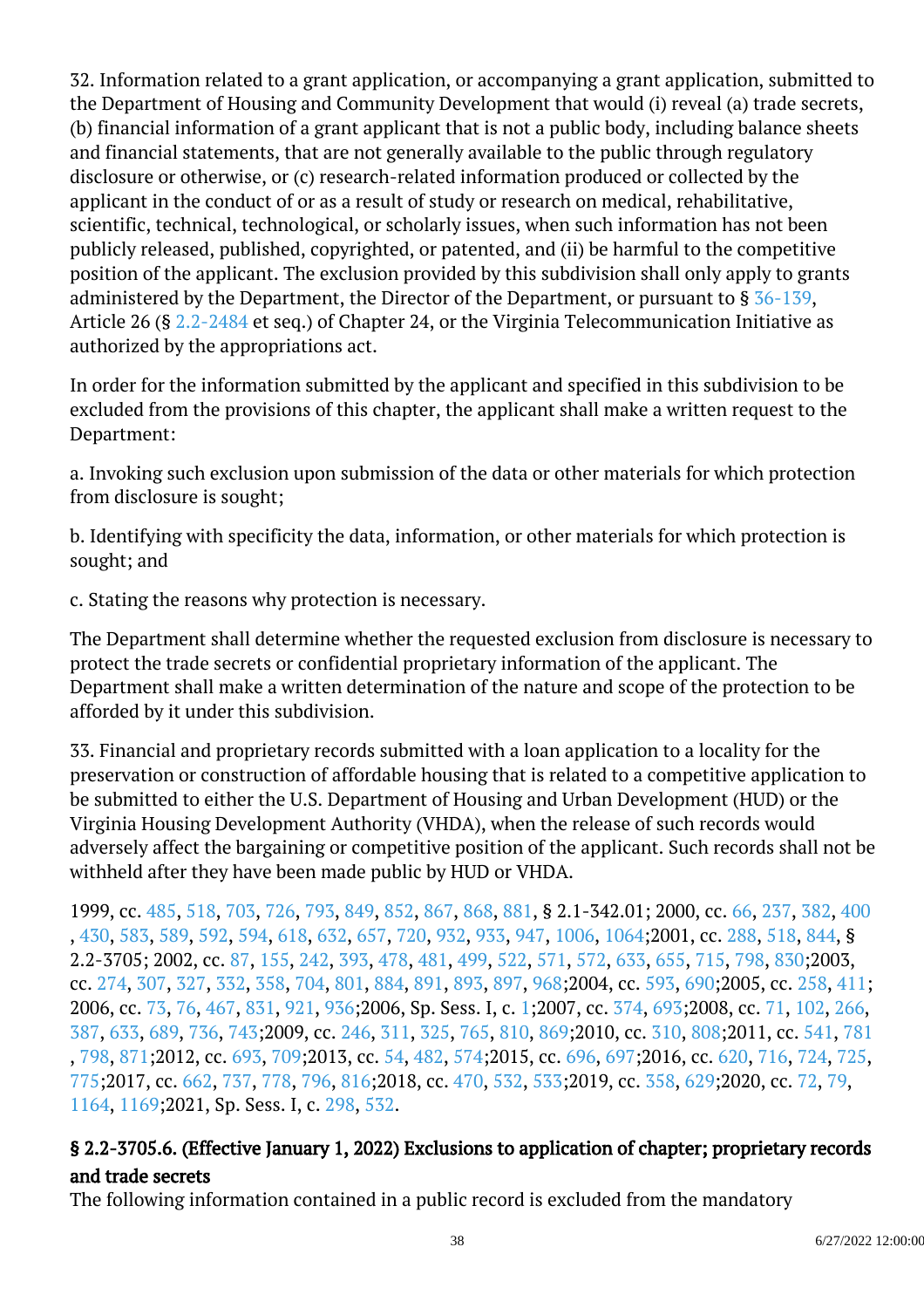32. Information related to a grant application, or accompanying a grant application, submitted to the Department of Housing and Community Development that would (i) reveal (a) trade secrets, (b) financial information of a grant applicant that is not a public body, including balance sheets and financial statements, that are not generally available to the public through regulatory disclosure or otherwise, or (c) research-related information produced or collected by the applicant in the conduct of or as a result of study or research on medical, rehabilitative, scientific, technical, technological, or scholarly issues, when such information has not been publicly released, published, copyrighted, or patented, and (ii) be harmful to the competitive position of the applicant. The exclusion provided by this subdivision shall only apply to grants administered by the Department, the Director of the Department, or pursuant to § 36-139, Article 26 (§ 2.2-2484 et seq.) of Chapter 24, or the Virginia Telecommunication Initiative as authorized by the appropriations act.

In order for the information submitted by the applicant and specified in this subdivision to be excluded from the provisions of this chapter, the applicant shall make a written request to the Department:

a. Invoking such exclusion upon submission of the data or other materials for which protection from disclosure is sought;

b. Identifying with specificity the data, information, or other materials for which protection is sought; and

c. Stating the reasons why protection is necessary.

The Department shall determine whether the requested exclusion from disclosure is necessary to protect the trade secrets or confidential proprietary information of the applicant. The Department shall make a written determination of the nature and scope of the protection to be afforded by it under this subdivision.

33. Financial and proprietary records submitted with a loan application to a locality for the preservation or construction of affordable housing that is related to a competitive application to be submitted to either the U.S. Department of Housing and Urban Development (HUD) or the Virginia Housing Development Authority (VHDA), when the release of such records would adversely affect the bargaining or competitive position of the applicant. Such records shall not be withheld after they have been made public by HUD or VHDA.

1999, cc. 485, 518, 703, 726, 793, 849, 852, 867, 868, 881, § 2.1-342.01; 2000, cc. 66, 237, 382, 400, 430, 583, 589, 592, 594, 618, 632, 657, 720, 932, 933, 947, 1006, 1064;2001, cc. 288, 518, 844, § 2.2-3705; 2002, cc. 87, 155, 242, 393, 478, 481, 499, 522, 571, 572, 633, 655, 715, 798, 830;2003, cc. 274, 307, 327, 332, 358, 704, 801, 884, 891, 893, 897, 968;2004, cc. 593, 690;2005, cc. 258, 411; 2006, cc. 73, 76, 467, 831, 921, 936;2006, Sp. Sess. I, c. 1;2007, cc. 374, 693;2008, cc. 71, 102, 266, 387, 633, 689, 736, 743;2009, cc. 246, 311, 325, 765, 810, 869;2010, cc. 310, 808;2011, cc. 541, 781, 798, 871;2012, cc. 693, 709;2013, cc. 54, 482, 574;2015, cc. 696, 697;2016, cc. 620, 716, 724, 725, 775;2017, cc. 662, 737, 778, 796, 816;2018, cc. 470, 532, 533;2019, cc. 358, 629;2020, cc. 72, 79, 1164, 1169;2021, Sp. Sess. I, c. 298, 532.

## § 2.2-3705.6. (Effective January 1, 2022) Exclusions to application of chapter; proprietary records and trade secrets

The following information contained in a public record is excluded from the mandatory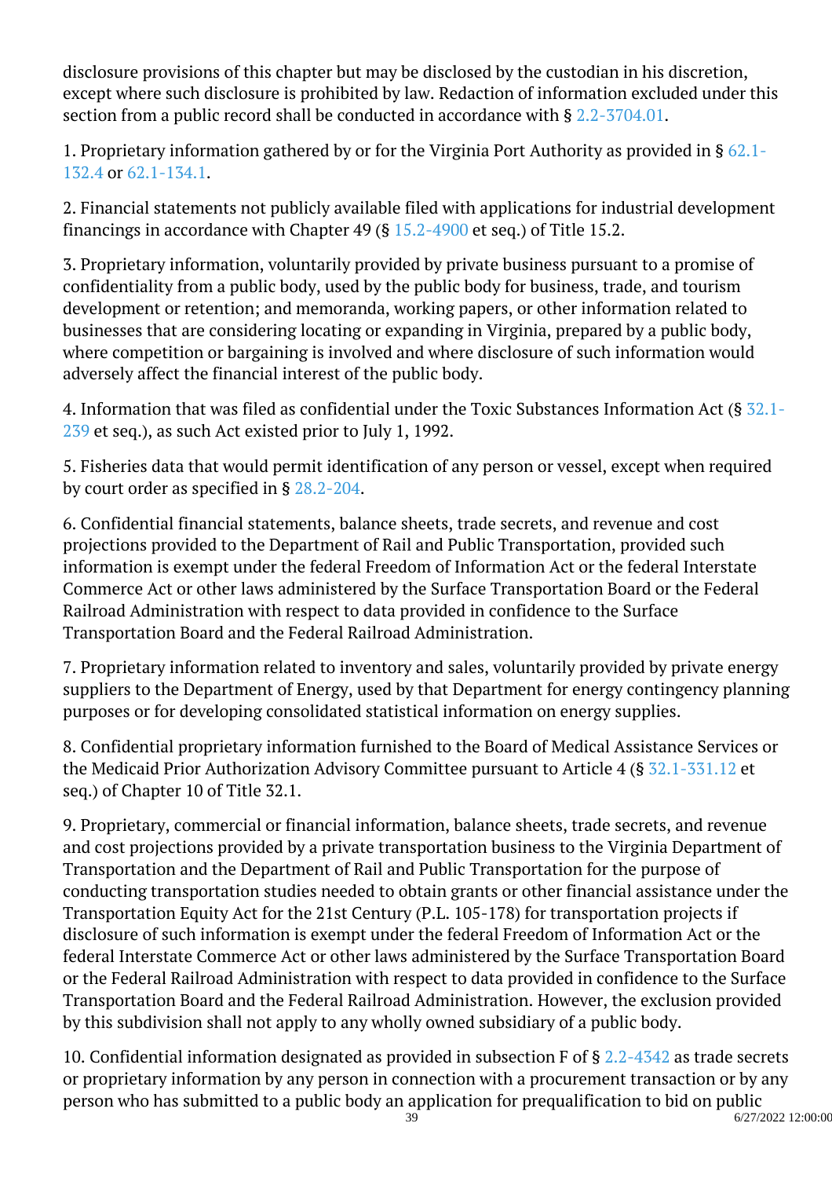disclosure provisions of this chapter but may be disclosed by the custodian in his discretion, except where such disclosure is prohibited by law. Redaction of information excluded under this section from a public record shall be conducted in accordance with § 2.2-3704.01.

1. Proprietary information gathered by or for the Virginia Port Authority as provided in § 62.1-132.4 or 62.1-134.1.

2. Financial statements not publicly available filed with applications for industrial development financings in accordance with Chapter 49 (§ 15.2-4900 et seq.) of Title 15.2.

3. Proprietary information, voluntarily provided by private business pursuant to a promise of confidentiality from a public body, used by the public body for business, trade, and tourism development or retention; and memoranda, working papers, or other information related to businesses that are considering locating or expanding in Virginia, prepared by a public body, where competition or bargaining is involved and where disclosure of such information would adversely affect the financial interest of the public body.

4. Information that was filed as confidential under the Toxic Substances Information Act (§ 32.1-239 et seq.), as such Act existed prior to July 1, 1992.

5. Fisheries data that would permit identification of any person or vessel, except when required by court order as specified in § 28.2-204.

6. Confidential financial statements, balance sheets, trade secrets, and revenue and cost projections provided to the Department of Rail and Public Transportation, provided such information is exempt under the federal Freedom of Information Act or the federal Interstate Commerce Act or other laws administered by the Surface Transportation Board or the Federal Railroad Administration with respect to data provided in confidence to the Surface Transportation Board and the Federal Railroad Administration.

7. Proprietary information related to inventory and sales, voluntarily provided by private energy suppliers to the Department of Energy, used by that Department for energy contingency planning purposes or for developing consolidated statistical information on energy supplies.

8. Confidential proprietary information furnished to the Board of Medical Assistance Services or the Medicaid Prior Authorization Advisory Committee pursuant to Article 4 (§ 32.1-331.12 et seq.) of Chapter 10 of Title 32.1.

9. Proprietary, commercial or financial information, balance sheets, trade secrets, and revenue and cost projections provided by a private transportation business to the Virginia Department of Transportation and the Department of Rail and Public Transportation for the purpose of conducting transportation studies needed to obtain grants or other financial assistance under the Transportation Equity Act for the 21st Century (P.L. 105-178) for transportation projects if disclosure of such information is exempt under the federal Freedom of Information Act or the federal Interstate Commerce Act or other laws administered by the Surface Transportation Board or the Federal Railroad Administration with respect to data provided in confidence to the Surface Transportation Board and the Federal Railroad Administration. However, the exclusion provided by this subdivision shall not apply to any wholly owned subsidiary of a public body.

10. Confidential information designated as provided in subsection F of § 2.2-4342 as trade secrets or proprietary information by any person in connection with a procurement transaction or by any person who has submitted to a public body an application for prequalification to bid on public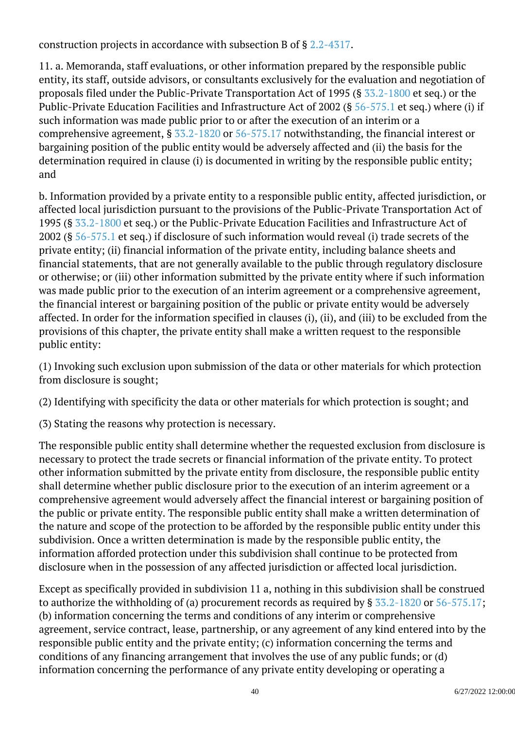construction projects in accordance with subsection B of § 2.2-4317.

11. a. Memoranda, staff evaluations, or other information prepared by the responsible public entity, its staff, outside advisors, or consultants exclusively for the evaluation and negotiation of proposals filed under the Public-Private Transportation Act of 1995 (§ 33.2-1800 et seq.) or the Public-Private Education Facilities and Infrastructure Act of 2002 (§ 56-575.1 et seq.) where (i) if such information was made public prior to or after the execution of an interim or a comprehensive agreement, § 33.2-1820 or 56-575.17 notwithstanding, the financial interest or bargaining position of the public entity would be adversely affected and (ii) the basis for the determination required in clause (i) is documented in writing by the responsible public entity; and

b. Information provided by a private entity to a responsible public entity, affected jurisdiction, or affected local jurisdiction pursuant to the provisions of the Public-Private Transportation Act of 1995 (§ 33.2-1800 et seq.) or the Public-Private Education Facilities and Infrastructure Act of 2002 (§ 56-575.1 et seq.) if disclosure of such information would reveal (i) trade secrets of the private entity; (ii) financial information of the private entity, including balance sheets and financial statements, that are not generally available to the public through regulatory disclosure or otherwise; or (iii) other information submitted by the private entity where if such information was made public prior to the execution of an interim agreement or a comprehensive agreement, the financial interest or bargaining position of the public or private entity would be adversely affected. In order for the information specified in clauses (i), (ii), and (iii) to be excluded from the provisions of this chapter, the private entity shall make a written request to the responsible public entity:

(1) Invoking such exclusion upon submission of the data or other materials for which protection from disclosure is sought;

(2) Identifying with specificity the data or other materials for which protection is sought; and

(3) Stating the reasons why protection is necessary.

The responsible public entity shall determine whether the requested exclusion from disclosure is necessary to protect the trade secrets or financial information of the private entity. To protect other information submitted by the private entity from disclosure, the responsible public entity shall determine whether public disclosure prior to the execution of an interim agreement or a comprehensive agreement would adversely affect the financial interest or bargaining position of the public or private entity. The responsible public entity shall make a written determination of the nature and scope of the protection to be afforded by the responsible public entity under this subdivision. Once a written determination is made by the responsible public entity, the information afforded protection under this subdivision shall continue to be protected from disclosure when in the possession of any affected jurisdiction or affected local jurisdiction.

Except as specifically provided in subdivision 11 a, nothing in this subdivision shall be construed to authorize the withholding of (a) procurement records as required by § 33.2-1820 or 56-575.17; (b) information concerning the terms and conditions of any interim or comprehensive agreement, service contract, lease, partnership, or any agreement of any kind entered into by the responsible public entity and the private entity; (c) information concerning the terms and conditions of any financing arrangement that involves the use of any public funds; or (d) information concerning the performance of any private entity developing or operating a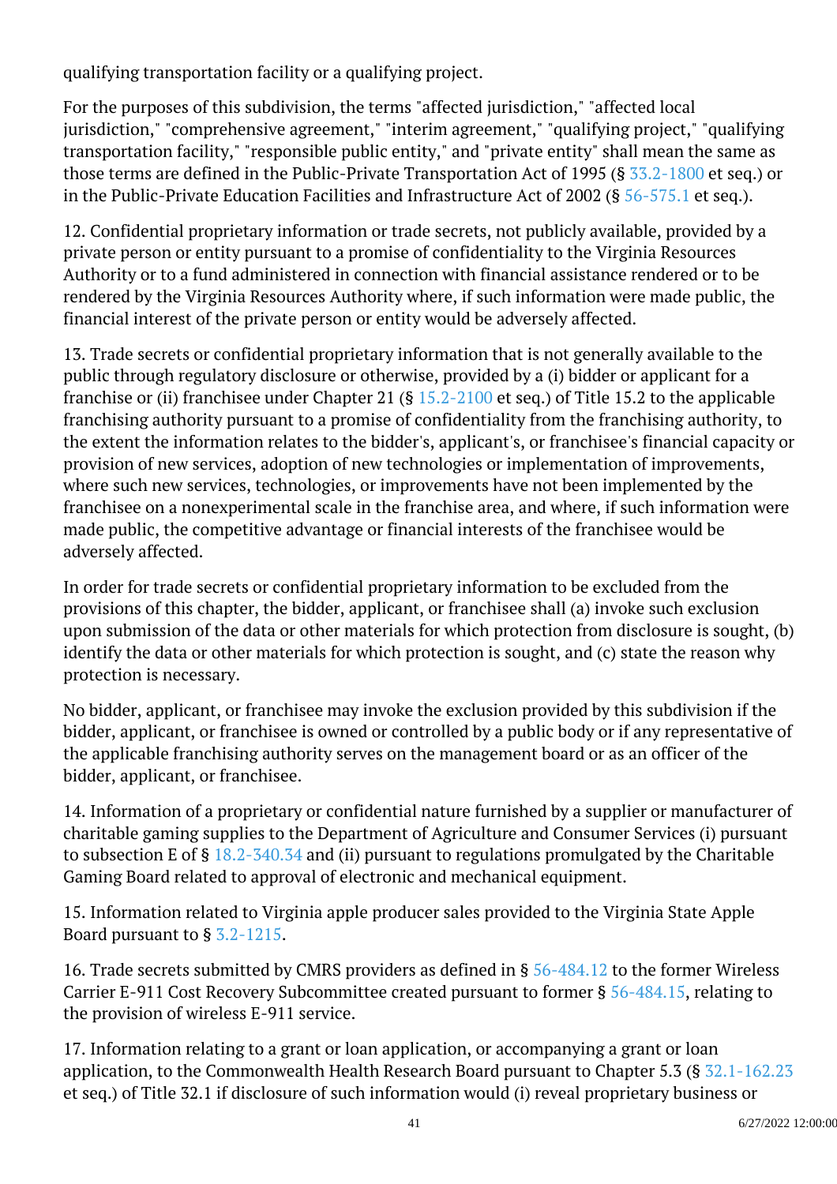qualifying transportation facility or a qualifying project.

For the purposes of this subdivision, the terms "affected jurisdiction," "affected local jurisdiction," "comprehensive agreement," "interim agreement," "qualifying project," "qualifying transportation facility," "responsible public entity," and "private entity" shall mean the same as those terms are defined in the Public-Private Transportation Act of 1995 (§ 33.2-1800 et seq.) or in the Public-Private Education Facilities and Infrastructure Act of 2002 (§ 56-575.1 et seq.).

12. Confidential proprietary information or trade secrets, not publicly available, provided by a private person or entity pursuant to a promise of confidentiality to the Virginia Resources Authority or to a fund administered in connection with financial assistance rendered or to be rendered by the Virginia Resources Authority where, if such information were made public, the financial interest of the private person or entity would be adversely affected.

13. Trade secrets or confidential proprietary information that is not generally available to the public through regulatory disclosure or otherwise, provided by a (i) bidder or applicant for a franchise or (ii) franchisee under Chapter 21 (§ 15.2-2100 et seq.) of Title 15.2 to the applicable franchising authority pursuant to a promise of confidentiality from the franchising authority, to the extent the information relates to the bidder's, applicant's, or franchisee's financial capacity or provision of new services, adoption of new technologies or implementation of improvements, where such new services, technologies, or improvements have not been implemented by the franchisee on a nonexperimental scale in the franchise area, and where, if such information were made public, the competitive advantage or financial interests of the franchisee would be adversely affected.

In order for trade secrets or confidential proprietary information to be excluded from the provisions of this chapter, the bidder, applicant, or franchisee shall (a) invoke such exclusion upon submission of the data or other materials for which protection from disclosure is sought, (b) identify the data or other materials for which protection is sought, and (c) state the reason why protection is necessary.

No bidder, applicant, or franchisee may invoke the exclusion provided by this subdivision if the bidder, applicant, or franchisee is owned or controlled by a public body or if any representative of the applicable franchising authority serves on the management board or as an officer of the bidder, applicant, or franchisee.

14. Information of a proprietary or confidential nature furnished by a supplier or manufacturer of charitable gaming supplies to the Department of Agriculture and Consumer Services (i) pursuant to subsection E of § 18.2-340.34 and (ii) pursuant to regulations promulgated by the Charitable Gaming Board related to approval of electronic and mechanical equipment.

15. Information related to Virginia apple producer sales provided to the Virginia State Apple Board pursuant to § 3.2-1215.

16. Trade secrets submitted by CMRS providers as defined in § 56-484.12 to the former Wireless Carrier E-911 Cost Recovery Subcommittee created pursuant to former § 56-484.15, relating to the provision of wireless E-911 service.

17. Information relating to a grant or loan application, or accompanying a grant or loan application, to the Commonwealth Health Research Board pursuant to Chapter 5.3 (§ 32.1-162.23 et seq.) of Title 32.1 if disclosure of such information would (i) reveal proprietary business or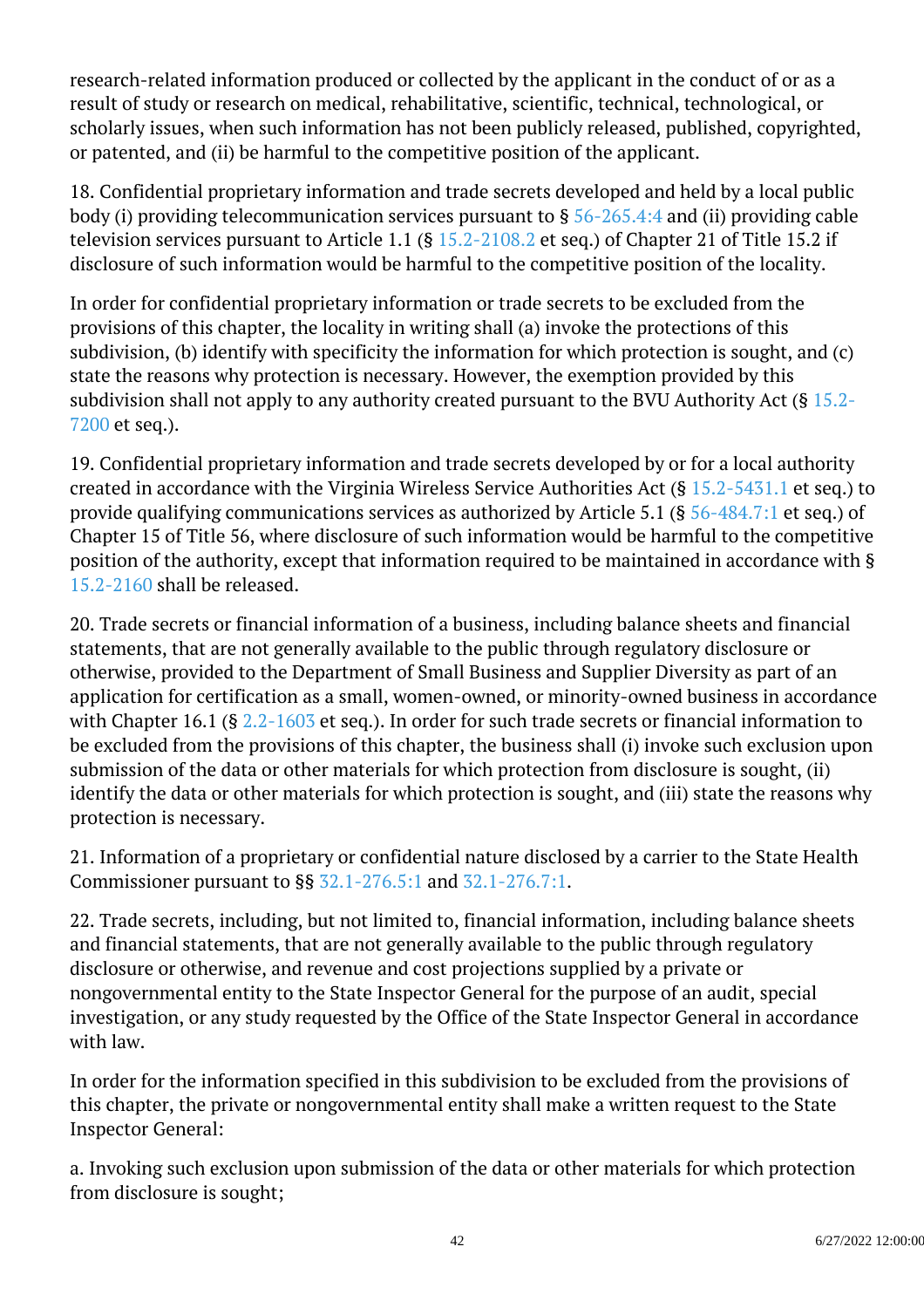research-related information produced or collected by the applicant in the conduct of or as a result of study or research on medical, rehabilitative, scientific, technical, technological, or scholarly issues, when such information has not been publicly released, published, copyrighted, or patented, and (ii) be harmful to the competitive position of the applicant.

18. Confidential proprietary information and trade secrets developed and held by a local public body (i) providing telecommunication services pursuant to § 56-265.4:4 and (ii) providing cable television services pursuant to Article 1.1 (§ 15.2-2108.2 et seq.) of Chapter 21 of Title 15.2 if disclosure of such information would be harmful to the competitive position of the locality.

In order for confidential proprietary information or trade secrets to be excluded from the provisions of this chapter, the locality in writing shall (a) invoke the protections of this subdivision, (b) identify with specificity the information for which protection is sought, and (c) state the reasons why protection is necessary. However, the exemption provided by this subdivision shall not apply to any authority created pursuant to the BVU Authority Act (§ 15.2-7200 et seq.).

19. Confidential proprietary information and trade secrets developed by or for a local authority created in accordance with the Virginia Wireless Service Authorities Act (§ 15.2-5431.1 et seq.) to provide qualifying communications services as authorized by Article 5.1 (§ 56-484.7:1 et seq.) of Chapter 15 of Title 56, where disclosure of such information would be harmful to the competitive position of the authority, except that information required to be maintained in accordance with § 15.2-2160 shall be released.

20. Trade secrets or financial information of a business, including balance sheets and financial statements, that are not generally available to the public through regulatory disclosure or otherwise, provided to the Department of Small Business and Supplier Diversity as part of an application for certification as a small, women-owned, or minority-owned business in accordance with Chapter 16.1 (§ 2.2-1603 et seq.). In order for such trade secrets or financial information to be excluded from the provisions of this chapter, the business shall (i) invoke such exclusion upon submission of the data or other materials for which protection from disclosure is sought, (ii) identify the data or other materials for which protection is sought, and (iii) state the reasons why protection is necessary.

21. Information of a proprietary or confidential nature disclosed by a carrier to the State Health Commissioner pursuant to §§ 32.1-276.5:1 and 32.1-276.7:1.

22. Trade secrets, including, but not limited to, financial information, including balance sheets and financial statements, that are not generally available to the public through regulatory disclosure or otherwise, and revenue and cost projections supplied by a private or nongovernmental entity to the State Inspector General for the purpose of an audit, special investigation, or any study requested by the Office of the State Inspector General in accordance with law.

In order for the information specified in this subdivision to be excluded from the provisions of this chapter, the private or nongovernmental entity shall make a written request to the State Inspector General:

a. Invoking such exclusion upon submission of the data or other materials for which protection from disclosure is sought;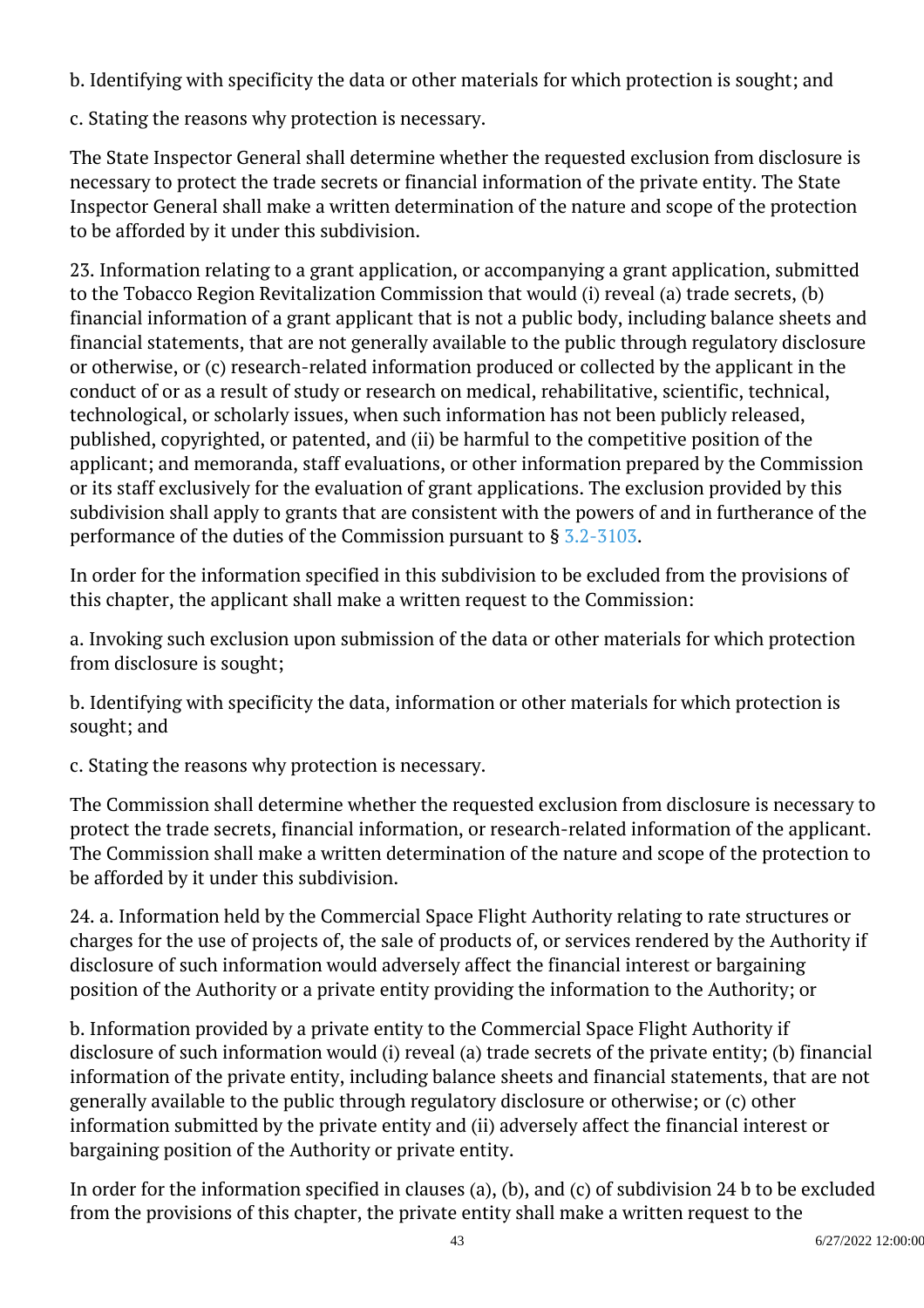b. Identifying with specificity the data or other materials for which protection is sought; and

c. Stating the reasons why protection is necessary.

The State Inspector General shall determine whether the requested exclusion from disclosure is necessary to protect the trade secrets or financial information of the private entity. The State Inspector General shall make a written determination of the nature and scope of the protection to be afforded by it under this subdivision.

23. Information relating to a grant application, or accompanying a grant application, submitted to the Tobacco Region Revitalization Commission that would (i) reveal (a) trade secrets, (b) financial information of a grant applicant that is not a public body, including balance sheets and financial statements, that are not generally available to the public through regulatory disclosure or otherwise, or (c) research-related information produced or collected by the applicant in the conduct of or as a result of study or research on medical, rehabilitative, scientific, technical, technological, or scholarly issues, when such information has not been publicly released, published, copyrighted, or patented, and (ii) be harmful to the competitive position of the applicant; and memoranda, staff evaluations, or other information prepared by the Commission or its staff exclusively for the evaluation of grant applications. The exclusion provided by this subdivision shall apply to grants that are consistent with the powers of and in furtherance of the performance of the duties of the Commission pursuant to § 3.2-3103.

In order for the information specified in this subdivision to be excluded from the provisions of this chapter, the applicant shall make a written request to the Commission:

a. Invoking such exclusion upon submission of the data or other materials for which protection from disclosure is sought;

b. Identifying with specificity the data, information or other materials for which protection is sought; and

c. Stating the reasons why protection is necessary.

The Commission shall determine whether the requested exclusion from disclosure is necessary to protect the trade secrets, financial information, or research-related information of the applicant. The Commission shall make a written determination of the nature and scope of the protection to be afforded by it under this subdivision.

24. a. Information held by the Commercial Space Flight Authority relating to rate structures or charges for the use of projects of, the sale of products of, or services rendered by the Authority if disclosure of such information would adversely affect the financial interest or bargaining position of the Authority or a private entity providing the information to the Authority; or

b. Information provided by a private entity to the Commercial Space Flight Authority if disclosure of such information would (i) reveal (a) trade secrets of the private entity; (b) financial information of the private entity, including balance sheets and financial statements, that are not generally available to the public through regulatory disclosure or otherwise; or (c) other information submitted by the private entity and (ii) adversely affect the financial interest or bargaining position of the Authority or private entity.

In order for the information specified in clauses (a), (b), and (c) of subdivision 24 b to be excluded from the provisions of this chapter, the private entity shall make a written request to the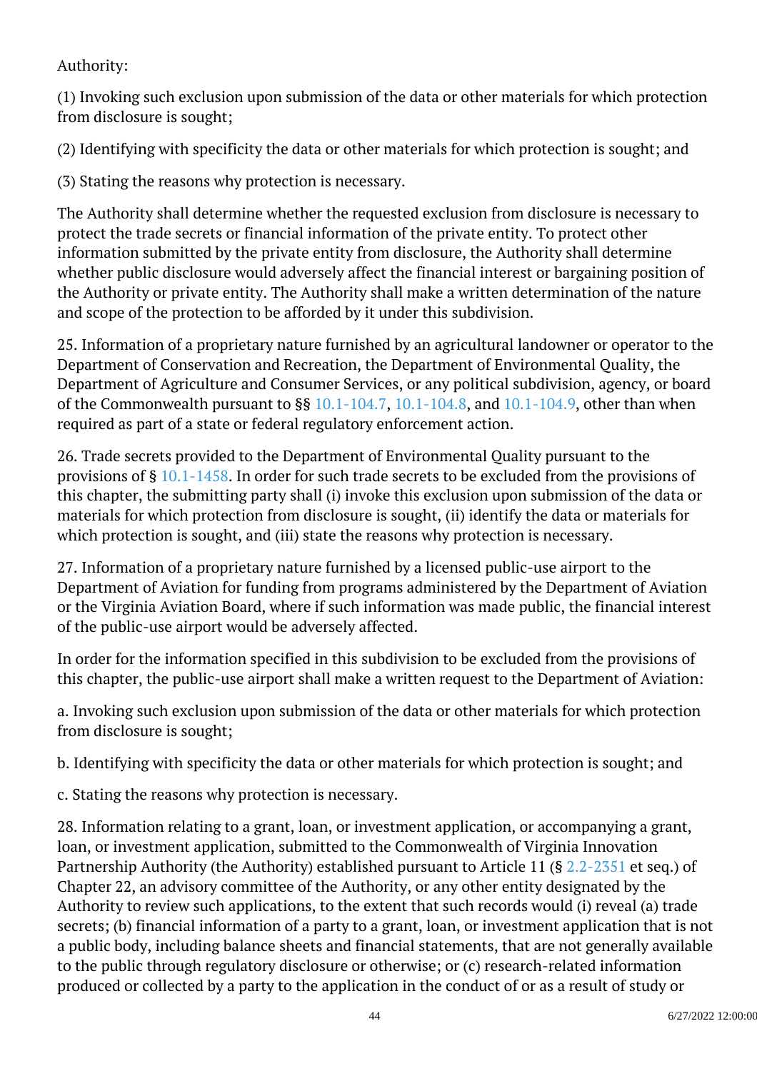Authority:

(1) Invoking such exclusion upon submission of the data or other materials for which protection from disclosure is sought;

(2) Identifying with specificity the data or other materials for which protection is sought; and

(3) Stating the reasons why protection is necessary.

The Authority shall determine whether the requested exclusion from disclosure is necessary to protect the trade secrets or financial information of the private entity. To protect other information submitted by the private entity from disclosure, the Authority shall determine whether public disclosure would adversely affect the financial interest or bargaining position of the Authority or private entity. The Authority shall make a written determination of the nature and scope of the protection to be afforded by it under this subdivision.

25. Information of a proprietary nature furnished by an agricultural landowner or operator to the Department of Conservation and Recreation, the Department of Environmental Quality, the Department of Agriculture and Consumer Services, or any political subdivision, agency, or board of the Commonwealth pursuant to §§ 10.1-104.7, 10.1-104.8, and 10.1-104.9, other than when required as part of a state or federal regulatory enforcement action.

26. Trade secrets provided to the Department of Environmental Quality pursuant to the provisions of § 10.1-1458. In order for such trade secrets to be excluded from the provisions of this chapter, the submitting party shall (i) invoke this exclusion upon submission of the data or materials for which protection from disclosure is sought, (ii) identify the data or materials for which protection is sought, and (iii) state the reasons why protection is necessary.

27. Information of a proprietary nature furnished by a licensed public-use airport to the Department of Aviation for funding from programs administered by the Department of Aviation or the Virginia Aviation Board, where if such information was made public, the financial interest of the public-use airport would be adversely affected.

In order for the information specified in this subdivision to be excluded from the provisions of this chapter, the public-use airport shall make a written request to the Department of Aviation:

a. Invoking such exclusion upon submission of the data or other materials for which protection from disclosure is sought;

b. Identifying with specificity the data or other materials for which protection is sought; and

c. Stating the reasons why protection is necessary.

28. Information relating to a grant, loan, or investment application, or accompanying a grant, loan, or investment application, submitted to the Commonwealth of Virginia Innovation Partnership Authority (the Authority) established pursuant to Article 11 (§ 2.2-2351 et seq.) of Chapter 22, an advisory committee of the Authority, or any other entity designated by the Authority to review such applications, to the extent that such records would (i) reveal (a) trade secrets; (b) financial information of a party to a grant, loan, or investment application that is not a public body, including balance sheets and financial statements, that are not generally available to the public through regulatory disclosure or otherwise; or (c) research-related information produced or collected by a party to the application in the conduct of or as a result of study or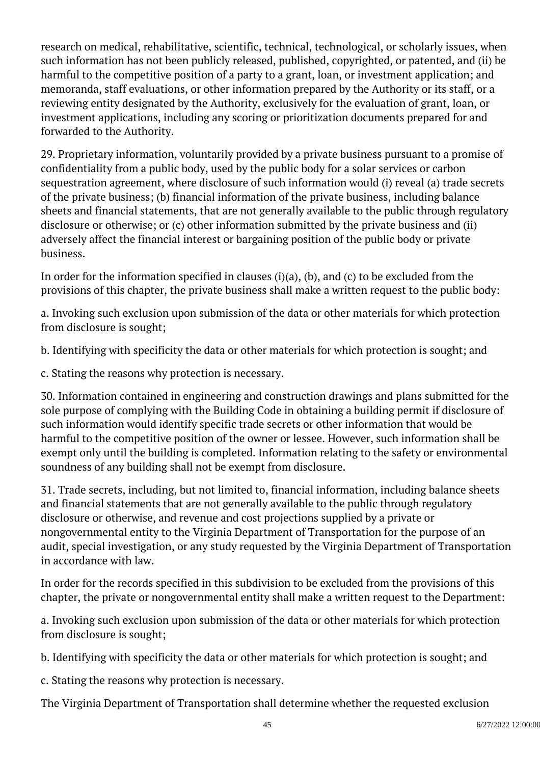research on medical, rehabilitative, scientific, technical, technological, or scholarly issues, when such information has not been publicly released, published, copyrighted, or patented, and (ii) be harmful to the competitive position of a party to a grant, loan, or investment application; and memoranda, staff evaluations, or other information prepared by the Authority or its staff, or a reviewing entity designated by the Authority, exclusively for the evaluation of grant, loan, or investment applications, including any scoring or prioritization documents prepared for and forwarded to the Authority.

29. Proprietary information, voluntarily provided by a private business pursuant to a promise of confidentiality from a public body, used by the public body for a solar services or carbon sequestration agreement, where disclosure of such information would (i) reveal (a) trade secrets of the private business; (b) financial information of the private business, including balance sheets and financial statements, that are not generally available to the public through regulatory disclosure or otherwise; or (c) other information submitted by the private business and (ii) adversely affect the financial interest or bargaining position of the public body or private business.

In order for the information specified in clauses (i)(a), (b), and (c) to be excluded from the provisions of this chapter, the private business shall make a written request to the public body:

a. Invoking such exclusion upon submission of the data or other materials for which protection from disclosure is sought;

b. Identifying with specificity the data or other materials for which protection is sought; and

c. Stating the reasons why protection is necessary.

30. Information contained in engineering and construction drawings and plans submitted for the sole purpose of complying with the Building Code in obtaining a building permit if disclosure of such information would identify specific trade secrets or other information that would be harmful to the competitive position of the owner or lessee. However, such information shall be exempt only until the building is completed. Information relating to the safety or environmental soundness of any building shall not be exempt from disclosure.

31. Trade secrets, including, but not limited to, financial information, including balance sheets and financial statements that are not generally available to the public through regulatory disclosure or otherwise, and revenue and cost projections supplied by a private or nongovernmental entity to the Virginia Department of Transportation for the purpose of an audit, special investigation, or any study requested by the Virginia Department of Transportation in accordance with law.

In order for the records specified in this subdivision to be excluded from the provisions of this chapter, the private or nongovernmental entity shall make a written request to the Department:

a. Invoking such exclusion upon submission of the data or other materials for which protection from disclosure is sought;

b. Identifying with specificity the data or other materials for which protection is sought; and

c. Stating the reasons why protection is necessary.

The Virginia Department of Transportation shall determine whether the requested exclusion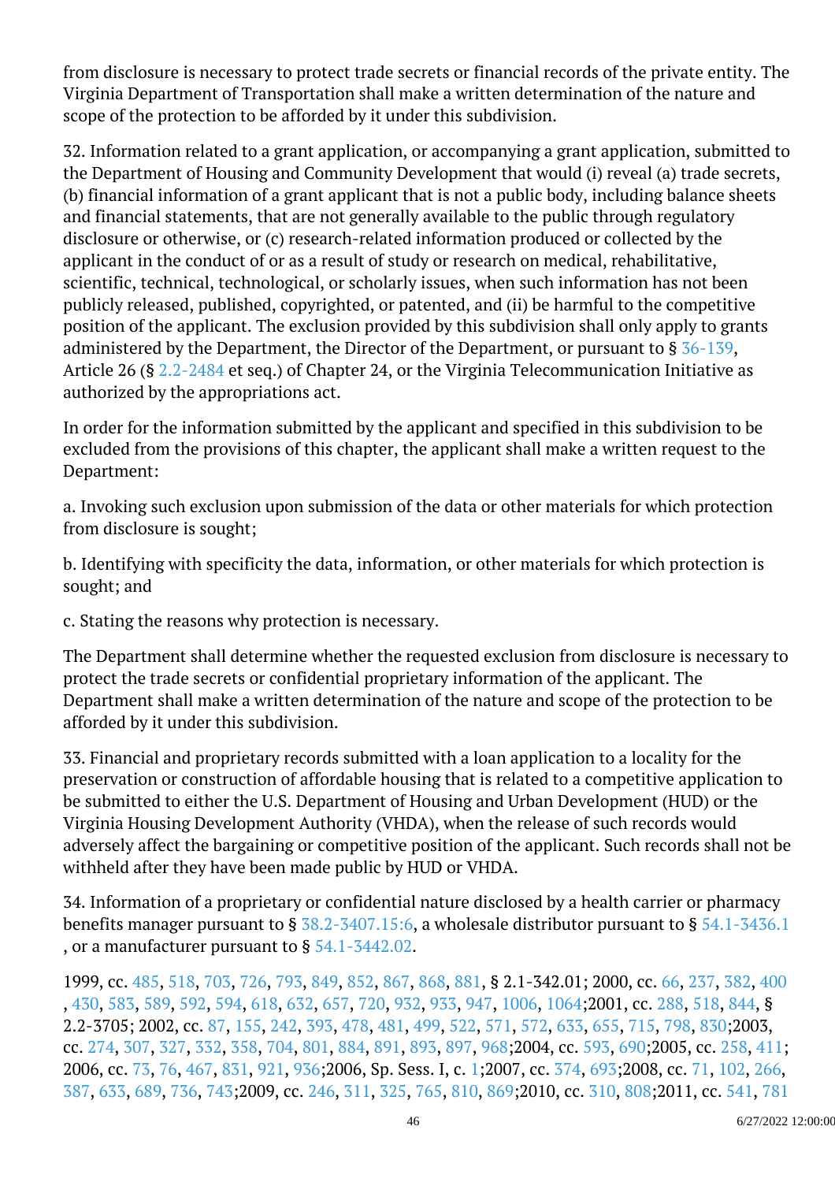from disclosure is necessary to protect trade secrets or financial records of the private entity. The Virginia Department of Transportation shall make a written determination of the nature and scope of the protection to be afforded by it under this subdivision.

32. Information related to a grant application, or accompanying a grant application, submitted to the Department of Housing and Community Development that would (i) reveal (a) trade secrets, (b) financial information of a grant applicant that is not a public body, including balance sheets and financial statements, that are not generally available to the public through regulatory disclosure or otherwise, or (c) research-related information produced or collected by the applicant in the conduct of or as a result of study or research on medical, rehabilitative, scientific, technical, technological, or scholarly issues, when such information has not been publicly released, published, copyrighted, or patented, and (ii) be harmful to the competitive position of the applicant. The exclusion provided by this subdivision shall only apply to grants administered by the Department, the Director of the Department, or pursuant to § 36-139, Article 26 (§ 2.2-2484 et seq.) of Chapter 24, or the Virginia Telecommunication Initiative as authorized by the appropriations act.

In order for the information submitted by the applicant and specified in this subdivision to be excluded from the provisions of this chapter, the applicant shall make a written request to the Department:

a. Invoking such exclusion upon submission of the data or other materials for which protection from disclosure is sought;

b. Identifying with specificity the data, information, or other materials for which protection is sought; and

c. Stating the reasons why protection is necessary.

The Department shall determine whether the requested exclusion from disclosure is necessary to protect the trade secrets or confidential proprietary information of the applicant. The Department shall make a written determination of the nature and scope of the protection to be afforded by it under this subdivision.

33. Financial and proprietary records submitted with a loan application to a locality for the preservation or construction of affordable housing that is related to a competitive application to be submitted to either the U.S. Department of Housing and Urban Development (HUD) or the Virginia Housing Development Authority (VHDA), when the release of such records would adversely affect the bargaining or competitive position of the applicant. Such records shall not be withheld after they have been made public by HUD or VHDA.

34. Information of a proprietary or confidential nature disclosed by a health carrier or pharmacy benefits manager pursuant to § 38.2-3407.15:6, a wholesale distributor pursuant to § 54.1-3436.1, or a manufacturer pursuant to § 54.1-3442.02.

1999, cc. 485, 518, 703, 726, 793, 849, 852, 867, 868, 881, § 2.1-342.01; 2000, cc. 66, 237, 382, 400, 430, 583, 589, 592, 594, 618, 632, 657, 720, 932, 933, 947, 1006, 1064;2001, cc. 288, 518, 844, § 2.2-3705; 2002, cc. 87, 155, 242, 393, 478, 481, 499, 522, 571, 572, 633, 655, 715, 798, 830;2003, cc. 274, 307, 327, 332, 358, 704, 801, 884, 891, 893, 897, 968;2004, cc. 593, 690;2005, cc. 258, 411; 2006, cc. 73, 76, 467, 831, 921, 936;2006, Sp. Sess. I, c. 1;2007, cc. 374, 693;2008, cc. 71, 102, 266, 387, 633, 689, 736, 743;2009, cc. 246, 311, 325, 765, 810, 869;2010, cc. 310, 808;2011, cc. 541, 781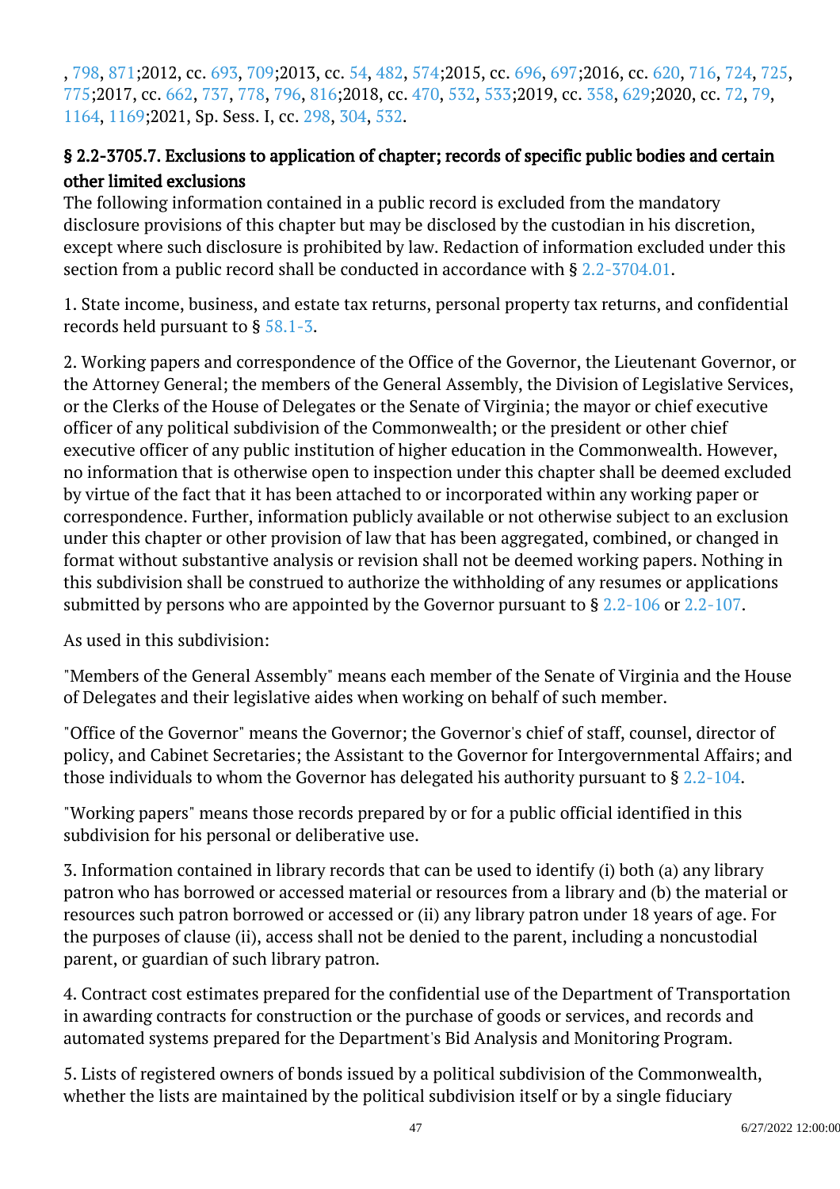, 798, 871;2012, cc. 693, 709;2013, cc. 54, 482, 574;2015, cc. 696, 697;2016, cc. 620, 716, 724, 725, 775;2017, cc. 662, 737, 778, 796, 816;2018, cc. 470, 532, 533;2019, cc. 358, 629;2020, cc. 72, 79, 1164, 1169;2021, Sp. Sess. I, cc. 298, 304, 532.

### § 2.2-3705.7. Exclusions to application of chapter; records of specific public bodies and certain other limited exclusions

The following information contained in a public record is excluded from the mandatory disclosure provisions of this chapter but may be disclosed by the custodian in his discretion, except where such disclosure is prohibited by law. Redaction of information excluded under this section from a public record shall be conducted in accordance with § 2.2-3704.01.

1. State income, business, and estate tax returns, personal property tax returns, and confidential records held pursuant to § 58.1-3.

2. Working papers and correspondence of the Office of the Governor, the Lieutenant Governor, or the Attorney General; the members of the General Assembly, the Division of Legislative Services, or the Clerks of the House of Delegates or the Senate of Virginia; the mayor or chief executive officer of any political subdivision of the Commonwealth; or the president or other chief executive officer of any public institution of higher education in the Commonwealth. However, no information that is otherwise open to inspection under this chapter shall be deemed excluded by virtue of the fact that it has been attached to or incorporated within any working paper or correspondence. Further, information publicly available or not otherwise subject to an exclusion under this chapter or other provision of law that has been aggregated, combined, or changed in format without substantive analysis or revision shall not be deemed working papers. Nothing in this subdivision shall be construed to authorize the withholding of any resumes or applications submitted by persons who are appointed by the Governor pursuant to § 2.2-106 or 2.2-107.

As used in this subdivision:

"Members of the General Assembly" means each member of the Senate of Virginia and the House of Delegates and their legislative aides when working on behalf of such member.

"Office of the Governor" means the Governor; the Governor's chief of staff, counsel, director of policy, and Cabinet Secretaries; the Assistant to the Governor for Intergovernmental Affairs; and those individuals to whom the Governor has delegated his authority pursuant to § 2.2-104.

"Working papers" means those records prepared by or for a public official identified in this subdivision for his personal or deliberative use.

3. Information contained in library records that can be used to identify (i) both (a) any library patron who has borrowed or accessed material or resources from a library and (b) the material or resources such patron borrowed or accessed or (ii) any library patron under 18 years of age. For the purposes of clause (ii), access shall not be denied to the parent, including a noncustodial parent, or guardian of such library patron.

4. Contract cost estimates prepared for the confidential use of the Department of Transportation in awarding contracts for construction or the purchase of goods or services, and records and automated systems prepared for the Department's Bid Analysis and Monitoring Program.

5. Lists of registered owners of bonds issued by a political subdivision of the Commonwealth, whether the lists are maintained by the political subdivision itself or by a single fiduciary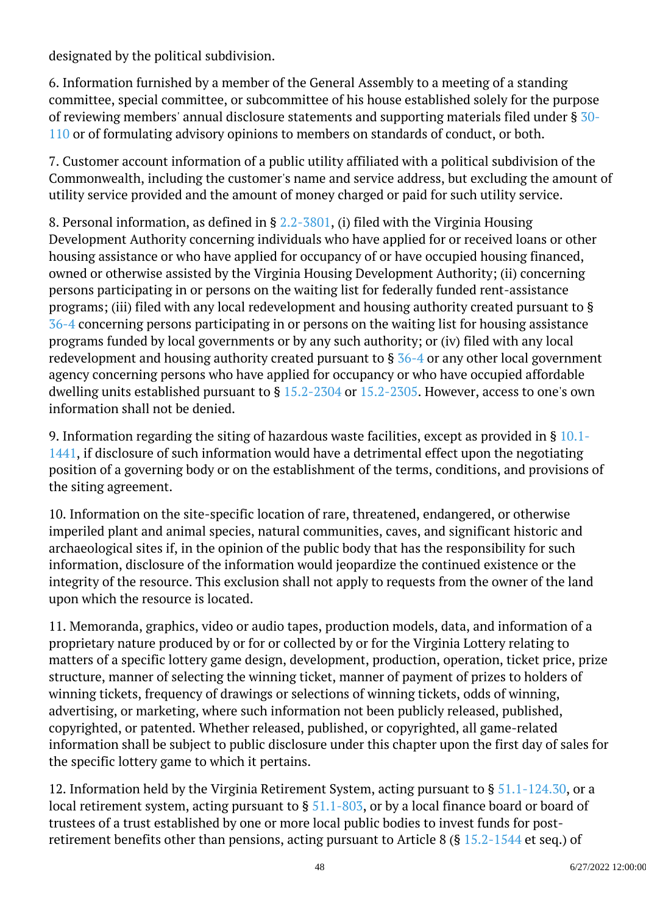designated by the political subdivision.

6. Information furnished by a member of the General Assembly to a meeting of a standing committee, special committee, or subcommittee of his house established solely for the purpose of reviewing members' annual disclosure statements and supporting materials filed under § 30-110 or of formulating advisory opinions to members on standards of conduct, or both.

7. Customer account information of a public utility affiliated with a political subdivision of the Commonwealth, including the customer's name and service address, but excluding the amount of utility service provided and the amount of money charged or paid for such utility service.

8. Personal information, as defined in § 2.2-3801, (i) filed with the Virginia Housing Development Authority concerning individuals who have applied for or received loans or other housing assistance or who have applied for occupancy of or have occupied housing financed, owned or otherwise assisted by the Virginia Housing Development Authority; (ii) concerning persons participating in or persons on the waiting list for federally funded rent-assistance programs; (iii) filed with any local redevelopment and housing authority created pursuant to § 36-4 concerning persons participating in or persons on the waiting list for housing assistance programs funded by local governments or by any such authority; or (iv) filed with any local redevelopment and housing authority created pursuant to § 36-4 or any other local government agency concerning persons who have applied for occupancy or who have occupied affordable dwelling units established pursuant to § 15.2-2304 or 15.2-2305. However, access to one's own information shall not be denied.

9. Information regarding the siting of hazardous waste facilities, except as provided in § 10.1-1441, if disclosure of such information would have a detrimental effect upon the negotiating position of a governing body or on the establishment of the terms, conditions, and provisions of the siting agreement.

10. Information on the site-specific location of rare, threatened, endangered, or otherwise imperiled plant and animal species, natural communities, caves, and significant historic and archaeological sites if, in the opinion of the public body that has the responsibility for such information, disclosure of the information would jeopardize the continued existence or the integrity of the resource. This exclusion shall not apply to requests from the owner of the land upon which the resource is located.

11. Memoranda, graphics, video or audio tapes, production models, data, and information of a proprietary nature produced by or for or collected by or for the Virginia Lottery relating to matters of a specific lottery game design, development, production, operation, ticket price, prize structure, manner of selecting the winning ticket, manner of payment of prizes to holders of winning tickets, frequency of drawings or selections of winning tickets, odds of winning, advertising, or marketing, where such information not been publicly released, published, copyrighted, or patented. Whether released, published, or copyrighted, all game-related information shall be subject to public disclosure under this chapter upon the first day of sales for the specific lottery game to which it pertains.

12. Information held by the Virginia Retirement System, acting pursuant to § 51.1-124.30, or a local retirement system, acting pursuant to § 51.1-803, or by a local finance board or board of trustees of a trust established by one or more local public bodies to invest funds for post-retirement benefits other than pensions, acting pursuant to Article 8 (§ 15.2-1544 et seq.) of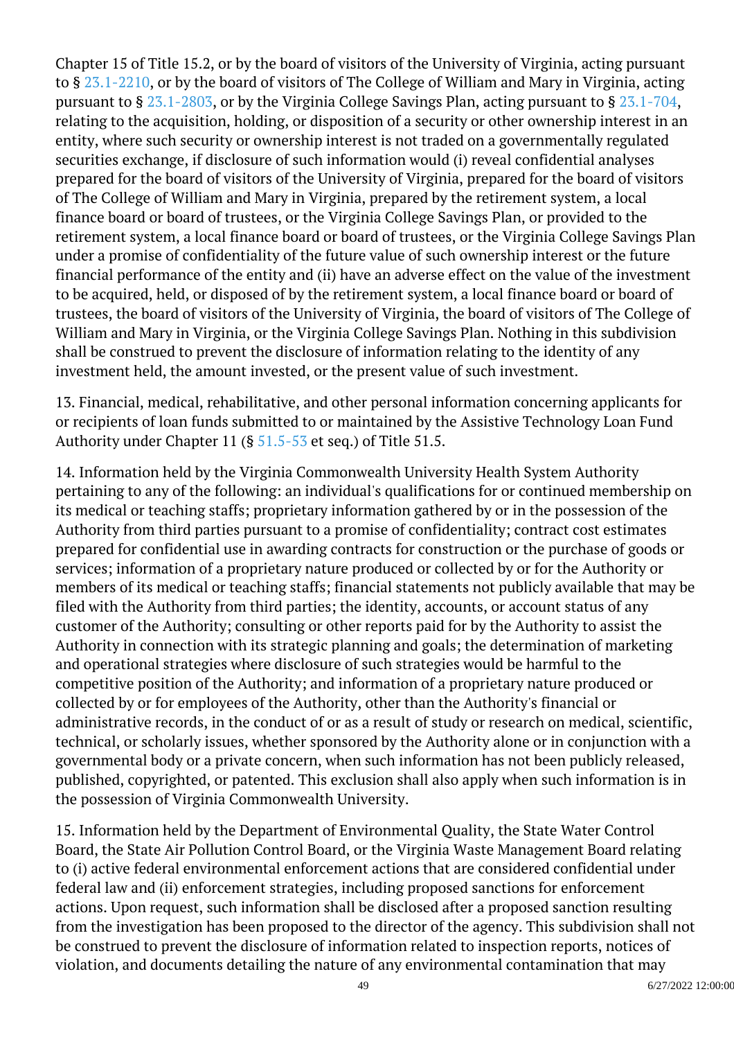Chapter 15 of Title 15.2, or by the board of visitors of the University of Virginia, acting pursuant to § 23.1-2210, or by the board of visitors of The College of William and Mary in Virginia, acting pursuant to § 23.1-2803, or by the Virginia College Savings Plan, acting pursuant to § 23.1-704, relating to the acquisition, holding, or disposition of a security or other ownership interest in an entity, where such security or ownership interest is not traded on a governmentally regulated securities exchange, if disclosure of such information would (i) reveal confidential analyses prepared for the board of visitors of the University of Virginia, prepared for the board of visitors of The College of William and Mary in Virginia, prepared by the retirement system, a local finance board or board of trustees, or the Virginia College Savings Plan, or provided to the retirement system, a local finance board or board of trustees, or the Virginia College Savings Plan under a promise of confidentiality of the future value of such ownership interest or the future financial performance of the entity and (ii) have an adverse effect on the value of the investment to be acquired, held, or disposed of by the retirement system, a local finance board or board of trustees, the board of visitors of the University of Virginia, the board of visitors of The College of William and Mary in Virginia, or the Virginia College Savings Plan. Nothing in this subdivision shall be construed to prevent the disclosure of information relating to the identity of any investment held, the amount invested, or the present value of such investment.

13. Financial, medical, rehabilitative, and other personal information concerning applicants for or recipients of loan funds submitted to or maintained by the Assistive Technology Loan Fund Authority under Chapter 11 (§ 51.5-53 et seq.) of Title 51.5.

14. Information held by the Virginia Commonwealth University Health System Authority pertaining to any of the following: an individual's qualifications for or continued membership on its medical or teaching staffs; proprietary information gathered by or in the possession of the Authority from third parties pursuant to a promise of confidentiality; contract cost estimates prepared for confidential use in awarding contracts for construction or the purchase of goods or services; information of a proprietary nature produced or collected by or for the Authority or members of its medical or teaching staffs; financial statements not publicly available that may be filed with the Authority from third parties; the identity, accounts, or account status of any customer of the Authority; consulting or other reports paid for by the Authority to assist the Authority in connection with its strategic planning and goals; the determination of marketing and operational strategies where disclosure of such strategies would be harmful to the competitive position of the Authority; and information of a proprietary nature produced or collected by or for employees of the Authority, other than the Authority's financial or administrative records, in the conduct of or as a result of study or research on medical, scientific, technical, or scholarly issues, whether sponsored by the Authority alone or in conjunction with a governmental body or a private concern, when such information has not been publicly released, published, copyrighted, or patented. This exclusion shall also apply when such information is in the possession of Virginia Commonwealth University.

15. Information held by the Department of Environmental Quality, the State Water Control Board, the State Air Pollution Control Board, or the Virginia Waste Management Board relating to (i) active federal environmental enforcement actions that are considered confidential under federal law and (ii) enforcement strategies, including proposed sanctions for enforcement actions. Upon request, such information shall be disclosed after a proposed sanction resulting from the investigation has been proposed to the director of the agency. This subdivision shall not be construed to prevent the disclosure of information related to inspection reports, notices of violation, and documents detailing the nature of any environmental contamination that may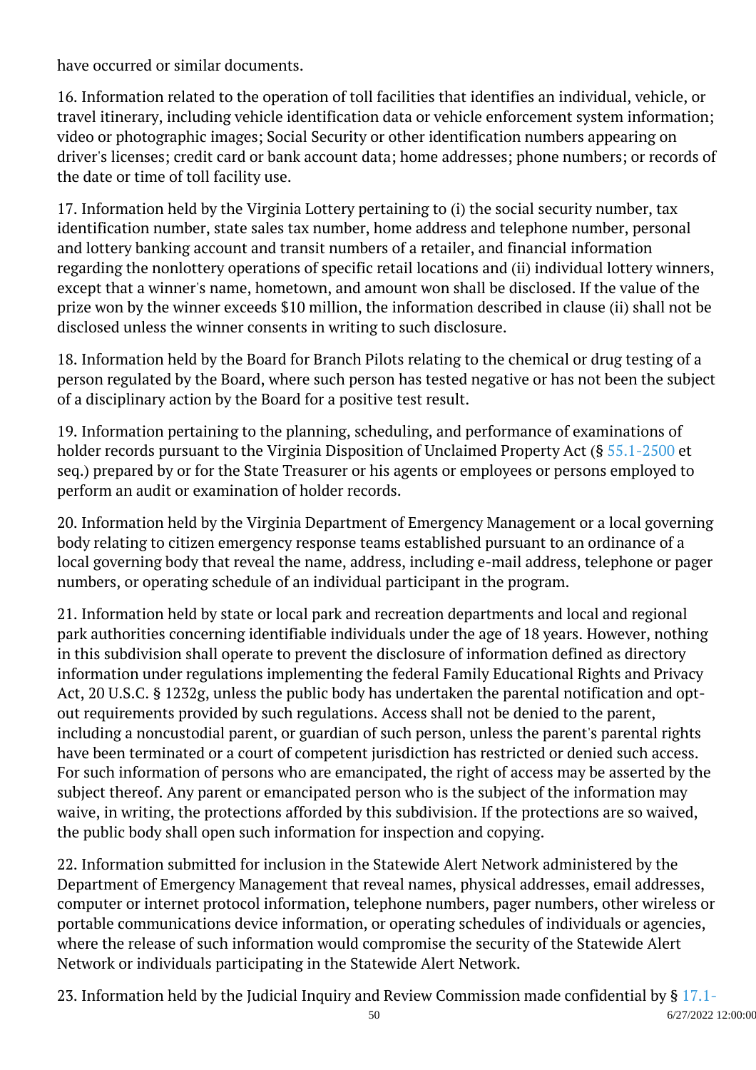have occurred or similar documents.

16. Information related to the operation of toll facilities that identifies an individual, vehicle, or travel itinerary, including vehicle identification data or vehicle enforcement system information; video or photographic images; Social Security or other identification numbers appearing on driver's licenses; credit card or bank account data; home addresses; phone numbers; or records of the date or time of toll facility use.

17. Information held by the Virginia Lottery pertaining to (i) the social security number, tax identification number, state sales tax number, home address and telephone number, personal and lottery banking account and transit numbers of a retailer, and financial information regarding the nonlottery operations of specific retail locations and (ii) individual lottery winners, except that a winner's name, hometown, and amount won shall be disclosed. If the value of the prize won by the winner exceeds $10 million, the information described in clause (ii) shall not be disclosed unless the winner consents in writing to such disclosure.

18. Information held by the Board for Branch Pilots relating to the chemical or drug testing of a person regulated by the Board, where such person has tested negative or has not been the subject of a disciplinary action by the Board for a positive test result.

19. Information pertaining to the planning, scheduling, and performance of examinations of holder records pursuant to the Virginia Disposition of Unclaimed Property Act (§ 55.1-2500 et seq.) prepared by or for the State Treasurer or his agents or employees or persons employed to perform an audit or examination of holder records.

20. Information held by the Virginia Department of Emergency Management or a local governing body relating to citizen emergency response teams established pursuant to an ordinance of a local governing body that reveal the name, address, including e-mail address, telephone or pager numbers, or operating schedule of an individual participant in the program.

21. Information held by state or local park and recreation departments and local and regional park authorities concerning identifiable individuals under the age of 18 years. However, nothing in this subdivision shall operate to prevent the disclosure of information defined as directory information under regulations implementing the federal Family Educational Rights and Privacy Act, 20 U.S.C. § 1232g, unless the public body has undertaken the parental notification and opt-out requirements provided by such regulations. Access shall not be denied to the parent, including a noncustodial parent, or guardian of such person, unless the parent's parental rights have been terminated or a court of competent jurisdiction has restricted or denied such access. For such information of persons who are emancipated, the right of access may be asserted by the subject thereof. Any parent or emancipated person who is the subject of the information may waive, in writing, the protections afforded by this subdivision. If the protections are so waived, the public body shall open such information for inspection and copying.

22. Information submitted for inclusion in the Statewide Alert Network administered by the Department of Emergency Management that reveal names, physical addresses, email addresses, computer or internet protocol information, telephone numbers, pager numbers, other wireless or portable communications device information, or operating schedules of individuals or agencies, where the release of such information would compromise the security of the Statewide Alert Network or individuals participating in the Statewide Alert Network.

23. Information held by the Judicial Inquiry and Review Commission made confidential by § 17.1-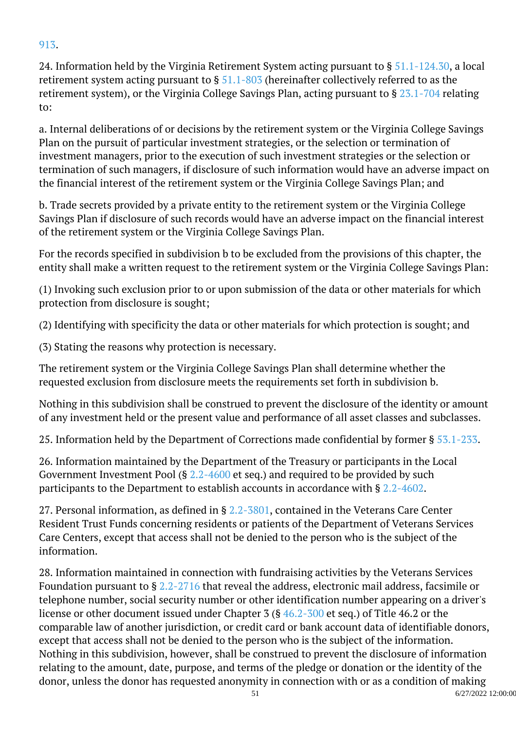913.

24. Information held by the Virginia Retirement System acting pursuant to § 51.1-124.30, a local retirement system acting pursuant to § 51.1-803 (hereinafter collectively referred to as the retirement system), or the Virginia College Savings Plan, acting pursuant to § 23.1-704 relating to:

a. Internal deliberations of or decisions by the retirement system or the Virginia College Savings Plan on the pursuit of particular investment strategies, or the selection or termination of investment managers, prior to the execution of such investment strategies or the selection or termination of such managers, if disclosure of such information would have an adverse impact on the financial interest of the retirement system or the Virginia College Savings Plan; and

b. Trade secrets provided by a private entity to the retirement system or the Virginia College Savings Plan if disclosure of such records would have an adverse impact on the financial interest of the retirement system or the Virginia College Savings Plan.

For the records specified in subdivision b to be excluded from the provisions of this chapter, the entity shall make a written request to the retirement system or the Virginia College Savings Plan:

(1) Invoking such exclusion prior to or upon submission of the data or other materials for which protection from disclosure is sought;

(2) Identifying with specificity the data or other materials for which protection is sought; and

(3) Stating the reasons why protection is necessary.

The retirement system or the Virginia College Savings Plan shall determine whether the requested exclusion from disclosure meets the requirements set forth in subdivision b.

Nothing in this subdivision shall be construed to prevent the disclosure of the identity or amount of any investment held or the present value and performance of all asset classes and subclasses.

25. Information held by the Department of Corrections made confidential by former § 53.1-233.

26. Information maintained by the Department of the Treasury or participants in the Local Government Investment Pool (§ 2.2-4600 et seq.) and required to be provided by such participants to the Department to establish accounts in accordance with § 2.2-4602.

27. Personal information, as defined in § 2.2-3801, contained in the Veterans Care Center Resident Trust Funds concerning residents or patients of the Department of Veterans Services Care Centers, except that access shall not be denied to the person who is the subject of the information.

28. Information maintained in connection with fundraising activities by the Veterans Services Foundation pursuant to § 2.2-2716 that reveal the address, electronic mail address, facsimile or telephone number, social security number or other identification number appearing on a driver's license or other document issued under Chapter 3 (§ 46.2-300 et seq.) of Title 46.2 or the comparable law of another jurisdiction, or credit card or bank account data of identifiable donors, except that access shall not be denied to the person who is the subject of the information. Nothing in this subdivision, however, shall be construed to prevent the disclosure of information relating to the amount, date, purpose, and terms of the pledge or donation or the identity of the donor, unless the donor has requested anonymity in connection with or as a condition of making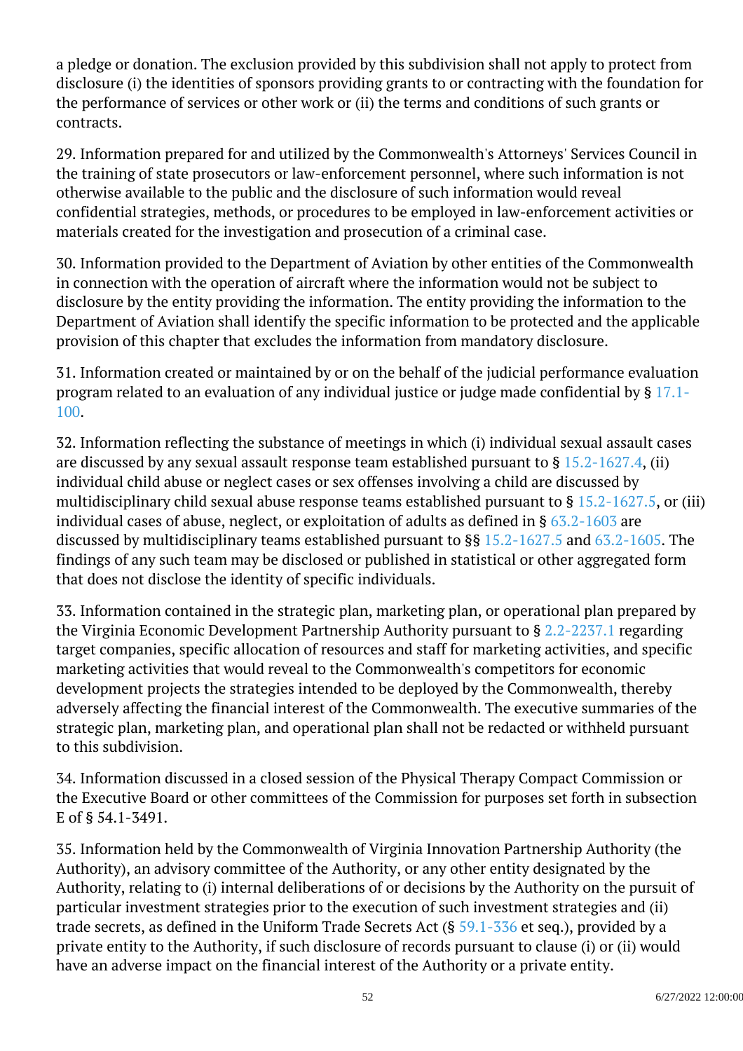a pledge or donation. The exclusion provided by this subdivision shall not apply to protect from disclosure (i) the identities of sponsors providing grants to or contracting with the foundation for the performance of services or other work or (ii) the terms and conditions of such grants or contracts.

29. Information prepared for and utilized by the Commonwealth's Attorneys' Services Council in the training of state prosecutors or law-enforcement personnel, where such information is not otherwise available to the public and the disclosure of such information would reveal confidential strategies, methods, or procedures to be employed in law-enforcement activities or materials created for the investigation and prosecution of a criminal case.

30. Information provided to the Department of Aviation by other entities of the Commonwealth in connection with the operation of aircraft where the information would not be subject to disclosure by the entity providing the information. The entity providing the information to the Department of Aviation shall identify the specific information to be protected and the applicable provision of this chapter that excludes the information from mandatory disclosure.

31. Information created or maintained by or on the behalf of the judicial performance evaluation program related to an evaluation of any individual justice or judge made confidential by § 17.1-100.

32. Information reflecting the substance of meetings in which (i) individual sexual assault cases are discussed by any sexual assault response team established pursuant to § 15.2-1627.4, (ii) individual child abuse or neglect cases or sex offenses involving a child are discussed by multidisciplinary child sexual abuse response teams established pursuant to § 15.2-1627.5, or (iii) individual cases of abuse, neglect, or exploitation of adults as defined in § 63.2-1603 are discussed by multidisciplinary teams established pursuant to §§ 15.2-1627.5 and 63.2-1605. The findings of any such team may be disclosed or published in statistical or other aggregated form that does not disclose the identity of specific individuals.

33. Information contained in the strategic plan, marketing plan, or operational plan prepared by the Virginia Economic Development Partnership Authority pursuant to § 2.2-2237.1 regarding target companies, specific allocation of resources and staff for marketing activities, and specific marketing activities that would reveal to the Commonwealth's competitors for economic development projects the strategies intended to be deployed by the Commonwealth, thereby adversely affecting the financial interest of the Commonwealth. The executive summaries of the strategic plan, marketing plan, and operational plan shall not be redacted or withheld pursuant to this subdivision.

34. Information discussed in a closed session of the Physical Therapy Compact Commission or the Executive Board or other committees of the Commission for purposes set forth in subsection E of § 54.1-3491.

35. Information held by the Commonwealth of Virginia Innovation Partnership Authority (the Authority), an advisory committee of the Authority, or any other entity designated by the Authority, relating to (i) internal deliberations of or decisions by the Authority on the pursuit of particular investment strategies prior to the execution of such investment strategies and (ii) trade secrets, as defined in the Uniform Trade Secrets Act (§ 59.1-336 et seq.), provided by a private entity to the Authority, if such disclosure of records pursuant to clause (i) or (ii) would have an adverse impact on the financial interest of the Authority or a private entity.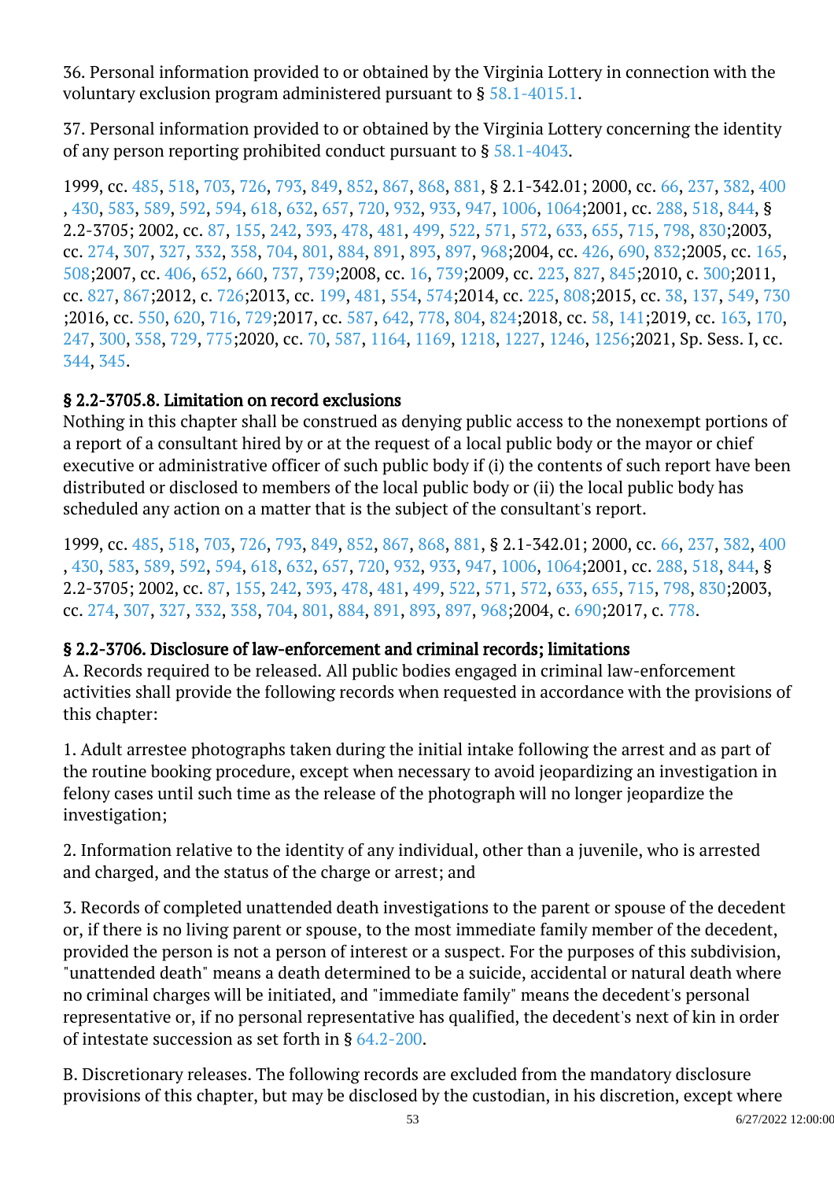36. Personal information provided to or obtained by the Virginia Lottery in connection with the voluntary exclusion program administered pursuant to § 58.1-4015.1.

37. Personal information provided to or obtained by the Virginia Lottery concerning the identity of any person reporting prohibited conduct pursuant to § 58.1-4043.

1999, cc. 485, 518, 703, 726, 793, 849, 852, 867, 868, 881, § 2.1-342.01; 2000, cc. 66, 237, 382, 400, 430, 583, 589, 592, 594, 618, 632, 657, 720, 932, 933, 947, 1006, 1064;2001, cc. 288, 518, 844, § 2.2-3705; 2002, cc. 87, 155, 242, 393, 478, 481, 499, 522, 571, 572, 633, 655, 715, 798, 830;2003, cc. 274, 307, 327, 332, 358, 704, 801, 884, 891, 893, 897, 968;2004, cc. 426, 690, 832;2005, cc. 165, 508;2007, cc. 406, 652, 660, 737, 739;2008, cc. 16, 739;2009, cc. 223, 827, 845;2010, c. 300;2011, cc. 827, 867;2012, c. 726;2013, cc. 199, 481, 554, 574;2014, cc. 225, 808;2015, cc. 38, 137, 549, 730;2016, cc. 550, 620, 716, 729;2017, cc. 587, 642, 778, 804, 824;2018, cc. 58, 141;2019, cc. 163, 170, 247, 300, 358, 729, 775;2020, cc. 70, 587, 1164, 1169, 1218, 1227, 1246, 1256;2021, Sp. Sess. I, cc. 344, 345.

### § 2.2-3705.8. Limitation on record exclusions

Nothing in this chapter shall be construed as denying public access to the nonexempt portions of a report of a consultant hired by or at the request of a local public body or the mayor or chief executive or administrative officer of such public body if (i) the contents of such report have been distributed or disclosed to members of the local public body or (ii) the local public body has scheduled any action on a matter that is the subject of the consultant's report.

1999, cc. 485, 518, 703, 726, 793, 849, 852, 867, 868, 881, § 2.1-342.01; 2000, cc. 66, 237, 382, 400, 430, 583, 589, 592, 594, 618, 632, 657, 720, 932, 933, 947, 1006, 1064;2001, cc. 288, 518, 844, § 2.2-3705; 2002, cc. 87, 155, 242, 393, 478, 481, 499, 522, 571, 572, 633, 655, 715, 798, 830;2003, cc. 274, 307, 327, 332, 358, 704, 801, 884, 891, 893, 897, 968;2004, c. 690;2017, c. 778.

### § 2.2-3706. Disclosure of law-enforcement and criminal records; limitations

A. Records required to be released. All public bodies engaged in criminal law-enforcement activities shall provide the following records when requested in accordance with the provisions of this chapter:

1. Adult arrestee photographs taken during the initial intake following the arrest and as part of the routine booking procedure, except when necessary to avoid jeopardizing an investigation in felony cases until such time as the release of the photograph will no longer jeopardize the investigation;

2. Information relative to the identity of any individual, other than a juvenile, who is arrested and charged, and the status of the charge or arrest; and

3. Records of completed unattended death investigations to the parent or spouse of the decedent or, if there is no living parent or spouse, to the most immediate family member of the decedent, provided the person is not a person of interest or a suspect. For the purposes of this subdivision, "unattended death" means a death determined to be a suicide, accidental or natural death where no criminal charges will be initiated, and "immediate family" means the decedent's personal representative or, if no personal representative has qualified, the decedent's next of kin in order of intestate succession as set forth in § 64.2-200.

B. Discretionary releases. The following records are excluded from the mandatory disclosure provisions of this chapter, but may be disclosed by the custodian, in his discretion, except where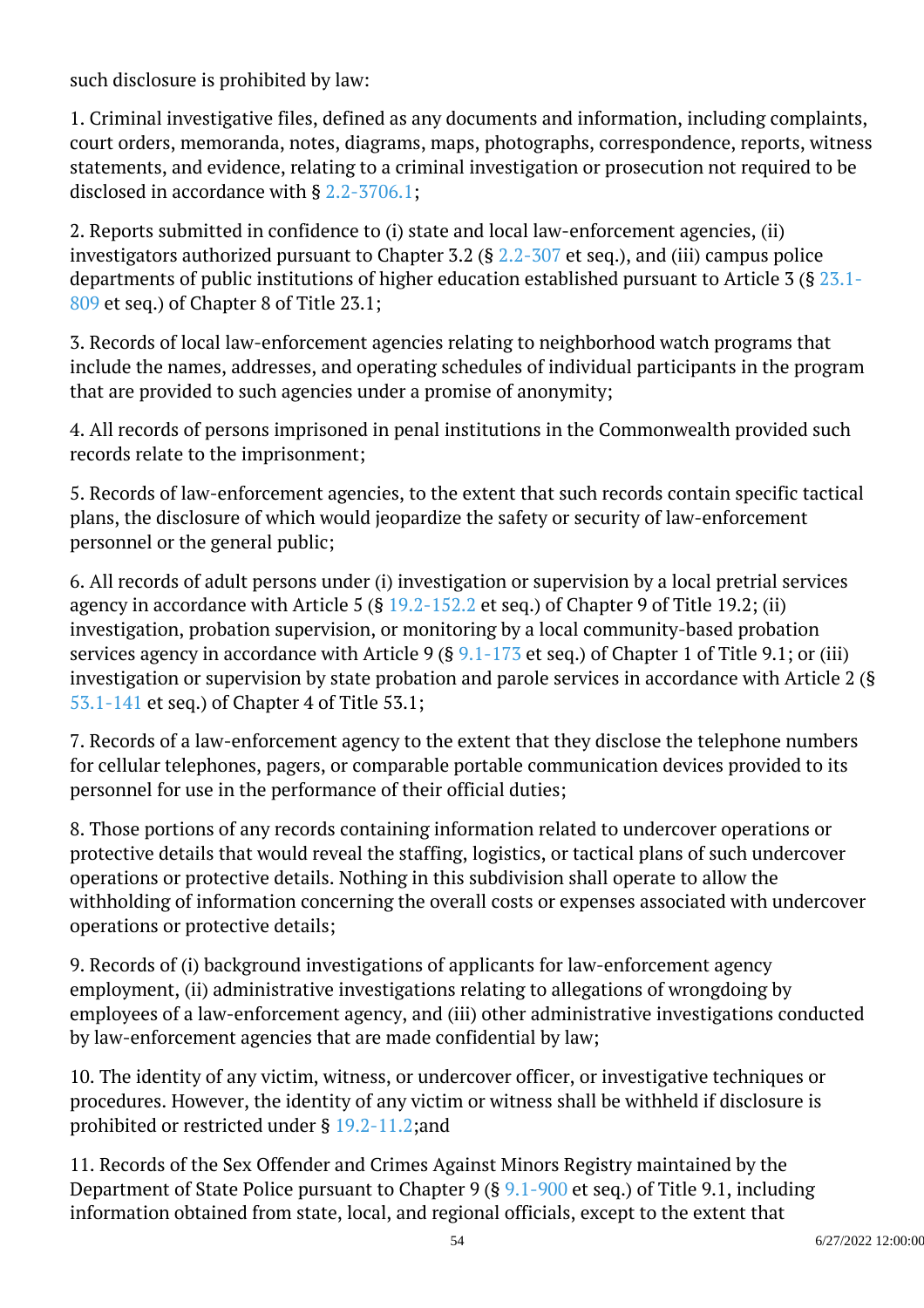such disclosure is prohibited by law:

1. Criminal investigative files, defined as any documents and information, including complaints, court orders, memoranda, notes, diagrams, maps, photographs, correspondence, reports, witness statements, and evidence, relating to a criminal investigation or prosecution not required to be disclosed in accordance with § 2.2-3706.1;

2. Reports submitted in confidence to (i) state and local law-enforcement agencies, (ii) investigators authorized pursuant to Chapter 3.2 (§ 2.2-307 et seq.), and (iii) campus police departments of public institutions of higher education established pursuant to Article 3 (§ 23.1-809 et seq.) of Chapter 8 of Title 23.1;

3. Records of local law-enforcement agencies relating to neighborhood watch programs that include the names, addresses, and operating schedules of individual participants in the program that are provided to such agencies under a promise of anonymity;

4. All records of persons imprisoned in penal institutions in the Commonwealth provided such records relate to the imprisonment;

5. Records of law-enforcement agencies, to the extent that such records contain specific tactical plans, the disclosure of which would jeopardize the safety or security of law-enforcement personnel or the general public;

6. All records of adult persons under (i) investigation or supervision by a local pretrial services agency in accordance with Article 5 (§ 19.2-152.2 et seq.) of Chapter 9 of Title 19.2; (ii) investigation, probation supervision, or monitoring by a local community-based probation services agency in accordance with Article 9 (§ 9.1-173 et seq.) of Chapter 1 of Title 9.1; or (iii) investigation or supervision by state probation and parole services in accordance with Article 2 (§ 53.1-141 et seq.) of Chapter 4 of Title 53.1;

7. Records of a law-enforcement agency to the extent that they disclose the telephone numbers for cellular telephones, pagers, or comparable portable communication devices provided to its personnel for use in the performance of their official duties;

8. Those portions of any records containing information related to undercover operations or protective details that would reveal the staffing, logistics, or tactical plans of such undercover operations or protective details. Nothing in this subdivision shall operate to allow the withholding of information concerning the overall costs or expenses associated with undercover operations or protective details;

9. Records of (i) background investigations of applicants for law-enforcement agency employment, (ii) administrative investigations relating to allegations of wrongdoing by employees of a law-enforcement agency, and (iii) other administrative investigations conducted by law-enforcement agencies that are made confidential by law;

10. The identity of any victim, witness, or undercover officer, or investigative techniques or procedures. However, the identity of any victim or witness shall be withheld if disclosure is prohibited or restricted under § 19.2-11.2;and

11. Records of the Sex Offender and Crimes Against Minors Registry maintained by the Department of State Police pursuant to Chapter 9 (§ 9.1-900 et seq.) of Title 9.1, including information obtained from state, local, and regional officials, except to the extent that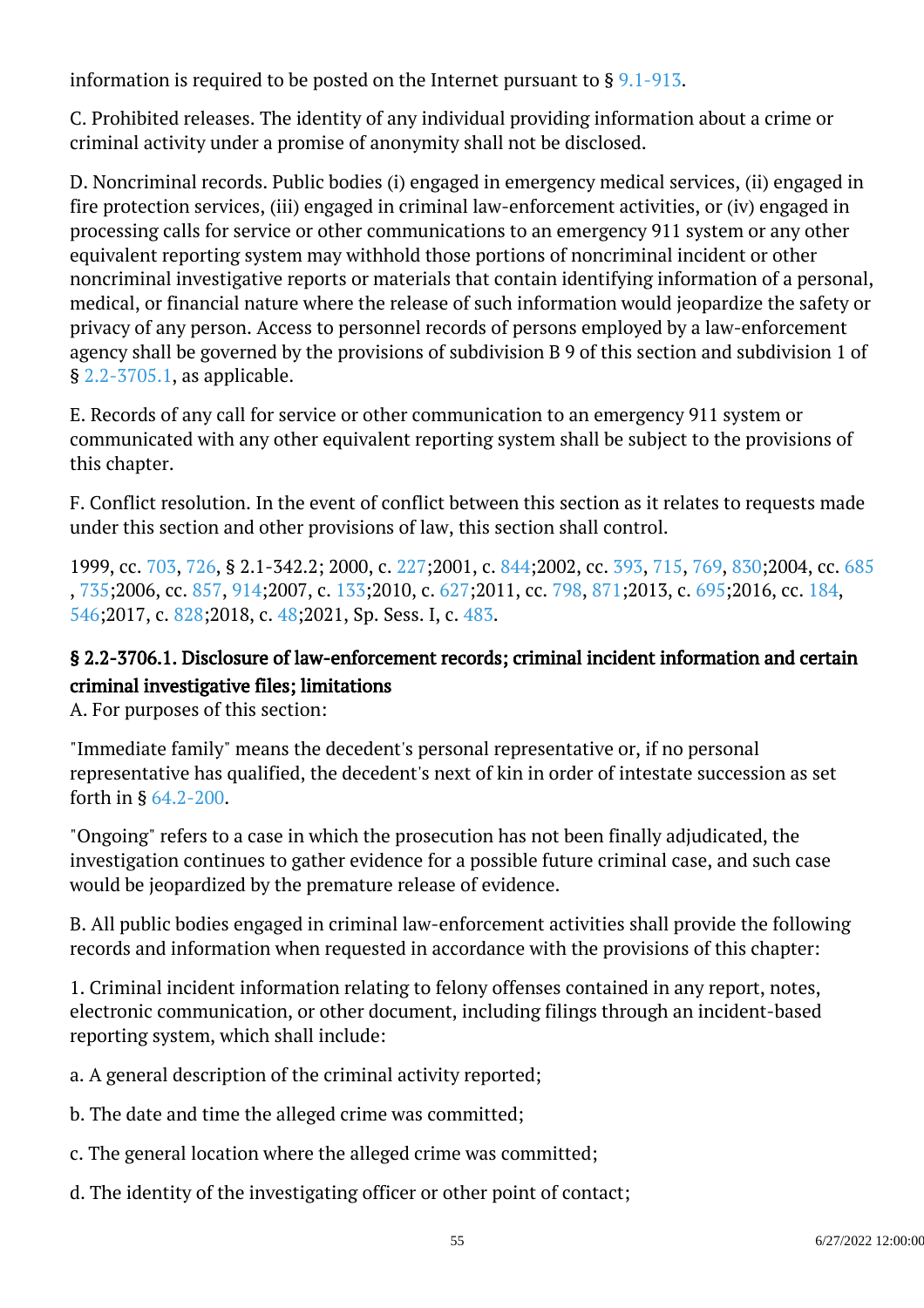information is required to be posted on the Internet pursuant to § 9.1-913.

C. Prohibited releases. The identity of any individual providing information about a crime or criminal activity under a promise of anonymity shall not be disclosed.

D. Noncriminal records. Public bodies (i) engaged in emergency medical services, (ii) engaged in fire protection services, (iii) engaged in criminal law-enforcement activities, or (iv) engaged in processing calls for service or other communications to an emergency 911 system or any other equivalent reporting system may withhold those portions of noncriminal incident or other noncriminal investigative reports or materials that contain identifying information of a personal, medical, or financial nature where the release of such information would jeopardize the safety or privacy of any person. Access to personnel records of persons employed by a law-enforcement agency shall be governed by the provisions of subdivision B 9 of this section and subdivision 1 of § 2.2-3705.1, as applicable.

E. Records of any call for service or other communication to an emergency 911 system or communicated with any other equivalent reporting system shall be subject to the provisions of this chapter.

F. Conflict resolution. In the event of conflict between this section as it relates to requests made under this section and other provisions of law, this section shall control.

1999, cc. 703, 726, § 2.1-342.2; 2000, c. 227;2001, c. 844;2002, cc. 393, 715, 769, 830;2004, cc. 685, 735;2006, cc. 857, 914;2007, c. 133;2010, c. 627;2011, cc. 798, 871;2013, c. 695;2016, cc. 184, 546;2017, c. 828;2018, c. 48;2021, Sp. Sess. I, c. 483.

### § 2.2-3706.1. Disclosure of law-enforcement records; criminal incident information and certain criminal investigative files; limitations

A. For purposes of this section:

"Immediate family" means the decedent's personal representative or, if no personal representative has qualified, the decedent's next of kin in order of intestate succession as set forth in § 64.2-200.

"Ongoing" refers to a case in which the prosecution has not been finally adjudicated, the investigation continues to gather evidence for a possible future criminal case, and such case would be jeopardized by the premature release of evidence.

B. All public bodies engaged in criminal law-enforcement activities shall provide the following records and information when requested in accordance with the provisions of this chapter:

1. Criminal incident information relating to felony offenses contained in any report, notes, electronic communication, or other document, including filings through an incident-based reporting system, which shall include:

a. A general description of the criminal activity reported;

b. The date and time the alleged crime was committed;

c. The general location where the alleged crime was committed;

d. The identity of the investigating officer or other point of contact;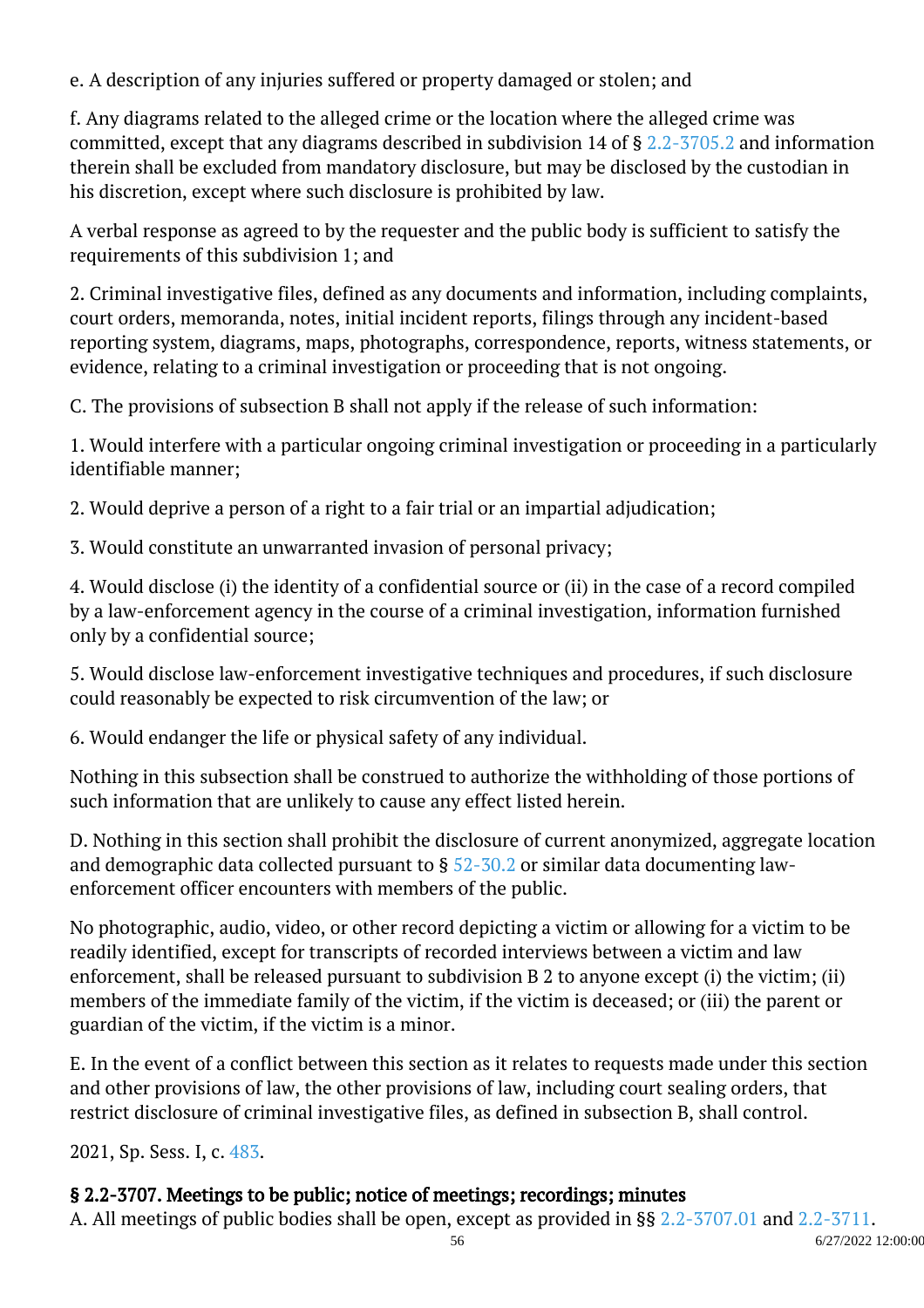e. A description of any injuries suffered or property damaged or stolen; and

f. Any diagrams related to the alleged crime or the location where the alleged crime was committed, except that any diagrams described in subdivision 14 of § 2.2-3705.2 and information therein shall be excluded from mandatory disclosure, but may be disclosed by the custodian in his discretion, except where such disclosure is prohibited by law.

A verbal response as agreed to by the requester and the public body is sufficient to satisfy the requirements of this subdivision 1; and

2. Criminal investigative files, defined as any documents and information, including complaints, court orders, memoranda, notes, initial incident reports, filings through any incident-based reporting system, diagrams, maps, photographs, correspondence, reports, witness statements, or evidence, relating to a criminal investigation or proceeding that is not ongoing.

C. The provisions of subsection B shall not apply if the release of such information:

1. Would interfere with a particular ongoing criminal investigation or proceeding in a particularly identifiable manner;

2. Would deprive a person of a right to a fair trial or an impartial adjudication;

3. Would constitute an unwarranted invasion of personal privacy;

4. Would disclose (i) the identity of a confidential source or (ii) in the case of a record compiled by a law-enforcement agency in the course of a criminal investigation, information furnished only by a confidential source;

5. Would disclose law-enforcement investigative techniques and procedures, if such disclosure could reasonably be expected to risk circumvention of the law; or

6. Would endanger the life or physical safety of any individual.

Nothing in this subsection shall be construed to authorize the withholding of those portions of such information that are unlikely to cause any effect listed herein.

D. Nothing in this section shall prohibit the disclosure of current anonymized, aggregate location and demographic data collected pursuant to § 52-30.2 or similar data documenting law-enforcement officer encounters with members of the public.

No photographic, audio, video, or other record depicting a victim or allowing for a victim to be readily identified, except for transcripts of recorded interviews between a victim and law enforcement, shall be released pursuant to subdivision B 2 to anyone except (i) the victim; (ii) members of the immediate family of the victim, if the victim is deceased; or (iii) the parent or guardian of the victim, if the victim is a minor.

E. In the event of a conflict between this section as it relates to requests made under this section and other provisions of law, the other provisions of law, including court sealing orders, that restrict disclosure of criminal investigative files, as defined in subsection B, shall control.

2021, Sp. Sess. I, c. 483.

### § 2.2-3707. Meetings to be public; notice of meetings; recordings; minutes

A. All meetings of public bodies shall be open, except as provided in §§ 2.2-3707.01 and 2.2-3711.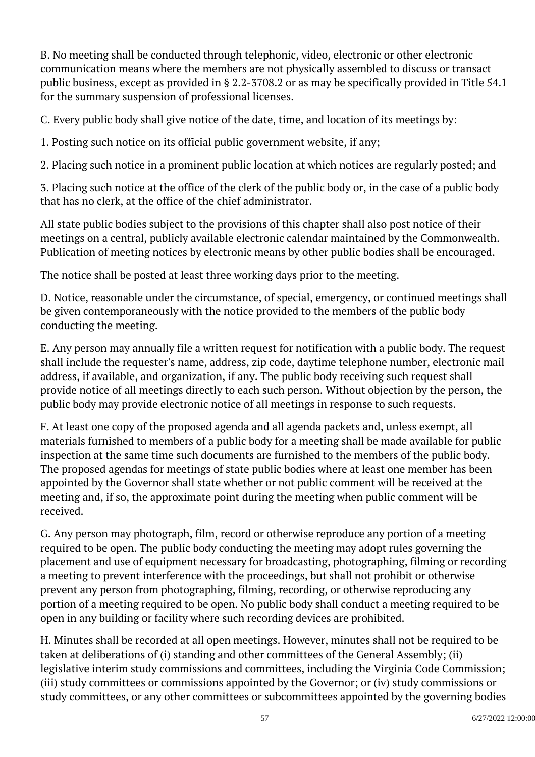B. No meeting shall be conducted through telephonic, video, electronic or other electronic communication means where the members are not physically assembled to discuss or transact public business, except as provided in § 2.2-3708.2 or as may be specifically provided in Title 54.1 for the summary suspension of professional licenses.

C. Every public body shall give notice of the date, time, and location of its meetings by:

1. Posting such notice on its official public government website, if any;

2. Placing such notice in a prominent public location at which notices are regularly posted; and

3. Placing such notice at the office of the clerk of the public body or, in the case of a public body that has no clerk, at the office of the chief administrator.

All state public bodies subject to the provisions of this chapter shall also post notice of their meetings on a central, publicly available electronic calendar maintained by the Commonwealth. Publication of meeting notices by electronic means by other public bodies shall be encouraged.

The notice shall be posted at least three working days prior to the meeting.

D. Notice, reasonable under the circumstance, of special, emergency, or continued meetings shall be given contemporaneously with the notice provided to the members of the public body conducting the meeting.

E. Any person may annually file a written request for notification with a public body. The request shall include the requester's name, address, zip code, daytime telephone number, electronic mail address, if available, and organization, if any. The public body receiving such request shall provide notice of all meetings directly to each such person. Without objection by the person, the public body may provide electronic notice of all meetings in response to such requests.

F. At least one copy of the proposed agenda and all agenda packets and, unless exempt, all materials furnished to members of a public body for a meeting shall be made available for public inspection at the same time such documents are furnished to the members of the public body. The proposed agendas for meetings of state public bodies where at least one member has been appointed by the Governor shall state whether or not public comment will be received at the meeting and, if so, the approximate point during the meeting when public comment will be received.

G. Any person may photograph, film, record or otherwise reproduce any portion of a meeting required to be open. The public body conducting the meeting may adopt rules governing the placement and use of equipment necessary for broadcasting, photographing, filming or recording a meeting to prevent interference with the proceedings, but shall not prohibit or otherwise prevent any person from photographing, filming, recording, or otherwise reproducing any portion of a meeting required to be open. No public body shall conduct a meeting required to be open in any building or facility where such recording devices are prohibited.

H. Minutes shall be recorded at all open meetings. However, minutes shall not be required to be taken at deliberations of (i) standing and other committees of the General Assembly; (ii) legislative interim study commissions and committees, including the Virginia Code Commission; (iii) study committees or commissions appointed by the Governor; or (iv) study commissions or study committees, or any other committees or subcommittees appointed by the governing bodies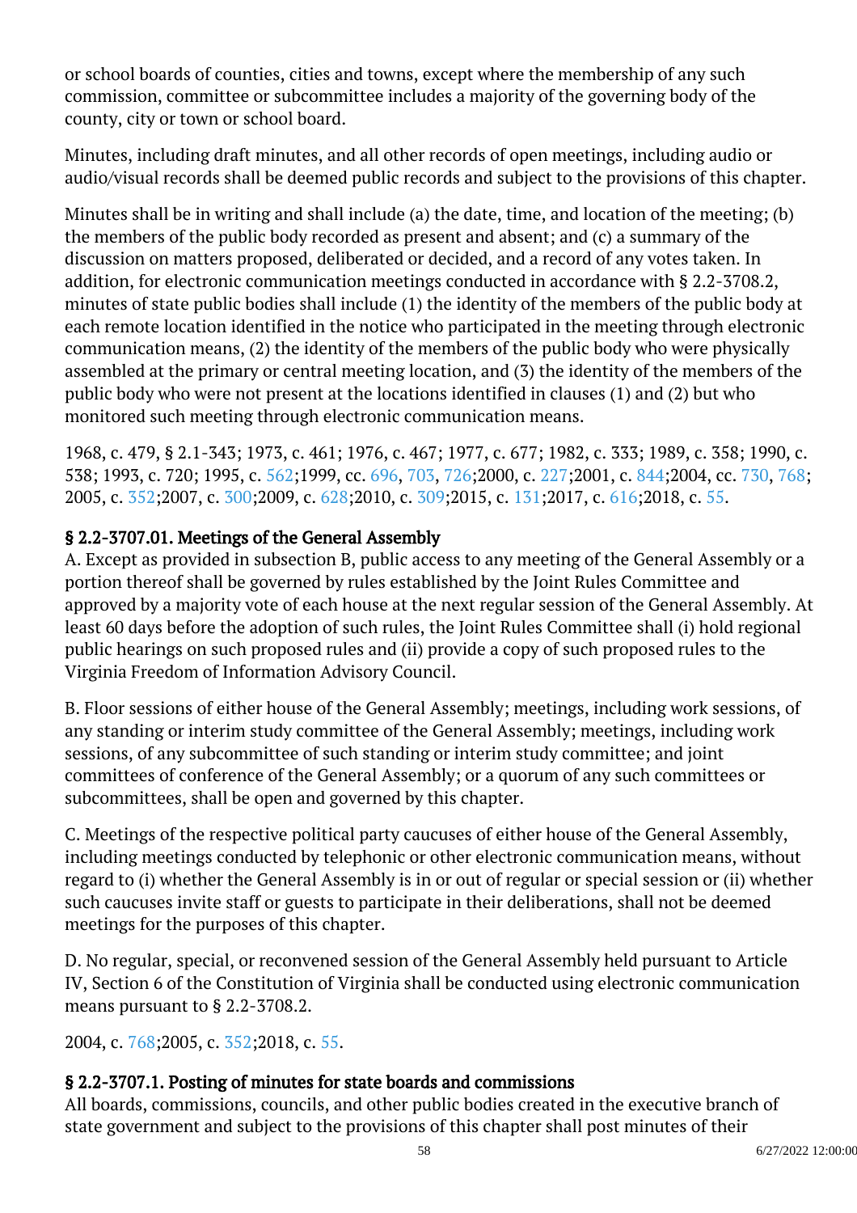or school boards of counties, cities and towns, except where the membership of any such commission, committee or subcommittee includes a majority of the governing body of the county, city or town or school board.

Minutes, including draft minutes, and all other records of open meetings, including audio or audio/visual records shall be deemed public records and subject to the provisions of this chapter.

Minutes shall be in writing and shall include (a) the date, time, and location of the meeting; (b) the members of the public body recorded as present and absent; and (c) a summary of the discussion on matters proposed, deliberated or decided, and a record of any votes taken. In addition, for electronic communication meetings conducted in accordance with § 2.2-3708.2, minutes of state public bodies shall include (1) the identity of the members of the public body at each remote location identified in the notice who participated in the meeting through electronic communication means, (2) the identity of the members of the public body who were physically assembled at the primary or central meeting location, and (3) the identity of the members of the public body who were not present at the locations identified in clauses (1) and (2) but who monitored such meeting through electronic communication means.

1968, c. 479, § 2.1-343; 1973, c. 461; 1976, c. 467; 1977, c. 677; 1982, c. 333; 1989, c. 358; 1990, c. 538; 1993, c. 720; 1995, c. 562;1999, cc. 696, 703, 726;2000, c. 227;2001, c. 844;2004, cc. 730, 768; 2005, c. 352;2007, c. 300;2009, c. 628;2010, c. 309;2015, c. 131;2017, c. 616;2018, c. 55.

### § 2.2-3707.01. Meetings of the General Assembly

A. Except as provided in subsection B, public access to any meeting of the General Assembly or a portion thereof shall be governed by rules established by the Joint Rules Committee and approved by a majority vote of each house at the next regular session of the General Assembly. At least 60 days before the adoption of such rules, the Joint Rules Committee shall (i) hold regional public hearings on such proposed rules and (ii) provide a copy of such proposed rules to the Virginia Freedom of Information Advisory Council.

B. Floor sessions of either house of the General Assembly; meetings, including work sessions, of any standing or interim study committee of the General Assembly; meetings, including work sessions, of any subcommittee of such standing or interim study committee; and joint committees of conference of the General Assembly; or a quorum of any such committees or subcommittees, shall be open and governed by this chapter.

C. Meetings of the respective political party caucuses of either house of the General Assembly, including meetings conducted by telephonic or other electronic communication means, without regard to (i) whether the General Assembly is in or out of regular or special session or (ii) whether such caucuses invite staff or guests to participate in their deliberations, shall not be deemed meetings for the purposes of this chapter.

D. No regular, special, or reconvened session of the General Assembly held pursuant to Article IV, Section 6 of the Constitution of Virginia shall be conducted using electronic communication means pursuant to § 2.2-3708.2.

2004, c. 768;2005, c. 352;2018, c. 55.

### § 2.2-3707.1. Posting of minutes for state boards and commissions

All boards, commissions, councils, and other public bodies created in the executive branch of state government and subject to the provisions of this chapter shall post minutes of their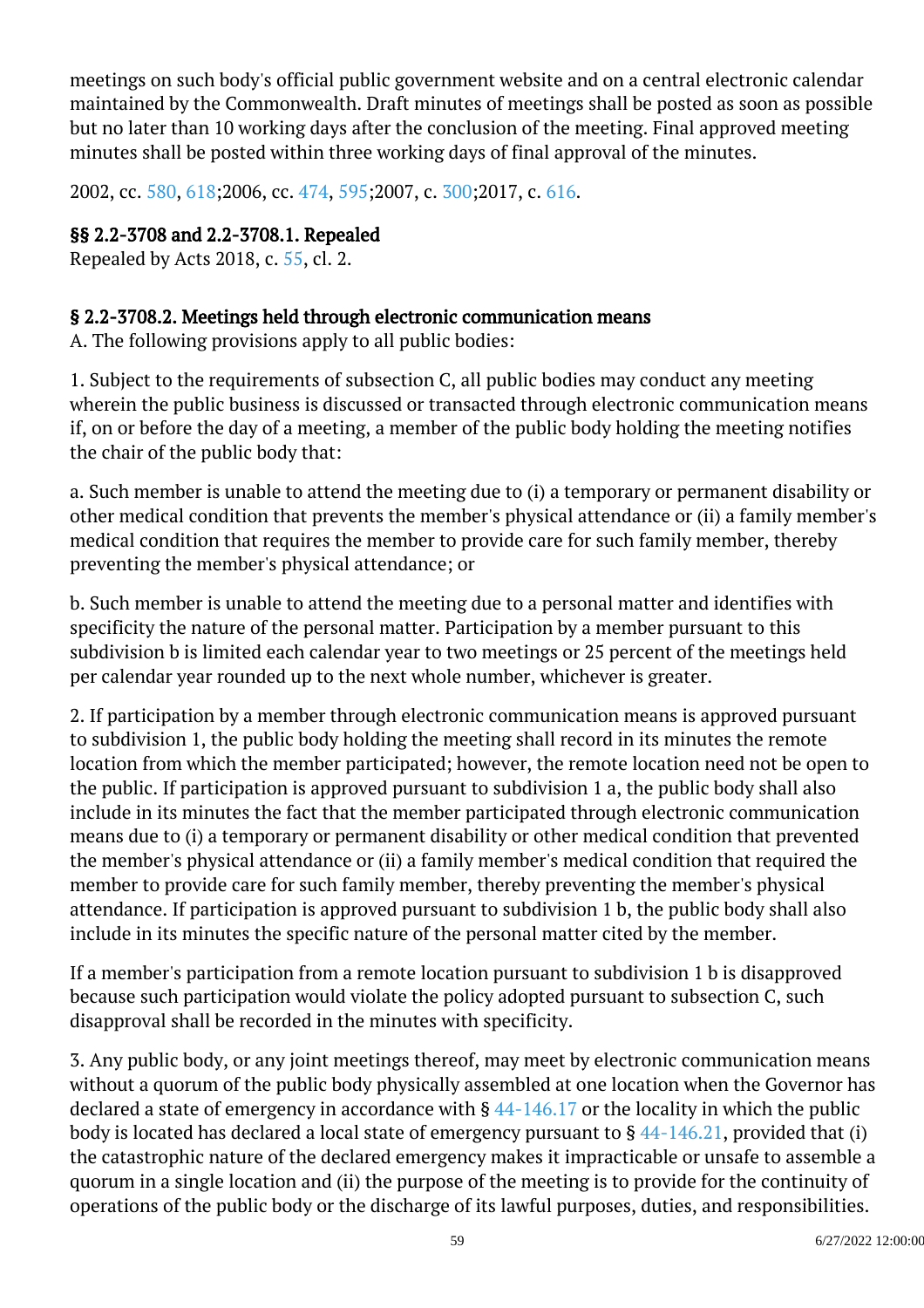meetings on such body's official public government website and on a central electronic calendar maintained by the Commonwealth. Draft minutes of meetings shall be posted as soon as possible but no later than 10 working days after the conclusion of the meeting. Final approved meeting minutes shall be posted within three working days of final approval of the minutes.

2002, cc. 580, 618;2006, cc. 474, 595;2007, c. 300;2017, c. 616.

### §§ 2.2-3708 and 2.2-3708.1. Repealed

Repealed by Acts 2018, c. 55, cl. 2.

### § 2.2-3708.2. Meetings held through electronic communication means

A. The following provisions apply to all public bodies:

1. Subject to the requirements of subsection C, all public bodies may conduct any meeting wherein the public business is discussed or transacted through electronic communication means if, on or before the day of a meeting, a member of the public body holding the meeting notifies the chair of the public body that:

a. Such member is unable to attend the meeting due to (i) a temporary or permanent disability or other medical condition that prevents the member's physical attendance or (ii) a family member's medical condition that requires the member to provide care for such family member, thereby preventing the member's physical attendance; or

b. Such member is unable to attend the meeting due to a personal matter and identifies with specificity the nature of the personal matter. Participation by a member pursuant to this subdivision b is limited each calendar year to two meetings or 25 percent of the meetings held per calendar year rounded up to the next whole number, whichever is greater.

2. If participation by a member through electronic communication means is approved pursuant to subdivision 1, the public body holding the meeting shall record in its minutes the remote location from which the member participated; however, the remote location need not be open to the public. If participation is approved pursuant to subdivision 1 a, the public body shall also include in its minutes the fact that the member participated through electronic communication means due to (i) a temporary or permanent disability or other medical condition that prevented the member's physical attendance or (ii) a family member's medical condition that required the member to provide care for such family member, thereby preventing the member's physical attendance. If participation is approved pursuant to subdivision 1 b, the public body shall also include in its minutes the specific nature of the personal matter cited by the member.

If a member's participation from a remote location pursuant to subdivision 1 b is disapproved because such participation would violate the policy adopted pursuant to subsection C, such disapproval shall be recorded in the minutes with specificity.

3. Any public body, or any joint meetings thereof, may meet by electronic communication means without a quorum of the public body physically assembled at one location when the Governor has declared a state of emergency in accordance with § 44-146.17 or the locality in which the public body is located has declared a local state of emergency pursuant to § 44-146.21, provided that (i) the catastrophic nature of the declared emergency makes it impracticable or unsafe to assemble a quorum in a single location and (ii) the purpose of the meeting is to provide for the continuity of operations of the public body or the discharge of its lawful purposes, duties, and responsibilities.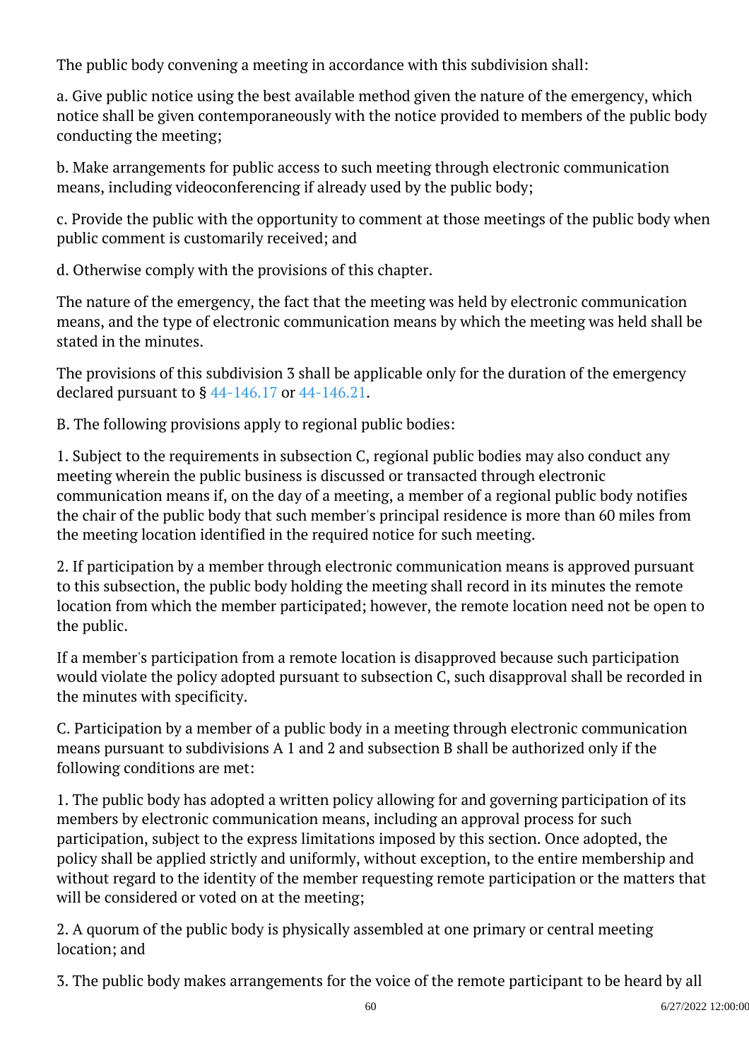The public body convening a meeting in accordance with this subdivision shall:

a. Give public notice using the best available method given the nature of the emergency, which notice shall be given contemporaneously with the notice provided to members of the public body conducting the meeting;

b. Make arrangements for public access to such meeting through electronic communication means, including videoconferencing if already used by the public body;

c. Provide the public with the opportunity to comment at those meetings of the public body when public comment is customarily received; and

d. Otherwise comply with the provisions of this chapter.

The nature of the emergency, the fact that the meeting was held by electronic communication means, and the type of electronic communication means by which the meeting was held shall be stated in the minutes.

The provisions of this subdivision 3 shall be applicable only for the duration of the emergency declared pursuant to § 44-146.17 or 44-146.21.

B. The following provisions apply to regional public bodies:

1. Subject to the requirements in subsection C, regional public bodies may also conduct any meeting wherein the public business is discussed or transacted through electronic communication means if, on the day of a meeting, a member of a regional public body notifies the chair of the public body that such member's principal residence is more than 60 miles from the meeting location identified in the required notice for such meeting.

2. If participation by a member through electronic communication means is approved pursuant to this subsection, the public body holding the meeting shall record in its minutes the remote location from which the member participated; however, the remote location need not be open to the public.

If a member's participation from a remote location is disapproved because such participation would violate the policy adopted pursuant to subsection C, such disapproval shall be recorded in the minutes with specificity.

C. Participation by a member of a public body in a meeting through electronic communication means pursuant to subdivisions A 1 and 2 and subsection B shall be authorized only if the following conditions are met:

1. The public body has adopted a written policy allowing for and governing participation of its members by electronic communication means, including an approval process for such participation, subject to the express limitations imposed by this section. Once adopted, the policy shall be applied strictly and uniformly, without exception, to the entire membership and without regard to the identity of the member requesting remote participation or the matters that will be considered or voted on at the meeting;

2. A quorum of the public body is physically assembled at one primary or central meeting location; and

3. The public body makes arrangements for the voice of the remote participant to be heard by all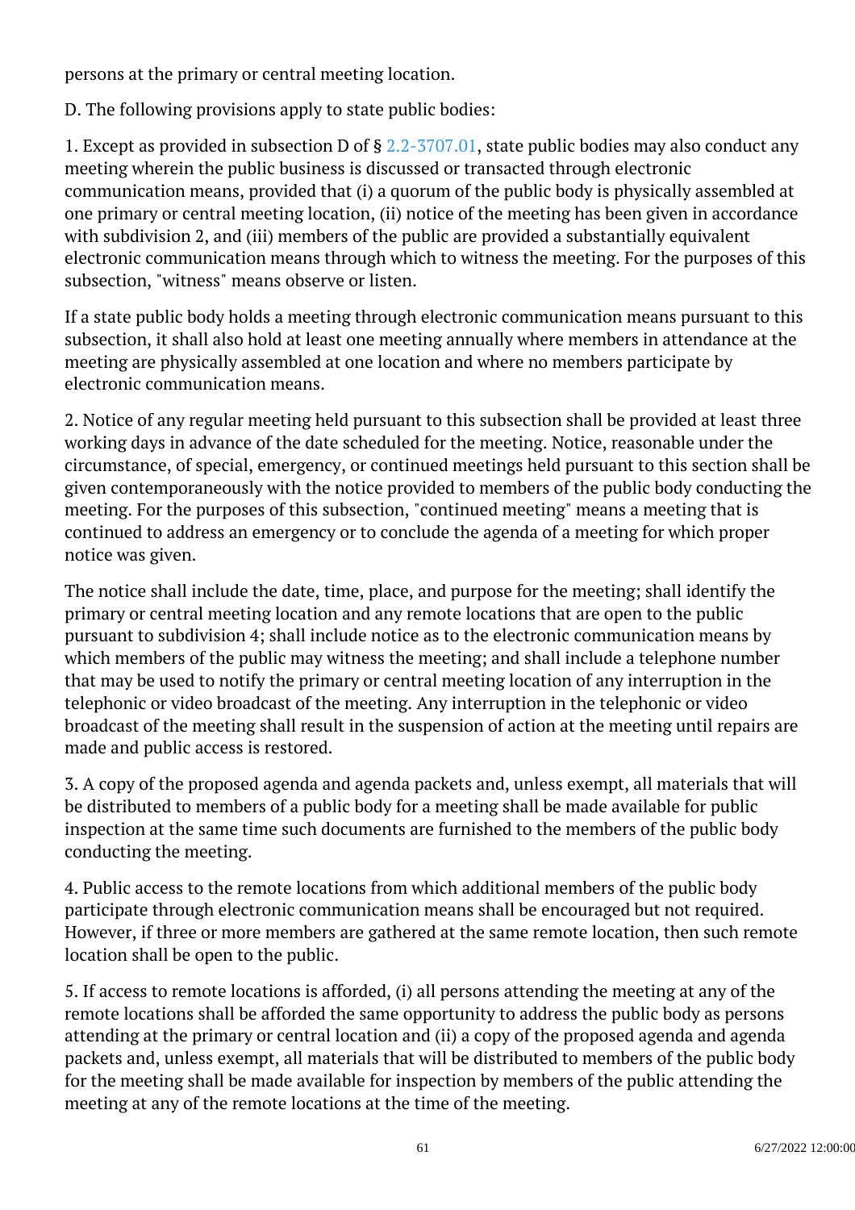persons at the primary or central meeting location.

D. The following provisions apply to state public bodies:

1. Except as provided in subsection D of § 2.2-3707.01, state public bodies may also conduct any meeting wherein the public business is discussed or transacted through electronic communication means, provided that (i) a quorum of the public body is physically assembled at one primary or central meeting location, (ii) notice of the meeting has been given in accordance with subdivision 2, and (iii) members of the public are provided a substantially equivalent electronic communication means through which to witness the meeting. For the purposes of this subsection, "witness" means observe or listen.

If a state public body holds a meeting through electronic communication means pursuant to this subsection, it shall also hold at least one meeting annually where members in attendance at the meeting are physically assembled at one location and where no members participate by electronic communication means.

2. Notice of any regular meeting held pursuant to this subsection shall be provided at least three working days in advance of the date scheduled for the meeting. Notice, reasonable under the circumstance, of special, emergency, or continued meetings held pursuant to this section shall be given contemporaneously with the notice provided to members of the public body conducting the meeting. For the purposes of this subsection, "continued meeting" means a meeting that is continued to address an emergency or to conclude the agenda of a meeting for which proper notice was given.

The notice shall include the date, time, place, and purpose for the meeting; shall identify the primary or central meeting location and any remote locations that are open to the public pursuant to subdivision 4; shall include notice as to the electronic communication means by which members of the public may witness the meeting; and shall include a telephone number that may be used to notify the primary or central meeting location of any interruption in the telephonic or video broadcast of the meeting. Any interruption in the telephonic or video broadcast of the meeting shall result in the suspension of action at the meeting until repairs are made and public access is restored.

3. A copy of the proposed agenda and agenda packets and, unless exempt, all materials that will be distributed to members of a public body for a meeting shall be made available for public inspection at the same time such documents are furnished to the members of the public body conducting the meeting.

4. Public access to the remote locations from which additional members of the public body participate through electronic communication means shall be encouraged but not required. However, if three or more members are gathered at the same remote location, then such remote location shall be open to the public.

5. If access to remote locations is afforded, (i) all persons attending the meeting at any of the remote locations shall be afforded the same opportunity to address the public body as persons attending at the primary or central location and (ii) a copy of the proposed agenda and agenda packets and, unless exempt, all materials that will be distributed to members of the public body for the meeting shall be made available for inspection by members of the public attending the meeting at any of the remote locations at the time of the meeting.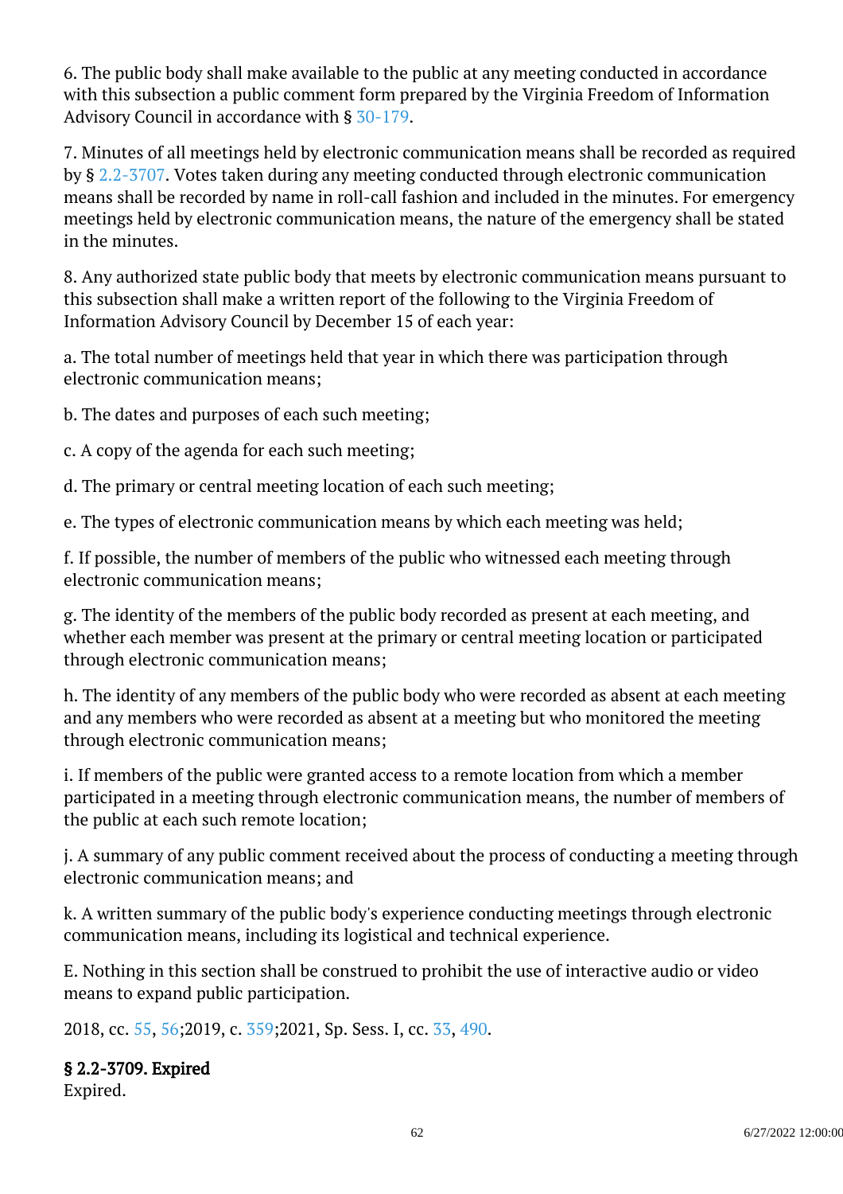6. The public body shall make available to the public at any meeting conducted in accordance with this subsection a public comment form prepared by the Virginia Freedom of Information Advisory Council in accordance with § 30-179.

7. Minutes of all meetings held by electronic communication means shall be recorded as required by § 2.2-3707. Votes taken during any meeting conducted through electronic communication means shall be recorded by name in roll-call fashion and included in the minutes. For emergency meetings held by electronic communication means, the nature of the emergency shall be stated in the minutes.

8. Any authorized state public body that meets by electronic communication means pursuant to this subsection shall make a written report of the following to the Virginia Freedom of Information Advisory Council by December 15 of each year:

a. The total number of meetings held that year in which there was participation through electronic communication means;

b. The dates and purposes of each such meeting;

c. A copy of the agenda for each such meeting;

d. The primary or central meeting location of each such meeting;

e. The types of electronic communication means by which each meeting was held;

f. If possible, the number of members of the public who witnessed each meeting through electronic communication means;

g. The identity of the members of the public body recorded as present at each meeting, and whether each member was present at the primary or central meeting location or participated through electronic communication means;

h. The identity of any members of the public body who were recorded as absent at each meeting and any members who were recorded as absent at a meeting but who monitored the meeting through electronic communication means;

i. If members of the public were granted access to a remote location from which a member participated in a meeting through electronic communication means, the number of members of the public at each such remote location;

j. A summary of any public comment received about the process of conducting a meeting through electronic communication means; and

k. A written summary of the public body's experience conducting meetings through electronic communication means, including its logistical and technical experience.

E. Nothing in this section shall be construed to prohibit the use of interactive audio or video means to expand public participation.

2018, cc. 55, 56;2019, c. 359;2021, Sp. Sess. I, cc. 33, 490.

**§ 2.2-3709. Expired**

Expired.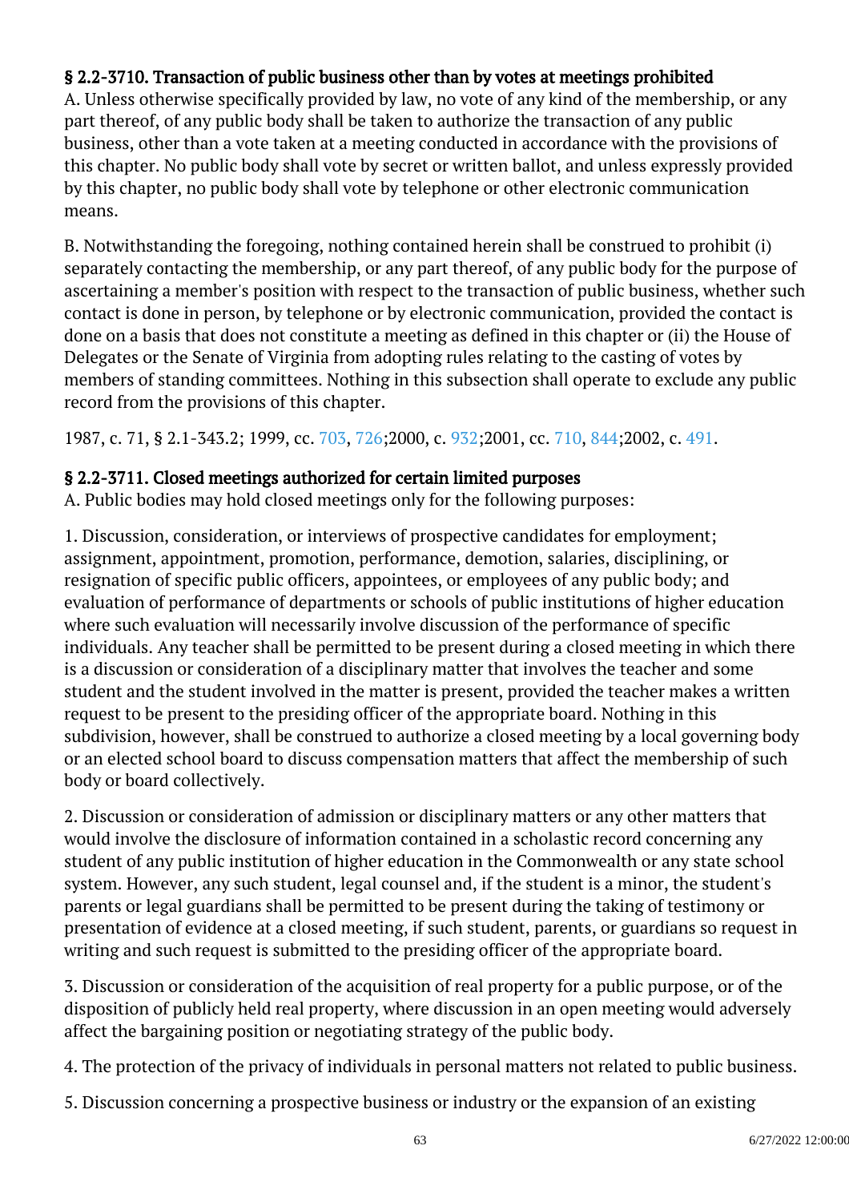### § 2.2-3710. Transaction of public business other than by votes at meetings prohibited

A. Unless otherwise specifically provided by law, no vote of any kind of the membership, or any part thereof, of any public body shall be taken to authorize the transaction of any public business, other than a vote taken at a meeting conducted in accordance with the provisions of this chapter. No public body shall vote by secret or written ballot, and unless expressly provided by this chapter, no public body shall vote by telephone or other electronic communication means.

B. Notwithstanding the foregoing, nothing contained herein shall be construed to prohibit (i) separately contacting the membership, or any part thereof, of any public body for the purpose of ascertaining a member's position with respect to the transaction of public business, whether such contact is done in person, by telephone or by electronic communication, provided the contact is done on a basis that does not constitute a meeting as defined in this chapter or (ii) the House of Delegates or the Senate of Virginia from adopting rules relating to the casting of votes by members of standing committees. Nothing in this subsection shall operate to exclude any public record from the provisions of this chapter.

1987, c. 71, § 2.1-343.2; 1999, cc. 703, 726;2000, c. 932;2001, cc. 710, 844;2002, c. 491.

### § 2.2-3711. Closed meetings authorized for certain limited purposes

A. Public bodies may hold closed meetings only for the following purposes:

1. Discussion, consideration, or interviews of prospective candidates for employment; assignment, appointment, promotion, performance, demotion, salaries, disciplining, or resignation of specific public officers, appointees, or employees of any public body; and evaluation of performance of departments or schools of public institutions of higher education where such evaluation will necessarily involve discussion of the performance of specific individuals. Any teacher shall be permitted to be present during a closed meeting in which there is a discussion or consideration of a disciplinary matter that involves the teacher and some student and the student involved in the matter is present, provided the teacher makes a written request to be present to the presiding officer of the appropriate board. Nothing in this subdivision, however, shall be construed to authorize a closed meeting by a local governing body or an elected school board to discuss compensation matters that affect the membership of such body or board collectively.

2. Discussion or consideration of admission or disciplinary matters or any other matters that would involve the disclosure of information contained in a scholastic record concerning any student of any public institution of higher education in the Commonwealth or any state school system. However, any such student, legal counsel and, if the student is a minor, the student's parents or legal guardians shall be permitted to be present during the taking of testimony or presentation of evidence at a closed meeting, if such student, parents, or guardians so request in writing and such request is submitted to the presiding officer of the appropriate board.

3. Discussion or consideration of the acquisition of real property for a public purpose, or of the disposition of publicly held real property, where discussion in an open meeting would adversely affect the bargaining position or negotiating strategy of the public body.

4. The protection of the privacy of individuals in personal matters not related to public business.

5. Discussion concerning a prospective business or industry or the expansion of an existing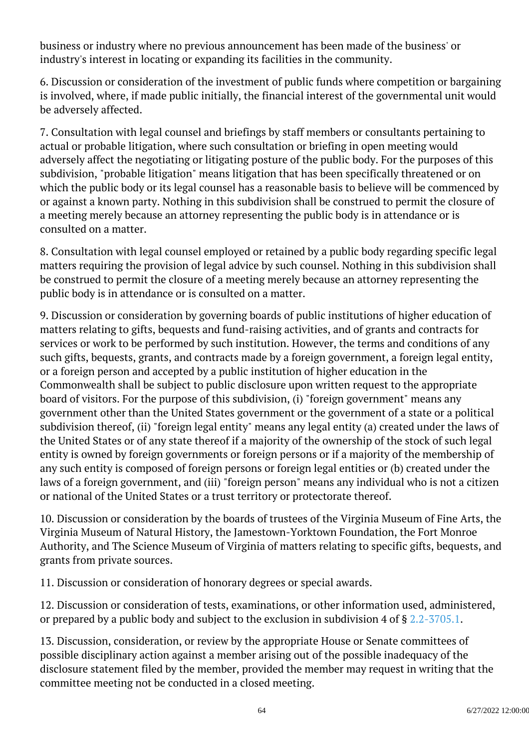business or industry where no previous announcement has been made of the business' or industry's interest in locating or expanding its facilities in the community.

6. Discussion or consideration of the investment of public funds where competition or bargaining is involved, where, if made public initially, the financial interest of the governmental unit would be adversely affected.

7. Consultation with legal counsel and briefings by staff members or consultants pertaining to actual or probable litigation, where such consultation or briefing in open meeting would adversely affect the negotiating or litigating posture of the public body. For the purposes of this subdivision, "probable litigation" means litigation that has been specifically threatened or on which the public body or its legal counsel has a reasonable basis to believe will be commenced by or against a known party. Nothing in this subdivision shall be construed to permit the closure of a meeting merely because an attorney representing the public body is in attendance or is consulted on a matter.

8. Consultation with legal counsel employed or retained by a public body regarding specific legal matters requiring the provision of legal advice by such counsel. Nothing in this subdivision shall be construed to permit the closure of a meeting merely because an attorney representing the public body is in attendance or is consulted on a matter.

9. Discussion or consideration by governing boards of public institutions of higher education of matters relating to gifts, bequests and fund-raising activities, and of grants and contracts for services or work to be performed by such institution. However, the terms and conditions of any such gifts, bequests, grants, and contracts made by a foreign government, a foreign legal entity, or a foreign person and accepted by a public institution of higher education in the Commonwealth shall be subject to public disclosure upon written request to the appropriate board of visitors. For the purpose of this subdivision, (i) "foreign government" means any government other than the United States government or the government of a state or a political subdivision thereof, (ii) "foreign legal entity" means any legal entity (a) created under the laws of the United States or of any state thereof if a majority of the ownership of the stock of such legal entity is owned by foreign governments or foreign persons or if a majority of the membership of any such entity is composed of foreign persons or foreign legal entities or (b) created under the laws of a foreign government, and (iii) "foreign person" means any individual who is not a citizen or national of the United States or a trust territory or protectorate thereof.

10. Discussion or consideration by the boards of trustees of the Virginia Museum of Fine Arts, the Virginia Museum of Natural History, the Jamestown-Yorktown Foundation, the Fort Monroe Authority, and The Science Museum of Virginia of matters relating to specific gifts, bequests, and grants from private sources.

11. Discussion or consideration of honorary degrees or special awards.

12. Discussion or consideration of tests, examinations, or other information used, administered, or prepared by a public body and subject to the exclusion in subdivision 4 of § 2.2-3705.1.

13. Discussion, consideration, or review by the appropriate House or Senate committees of possible disciplinary action against a member arising out of the possible inadequacy of the disclosure statement filed by the member, provided the member may request in writing that the committee meeting not be conducted in a closed meeting.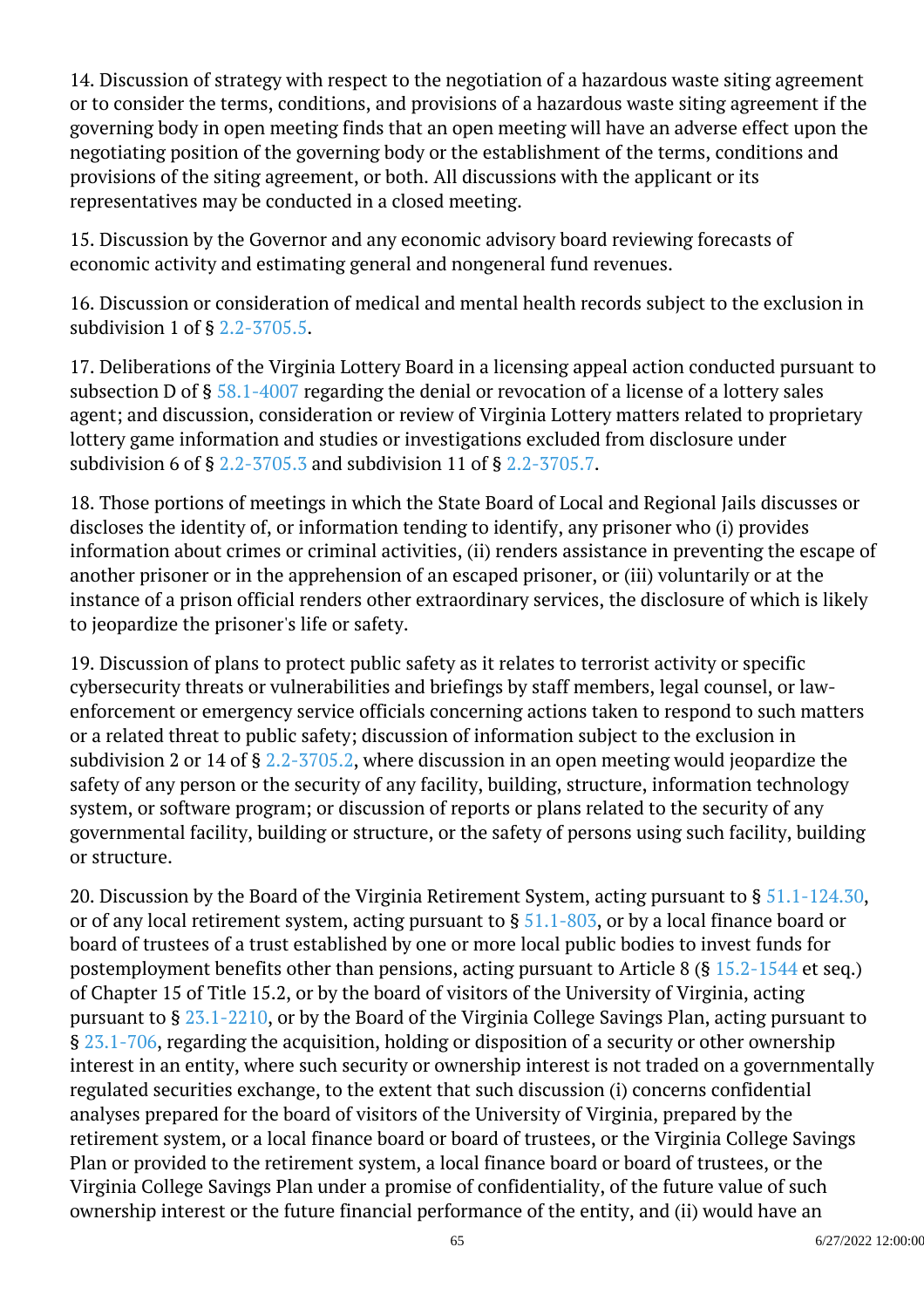14. Discussion of strategy with respect to the negotiation of a hazardous waste siting agreement or to consider the terms, conditions, and provisions of a hazardous waste siting agreement if the governing body in open meeting finds that an open meeting will have an adverse effect upon the negotiating position of the governing body or the establishment of the terms, conditions and provisions of the siting agreement, or both. All discussions with the applicant or its representatives may be conducted in a closed meeting.

15. Discussion by the Governor and any economic advisory board reviewing forecasts of economic activity and estimating general and nongeneral fund revenues.

16. Discussion or consideration of medical and mental health records subject to the exclusion in subdivision 1 of § 2.2-3705.5.

17. Deliberations of the Virginia Lottery Board in a licensing appeal action conducted pursuant to subsection D of § 58.1-4007 regarding the denial or revocation of a license of a lottery sales agent; and discussion, consideration or review of Virginia Lottery matters related to proprietary lottery game information and studies or investigations excluded from disclosure under subdivision 6 of § 2.2-3705.3 and subdivision 11 of § 2.2-3705.7.

18. Those portions of meetings in which the State Board of Local and Regional Jails discusses or discloses the identity of, or information tending to identify, any prisoner who (i) provides information about crimes or criminal activities, (ii) renders assistance in preventing the escape of another prisoner or in the apprehension of an escaped prisoner, or (iii) voluntarily or at the instance of a prison official renders other extraordinary services, the disclosure of which is likely to jeopardize the prisoner's life or safety.

19. Discussion of plans to protect public safety as it relates to terrorist activity or specific cybersecurity threats or vulnerabilities and briefings by staff members, legal counsel, or law-enforcement or emergency service officials concerning actions taken to respond to such matters or a related threat to public safety; discussion of information subject to the exclusion in subdivision 2 or 14 of § 2.2-3705.2, where discussion in an open meeting would jeopardize the safety of any person or the security of any facility, building, structure, information technology system, or software program; or discussion of reports or plans related to the security of any governmental facility, building or structure, or the safety of persons using such facility, building or structure.

20. Discussion by the Board of the Virginia Retirement System, acting pursuant to § 51.1-124.30, or of any local retirement system, acting pursuant to § 51.1-803, or by a local finance board or board of trustees of a trust established by one or more local public bodies to invest funds for postemployment benefits other than pensions, acting pursuant to Article 8 (§ 15.2-1544 et seq.) of Chapter 15 of Title 15.2, or by the board of visitors of the University of Virginia, acting pursuant to § 23.1-2210, or by the Board of the Virginia College Savings Plan, acting pursuant to § 23.1-706, regarding the acquisition, holding or disposition of a security or other ownership interest in an entity, where such security or ownership interest is not traded on a governmentally regulated securities exchange, to the extent that such discussion (i) concerns confidential analyses prepared for the board of visitors of the University of Virginia, prepared by the retirement system, or a local finance board or board of trustees, or the Virginia College Savings Plan or provided to the retirement system, a local finance board or board of trustees, or the Virginia College Savings Plan under a promise of confidentiality, of the future value of such ownership interest or the future financial performance of the entity, and (ii) would have an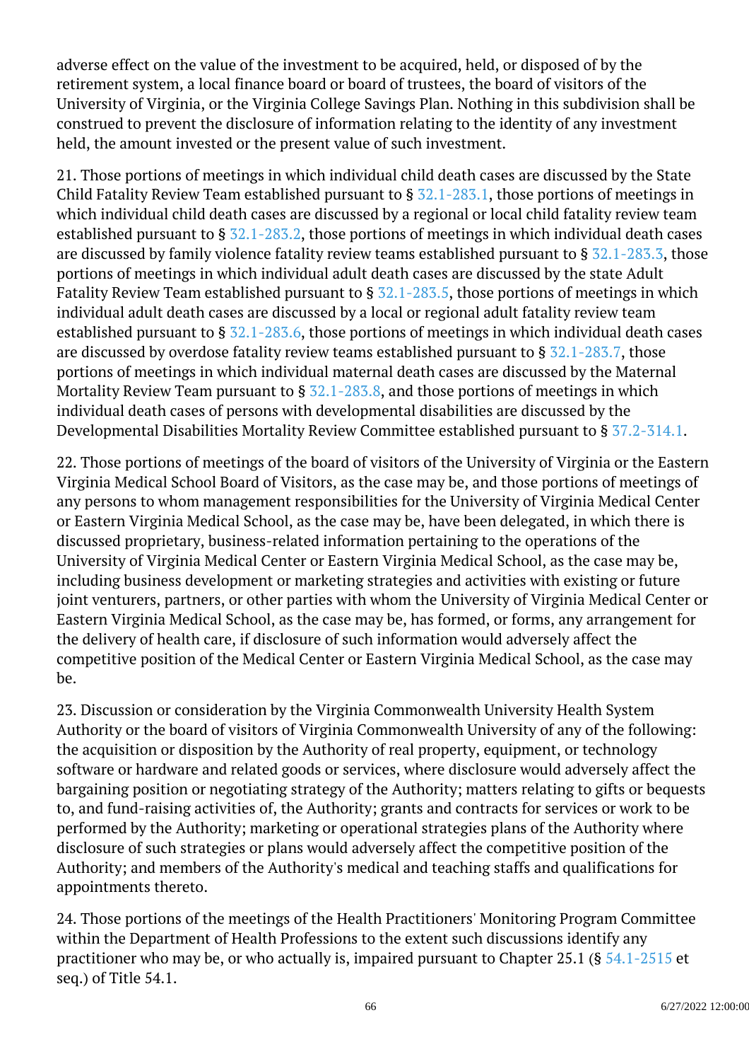adverse effect on the value of the investment to be acquired, held, or disposed of by the retirement system, a local finance board or board of trustees, the board of visitors of the University of Virginia, or the Virginia College Savings Plan. Nothing in this subdivision shall be construed to prevent the disclosure of information relating to the identity of any investment held, the amount invested or the present value of such investment.

21. Those portions of meetings in which individual child death cases are discussed by the State Child Fatality Review Team established pursuant to § 32.1-283.1, those portions of meetings in which individual child death cases are discussed by a regional or local child fatality review team established pursuant to § 32.1-283.2, those portions of meetings in which individual death cases are discussed by family violence fatality review teams established pursuant to § 32.1-283.3, those portions of meetings in which individual adult death cases are discussed by the state Adult Fatality Review Team established pursuant to § 32.1-283.5, those portions of meetings in which individual adult death cases are discussed by a local or regional adult fatality review team established pursuant to § 32.1-283.6, those portions of meetings in which individual death cases are discussed by overdose fatality review teams established pursuant to § 32.1-283.7, those portions of meetings in which individual maternal death cases are discussed by the Maternal Mortality Review Team pursuant to § 32.1-283.8, and those portions of meetings in which individual death cases of persons with developmental disabilities are discussed by the Developmental Disabilities Mortality Review Committee established pursuant to § 37.2-314.1.

22. Those portions of meetings of the board of visitors of the University of Virginia or the Eastern Virginia Medical School Board of Visitors, as the case may be, and those portions of meetings of any persons to whom management responsibilities for the University of Virginia Medical Center or Eastern Virginia Medical School, as the case may be, have been delegated, in which there is discussed proprietary, business-related information pertaining to the operations of the University of Virginia Medical Center or Eastern Virginia Medical School, as the case may be, including business development or marketing strategies and activities with existing or future joint venturers, partners, or other parties with whom the University of Virginia Medical Center or Eastern Virginia Medical School, as the case may be, has formed, or forms, any arrangement for the delivery of health care, if disclosure of such information would adversely affect the competitive position of the Medical Center or Eastern Virginia Medical School, as the case may be.

23. Discussion or consideration by the Virginia Commonwealth University Health System Authority or the board of visitors of Virginia Commonwealth University of any of the following: the acquisition or disposition by the Authority of real property, equipment, or technology software or hardware and related goods or services, where disclosure would adversely affect the bargaining position or negotiating strategy of the Authority; matters relating to gifts or bequests to, and fund-raising activities of, the Authority; grants and contracts for services or work to be performed by the Authority; marketing or operational strategies plans of the Authority where disclosure of such strategies or plans would adversely affect the competitive position of the Authority; and members of the Authority's medical and teaching staffs and qualifications for appointments thereto.

24. Those portions of the meetings of the Health Practitioners' Monitoring Program Committee within the Department of Health Professions to the extent such discussions identify any practitioner who may be, or who actually is, impaired pursuant to Chapter 25.1 (§ 54.1-2515 et seq.) of Title 54.1.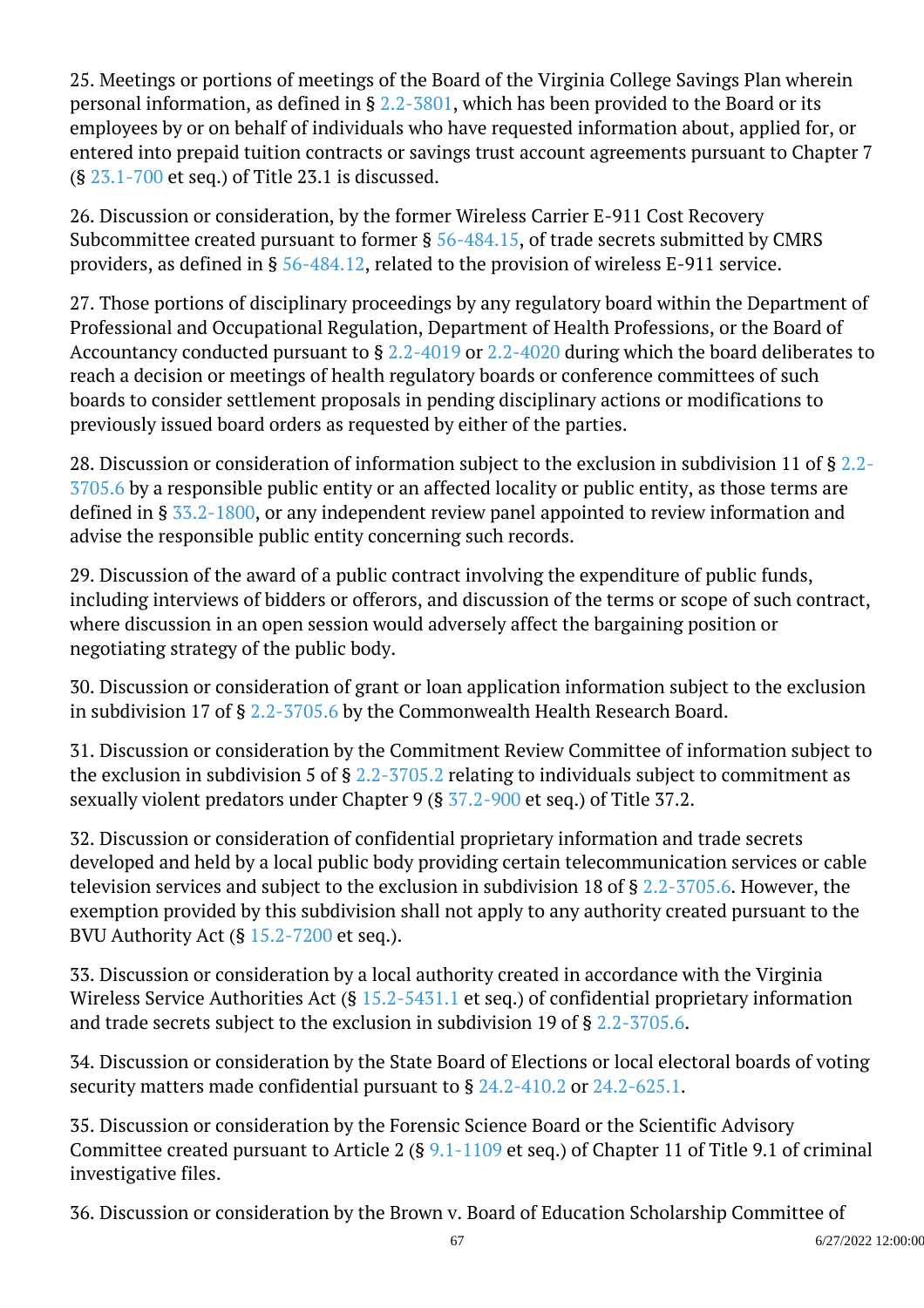25. Meetings or portions of meetings of the Board of the Virginia College Savings Plan wherein personal information, as defined in § 2.2-3801, which has been provided to the Board or its employees by or on behalf of individuals who have requested information about, applied for, or entered into prepaid tuition contracts or savings trust account agreements pursuant to Chapter 7 (§ 23.1-700 et seq.) of Title 23.1 is discussed.

26. Discussion or consideration, by the former Wireless Carrier E-911 Cost Recovery Subcommittee created pursuant to former § 56-484.15, of trade secrets submitted by CMRS providers, as defined in § 56-484.12, related to the provision of wireless E-911 service.

27. Those portions of disciplinary proceedings by any regulatory board within the Department of Professional and Occupational Regulation, Department of Health Professions, or the Board of Accountancy conducted pursuant to § 2.2-4019 or 2.2-4020 during which the board deliberates to reach a decision or meetings of health regulatory boards or conference committees of such boards to consider settlement proposals in pending disciplinary actions or modifications to previously issued board orders as requested by either of the parties.

28. Discussion or consideration of information subject to the exclusion in subdivision 11 of § 2.2-3705.6 by a responsible public entity or an affected locality or public entity, as those terms are defined in § 33.2-1800, or any independent review panel appointed to review information and advise the responsible public entity concerning such records.

29. Discussion of the award of a public contract involving the expenditure of public funds, including interviews of bidders or offerors, and discussion of the terms or scope of such contract, where discussion in an open session would adversely affect the bargaining position or negotiating strategy of the public body.

30. Discussion or consideration of grant or loan application information subject to the exclusion in subdivision 17 of § 2.2-3705.6 by the Commonwealth Health Research Board.

31. Discussion or consideration by the Commitment Review Committee of information subject to the exclusion in subdivision 5 of § 2.2-3705.2 relating to individuals subject to commitment as sexually violent predators under Chapter 9 (§ 37.2-900 et seq.) of Title 37.2.

32. Discussion or consideration of confidential proprietary information and trade secrets developed and held by a local public body providing certain telecommunication services or cable television services and subject to the exclusion in subdivision 18 of § 2.2-3705.6. However, the exemption provided by this subdivision shall not apply to any authority created pursuant to the BVU Authority Act (§ 15.2-7200 et seq.).

33. Discussion or consideration by a local authority created in accordance with the Virginia Wireless Service Authorities Act (§ 15.2-5431.1 et seq.) of confidential proprietary information and trade secrets subject to the exclusion in subdivision 19 of § 2.2-3705.6.

34. Discussion or consideration by the State Board of Elections or local electoral boards of voting security matters made confidential pursuant to § 24.2-410.2 or 24.2-625.1.

35. Discussion or consideration by the Forensic Science Board or the Scientific Advisory Committee created pursuant to Article 2 (§ 9.1-1109 et seq.) of Chapter 11 of Title 9.1 of criminal investigative files.

36. Discussion or consideration by the Brown v. Board of Education Scholarship Committee of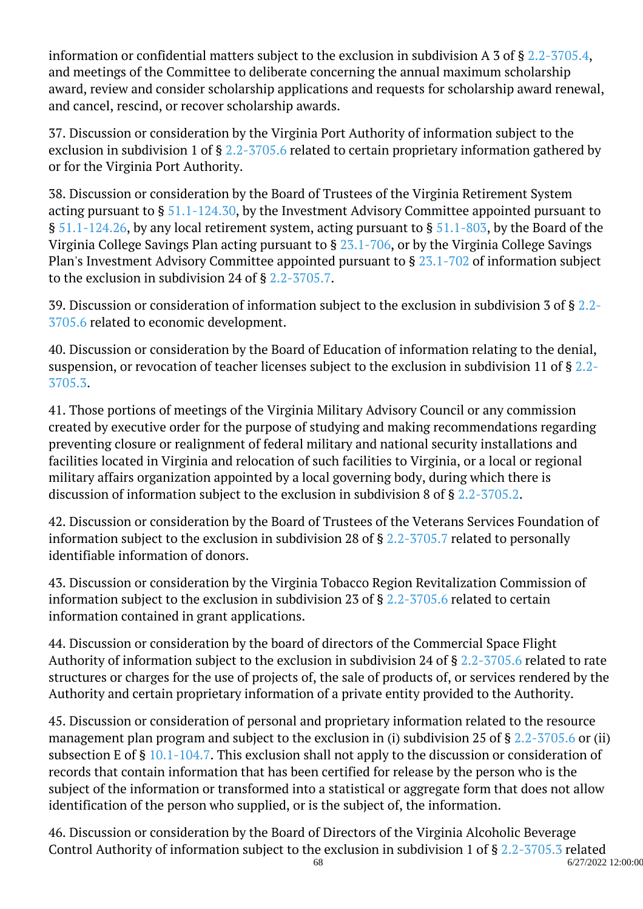information or confidential matters subject to the exclusion in subdivision A 3 of § 2.2-3705.4, and meetings of the Committee to deliberate concerning the annual maximum scholarship award, review and consider scholarship applications and requests for scholarship award renewal, and cancel, rescind, or recover scholarship awards.

37. Discussion or consideration by the Virginia Port Authority of information subject to the exclusion in subdivision 1 of § 2.2-3705.6 related to certain proprietary information gathered by or for the Virginia Port Authority.

38. Discussion or consideration by the Board of Trustees of the Virginia Retirement System acting pursuant to § 51.1-124.30, by the Investment Advisory Committee appointed pursuant to § 51.1-124.26, by any local retirement system, acting pursuant to § 51.1-803, by the Board of the Virginia College Savings Plan acting pursuant to § 23.1-706, or by the Virginia College Savings Plan's Investment Advisory Committee appointed pursuant to § 23.1-702 of information subject to the exclusion in subdivision 24 of § 2.2-3705.7.

39. Discussion or consideration of information subject to the exclusion in subdivision 3 of § 2.2-3705.6 related to economic development.

40. Discussion or consideration by the Board of Education of information relating to the denial, suspension, or revocation of teacher licenses subject to the exclusion in subdivision 11 of § 2.2-3705.3.

41. Those portions of meetings of the Virginia Military Advisory Council or any commission created by executive order for the purpose of studying and making recommendations regarding preventing closure or realignment of federal military and national security installations and facilities located in Virginia and relocation of such facilities to Virginia, or a local or regional military affairs organization appointed by a local governing body, during which there is discussion of information subject to the exclusion in subdivision 8 of § 2.2-3705.2.

42. Discussion or consideration by the Board of Trustees of the Veterans Services Foundation of information subject to the exclusion in subdivision 28 of § 2.2-3705.7 related to personally identifiable information of donors.

43. Discussion or consideration by the Virginia Tobacco Region Revitalization Commission of information subject to the exclusion in subdivision 23 of § 2.2-3705.6 related to certain information contained in grant applications.

44. Discussion or consideration by the board of directors of the Commercial Space Flight Authority of information subject to the exclusion in subdivision 24 of § 2.2-3705.6 related to rate structures or charges for the use of projects of, the sale of products of, or services rendered by the Authority and certain proprietary information of a private entity provided to the Authority.

45. Discussion or consideration of personal and proprietary information related to the resource management plan program and subject to the exclusion in (i) subdivision 25 of § 2.2-3705.6 or (ii) subsection E of § 10.1-104.7. This exclusion shall not apply to the discussion or consideration of records that contain information that has been certified for release by the person who is the subject of the information or transformed into a statistical or aggregate form that does not allow identification of the person who supplied, or is the subject of, the information.

46. Discussion or consideration by the Board of Directors of the Virginia Alcoholic Beverage Control Authority of information subject to the exclusion in subdivision 1 of § 2.2-3705.3 related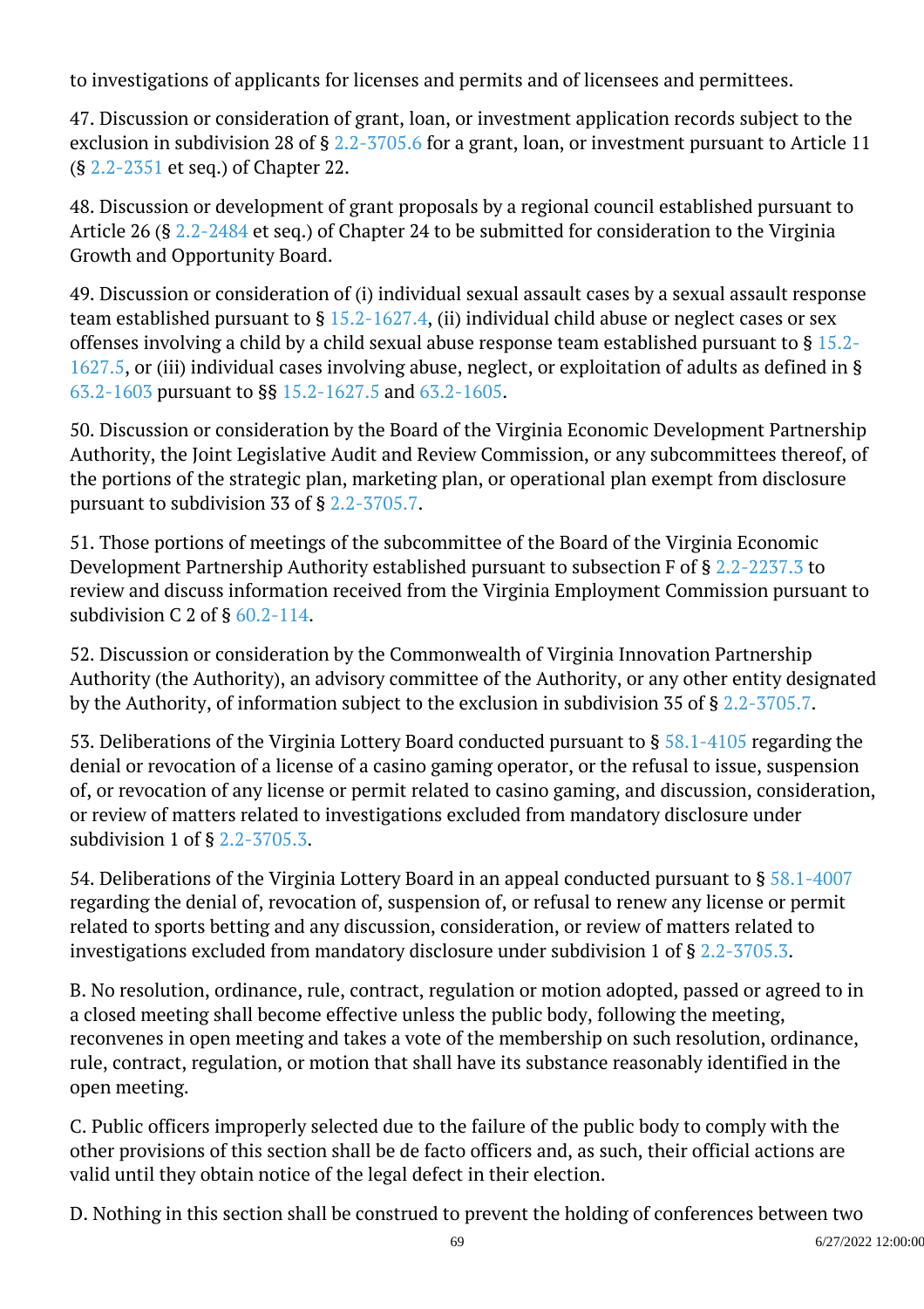to investigations of applicants for licenses and permits and of licensees and permittees.

47. Discussion or consideration of grant, loan, or investment application records subject to the exclusion in subdivision 28 of § 2.2-3705.6 for a grant, loan, or investment pursuant to Article 11 (§ 2.2-2351 et seq.) of Chapter 22.

48. Discussion or development of grant proposals by a regional council established pursuant to Article 26 (§ 2.2-2484 et seq.) of Chapter 24 to be submitted for consideration to the Virginia Growth and Opportunity Board.

49. Discussion or consideration of (i) individual sexual assault cases by a sexual assault response team established pursuant to § 15.2-1627.4, (ii) individual child abuse or neglect cases or sex offenses involving a child by a child sexual abuse response team established pursuant to § 15.2-1627.5, or (iii) individual cases involving abuse, neglect, or exploitation of adults as defined in § 63.2-1603 pursuant to §§ 15.2-1627.5 and 63.2-1605.

50. Discussion or consideration by the Board of the Virginia Economic Development Partnership Authority, the Joint Legislative Audit and Review Commission, or any subcommittees thereof, of the portions of the strategic plan, marketing plan, or operational plan exempt from disclosure pursuant to subdivision 33 of § 2.2-3705.7.

51. Those portions of meetings of the subcommittee of the Board of the Virginia Economic Development Partnership Authority established pursuant to subsection F of § 2.2-2237.3 to review and discuss information received from the Virginia Employment Commission pursuant to subdivision C 2 of § 60.2-114.

52. Discussion or consideration by the Commonwealth of Virginia Innovation Partnership Authority (the Authority), an advisory committee of the Authority, or any other entity designated by the Authority, of information subject to the exclusion in subdivision 35 of § 2.2-3705.7.

53. Deliberations of the Virginia Lottery Board conducted pursuant to § 58.1-4105 regarding the denial or revocation of a license of a casino gaming operator, or the refusal to issue, suspension of, or revocation of any license or permit related to casino gaming, and discussion, consideration, or review of matters related to investigations excluded from mandatory disclosure under subdivision 1 of § 2.2-3705.3.

54. Deliberations of the Virginia Lottery Board in an appeal conducted pursuant to § 58.1-4007 regarding the denial of, revocation of, suspension of, or refusal to renew any license or permit related to sports betting and any discussion, consideration, or review of matters related to investigations excluded from mandatory disclosure under subdivision 1 of § 2.2-3705.3.

B. No resolution, ordinance, rule, contract, regulation or motion adopted, passed or agreed to in a closed meeting shall become effective unless the public body, following the meeting, reconvenes in open meeting and takes a vote of the membership on such resolution, ordinance, rule, contract, regulation, or motion that shall have its substance reasonably identified in the open meeting.

C. Public officers improperly selected due to the failure of the public body to comply with the other provisions of this section shall be de facto officers and, as such, their official actions are valid until they obtain notice of the legal defect in their election.

D. Nothing in this section shall be construed to prevent the holding of conferences between two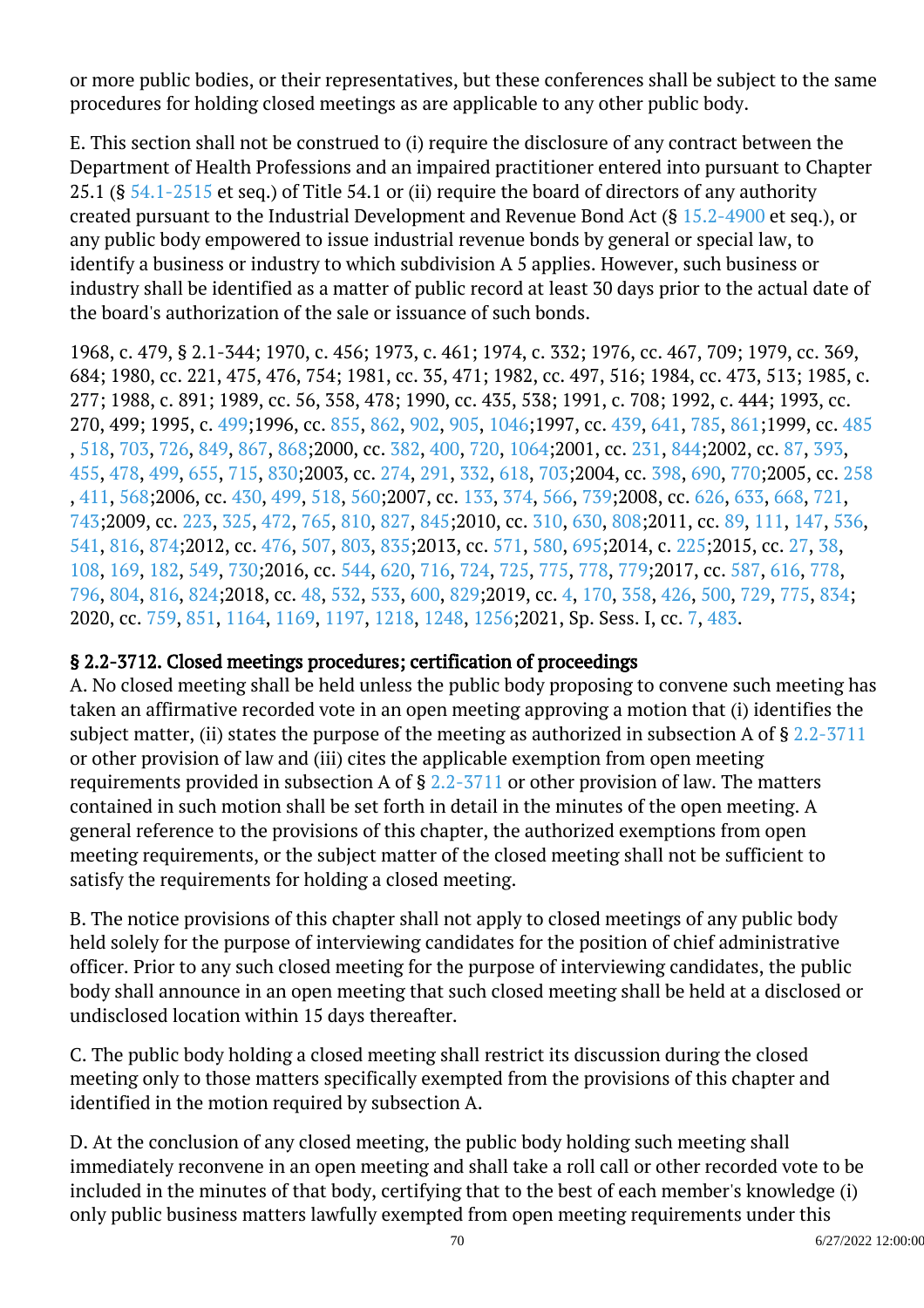or more public bodies, or their representatives, but these conferences shall be subject to the same procedures for holding closed meetings as are applicable to any other public body.

E. This section shall not be construed to (i) require the disclosure of any contract between the Department of Health Professions and an impaired practitioner entered into pursuant to Chapter 25.1 (§ 54.1-2515 et seq.) of Title 54.1 or (ii) require the board of directors of any authority created pursuant to the Industrial Development and Revenue Bond Act (§ 15.2-4900 et seq.), or any public body empowered to issue industrial revenue bonds by general or special law, to identify a business or industry to which subdivision A 5 applies. However, such business or industry shall be identified as a matter of public record at least 30 days prior to the actual date of the board's authorization of the sale or issuance of such bonds.

1968, c. 479, § 2.1-344; 1970, c. 456; 1973, c. 461; 1974, c. 332; 1976, cc. 467, 709; 1979, cc. 369, 684; 1980, cc. 221, 475, 476, 754; 1981, cc. 35, 471; 1982, cc. 497, 516; 1984, cc. 473, 513; 1985, c. 277; 1988, c. 891; 1989, cc. 56, 358, 478; 1990, cc. 435, 538; 1991, c. 708; 1992, c. 444; 1993, cc. 270, 499; 1995, c. 499;1996, cc. 855, 862, 902, 905, 1046;1997, cc. 439, 641, 785, 861;1999, cc. 485, 518, 703, 726, 849, 867, 868;2000, cc. 382, 400, 720, 1064;2001, cc. 231, 844;2002, cc. 87, 393, 455, 478, 499, 655, 715, 830;2003, cc. 274, 291, 332, 618, 703;2004, cc. 398, 690, 770;2005, cc. 258, 411, 568;2006, cc. 430, 499, 518, 560;2007, cc. 133, 374, 566, 739;2008, cc. 626, 633, 668, 721, 743;2009, cc. 223, 325, 472, 765, 810, 827, 845;2010, cc. 310, 630, 808;2011, cc. 89, 111, 147, 536, 541, 816, 874;2012, cc. 476, 507, 803, 835;2013, cc. 571, 580, 695;2014, c. 225;2015, cc. 27, 38, 108, 169, 182, 549, 730;2016, cc. 544, 620, 716, 724, 725, 775, 778, 779;2017, cc. 587, 616, 778, 796, 804, 816, 824;2018, cc. 48, 532, 533, 600, 829;2019, cc. 4, 170, 358, 426, 500, 729, 775, 834; 2020, cc. 759, 851, 1164, 1169, 1197, 1218, 1248, 1256;2021, Sp. Sess. I, cc. 7, 483.

### § 2.2-3712. Closed meetings procedures; certification of proceedings

A. No closed meeting shall be held unless the public body proposing to convene such meeting has taken an affirmative recorded vote in an open meeting approving a motion that (i) identifies the subject matter, (ii) states the purpose of the meeting as authorized in subsection A of § 2.2-3711 or other provision of law and (iii) cites the applicable exemption from open meeting requirements provided in subsection A of § 2.2-3711 or other provision of law. The matters contained in such motion shall be set forth in detail in the minutes of the open meeting. A general reference to the provisions of this chapter, the authorized exemptions from open meeting requirements, or the subject matter of the closed meeting shall not be sufficient to satisfy the requirements for holding a closed meeting.

B. The notice provisions of this chapter shall not apply to closed meetings of any public body held solely for the purpose of interviewing candidates for the position of chief administrative officer. Prior to any such closed meeting for the purpose of interviewing candidates, the public body shall announce in an open meeting that such closed meeting shall be held at a disclosed or undisclosed location within 15 days thereafter.

C. The public body holding a closed meeting shall restrict its discussion during the closed meeting only to those matters specifically exempted from the provisions of this chapter and identified in the motion required by subsection A.

D. At the conclusion of any closed meeting, the public body holding such meeting shall immediately reconvene in an open meeting and shall take a roll call or other recorded vote to be included in the minutes of that body, certifying that to the best of each member's knowledge (i) only public business matters lawfully exempted from open meeting requirements under this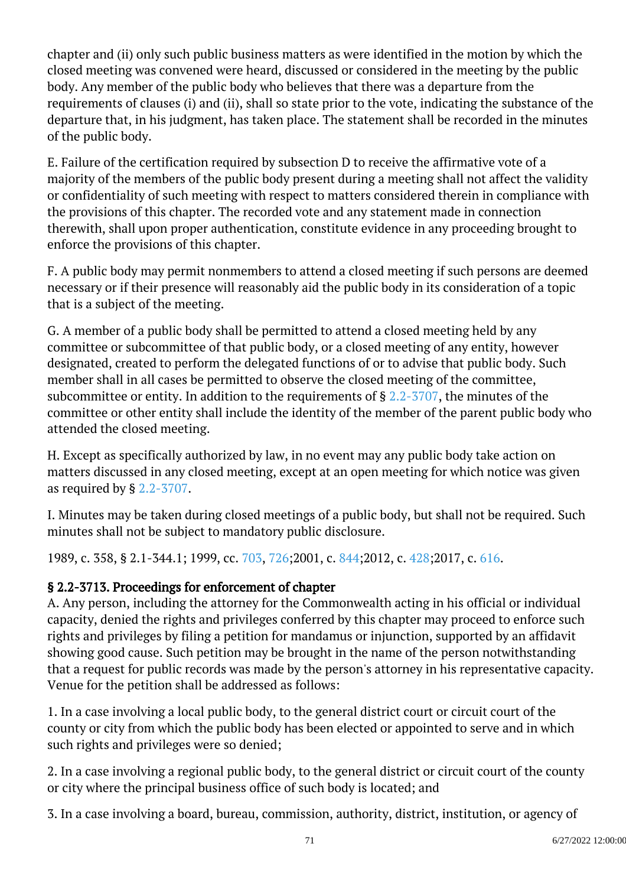chapter and (ii) only such public business matters as were identified in the motion by which the closed meeting was convened were heard, discussed or considered in the meeting by the public body. Any member of the public body who believes that there was a departure from the requirements of clauses (i) and (ii), shall so state prior to the vote, indicating the substance of the departure that, in his judgment, has taken place. The statement shall be recorded in the minutes of the public body.

E. Failure of the certification required by subsection D to receive the affirmative vote of a majority of the members of the public body present during a meeting shall not affect the validity or confidentiality of such meeting with respect to matters considered therein in compliance with the provisions of this chapter. The recorded vote and any statement made in connection therewith, shall upon proper authentication, constitute evidence in any proceeding brought to enforce the provisions of this chapter.

F. A public body may permit nonmembers to attend a closed meeting if such persons are deemed necessary or if their presence will reasonably aid the public body in its consideration of a topic that is a subject of the meeting.

G. A member of a public body shall be permitted to attend a closed meeting held by any committee or subcommittee of that public body, or a closed meeting of any entity, however designated, created to perform the delegated functions of or to advise that public body. Such member shall in all cases be permitted to observe the closed meeting of the committee, subcommittee or entity. In addition to the requirements of § 2.2-3707, the minutes of the committee or other entity shall include the identity of the member of the parent public body who attended the closed meeting.

H. Except as specifically authorized by law, in no event may any public body take action on matters discussed in any closed meeting, except at an open meeting for which notice was given as required by § 2.2-3707.

I. Minutes may be taken during closed meetings of a public body, but shall not be required. Such minutes shall not be subject to mandatory public disclosure.

1989, c. 358, § 2.1-344.1; 1999, cc. 703, 726;2001, c. 844;2012, c. 428;2017, c. 616.

### § 2.2-3713. Proceedings for enforcement of chapter

A. Any person, including the attorney for the Commonwealth acting in his official or individual capacity, denied the rights and privileges conferred by this chapter may proceed to enforce such rights and privileges by filing a petition for mandamus or injunction, supported by an affidavit showing good cause. Such petition may be brought in the name of the person notwithstanding that a request for public records was made by the person's attorney in his representative capacity. Venue for the petition shall be addressed as follows:

1. In a case involving a local public body, to the general district court or circuit court of the county or city from which the public body has been elected or appointed to serve and in which such rights and privileges were so denied;

2. In a case involving a regional public body, to the general district or circuit court of the county or city where the principal business office of such body is located; and

3. In a case involving a board, bureau, commission, authority, district, institution, or agency of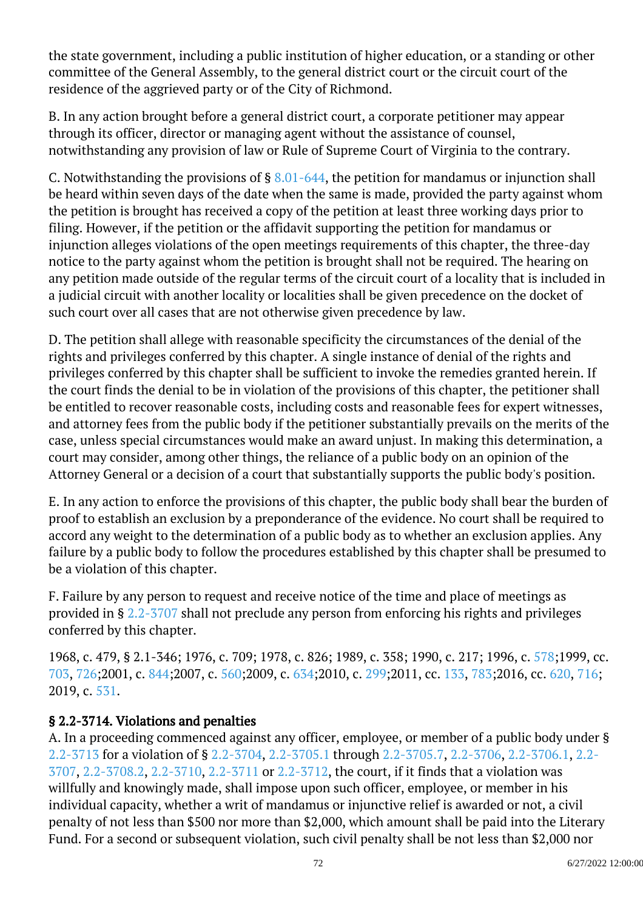the state government, including a public institution of higher education, or a standing or other committee of the General Assembly, to the general district court or the circuit court of the residence of the aggrieved party or of the City of Richmond.

B. In any action brought before a general district court, a corporate petitioner may appear through its officer, director or managing agent without the assistance of counsel, notwithstanding any provision of law or Rule of Supreme Court of Virginia to the contrary.

C. Notwithstanding the provisions of § 8.01-644, the petition for mandamus or injunction shall be heard within seven days of the date when the same is made, provided the party against whom the petition is brought has received a copy of the petition at least three working days prior to filing. However, if the petition or the affidavit supporting the petition for mandamus or injunction alleges violations of the open meetings requirements of this chapter, the three-day notice to the party against whom the petition is brought shall not be required. The hearing on any petition made outside of the regular terms of the circuit court of a locality that is included in a judicial circuit with another locality or localities shall be given precedence on the docket of such court over all cases that are not otherwise given precedence by law.

D. The petition shall allege with reasonable specificity the circumstances of the denial of the rights and privileges conferred by this chapter. A single instance of denial of the rights and privileges conferred by this chapter shall be sufficient to invoke the remedies granted herein. If the court finds the denial to be in violation of the provisions of this chapter, the petitioner shall be entitled to recover reasonable costs, including costs and reasonable fees for expert witnesses, and attorney fees from the public body if the petitioner substantially prevails on the merits of the case, unless special circumstances would make an award unjust. In making this determination, a court may consider, among other things, the reliance of a public body on an opinion of the Attorney General or a decision of a court that substantially supports the public body's position.

E. In any action to enforce the provisions of this chapter, the public body shall bear the burden of proof to establish an exclusion by a preponderance of the evidence. No court shall be required to accord any weight to the determination of a public body as to whether an exclusion applies. Any failure by a public body to follow the procedures established by this chapter shall be presumed to be a violation of this chapter.

F. Failure by any person to request and receive notice of the time and place of meetings as provided in § 2.2-3707 shall not preclude any person from enforcing his rights and privileges conferred by this chapter.

1968, c. 479, § 2.1-346; 1976, c. 709; 1978, c. 826; 1989, c. 358; 1990, c. 217; 1996, c. 578;1999, cc. 703, 726;2001, c. 844;2007, c. 560;2009, c. 634;2010, c. 299;2011, cc. 133, 783;2016, cc. 620, 716; 2019, c. 531.

### § 2.2-3714. Violations and penalties

A. In a proceeding commenced against any officer, employee, or member of a public body under § 2.2-3713 for a violation of § 2.2-3704, 2.2-3705.1 through 2.2-3705.7, 2.2-3706, 2.2-3706.1, 2.2-3707, 2.2-3708.2, 2.2-3710, 2.2-3711 or 2.2-3712, the court, if it finds that a violation was willfully and knowingly made, shall impose upon such officer, employee, or member in his individual capacity, whether a writ of mandamus or injunctive relief is awarded or not, a civil penalty of not less than $500 nor more than $2,000, which amount shall be paid into the Literary Fund. For a second or subsequent violation, such civil penalty shall be not less than $2,000 nor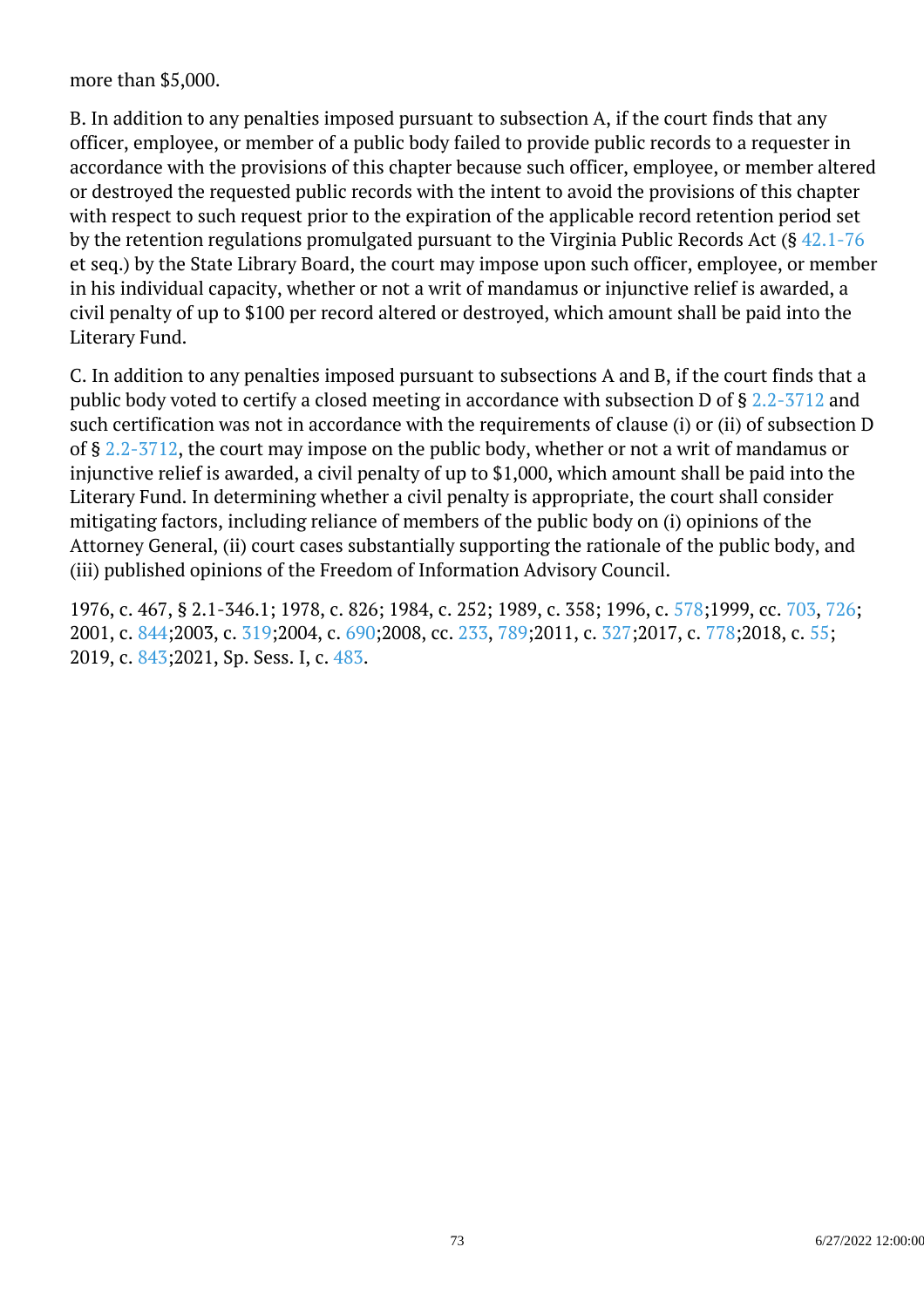more than $5,000.

B. In addition to any penalties imposed pursuant to subsection A, if the court finds that any officer, employee, or member of a public body failed to provide public records to a requester in accordance with the provisions of this chapter because such officer, employee, or member altered or destroyed the requested public records with the intent to avoid the provisions of this chapter with respect to such request prior to the expiration of the applicable record retention period set by the retention regulations promulgated pursuant to the Virginia Public Records Act (§ 42.1-76 et seq.) by the State Library Board, the court may impose upon such officer, employee, or member in his individual capacity, whether or not a writ of mandamus or injunctive relief is awarded, a civil penalty of up to $100 per record altered or destroyed, which amount shall be paid into the Literary Fund.

C. In addition to any penalties imposed pursuant to subsections A and B, if the court finds that a public body voted to certify a closed meeting in accordance with subsection D of § 2.2-3712 and such certification was not in accordance with the requirements of clause (i) or (ii) of subsection D of § 2.2-3712, the court may impose on the public body, whether or not a writ of mandamus or injunctive relief is awarded, a civil penalty of up to $1,000, which amount shall be paid into the Literary Fund. In determining whether a civil penalty is appropriate, the court shall consider mitigating factors, including reliance of members of the public body on (i) opinions of the Attorney General, (ii) court cases substantially supporting the rationale of the public body, and (iii) published opinions of the Freedom of Information Advisory Council.

1976, c. 467, § 2.1-346.1; 1978, c. 826; 1984, c. 252; 1989, c. 358; 1996, c. 578;1999, cc. 703, 726; 2001, c. 844;2003, c. 319;2004, c. 690;2008, cc. 233, 789;2011, c. 327;2017, c. 778;2018, c. 55; 2019, c. 843;2021, Sp. Sess. I, c. 483.